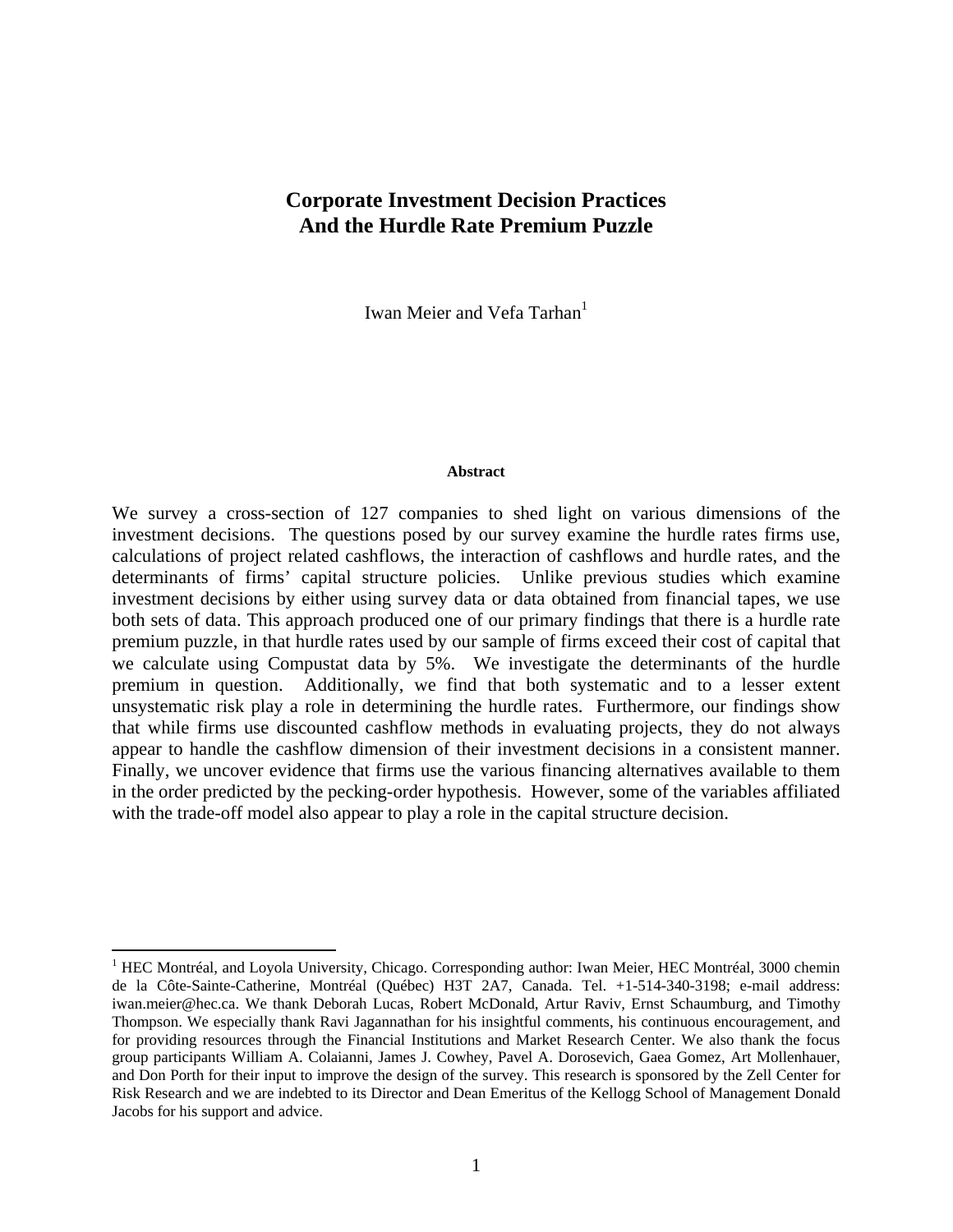# Corporate Investment Decision Practices And the Hurdle Rate Premium Puzzle

Iwan Meier and Vefa Tarhan[1]

### Abstract

We survey a cross-section of 127 companies to shed light on various dimensions of the investment decisions. The questions posed by our survey examine the hurdle rates firms use, calculations of project related cashflows, the interaction of cashflows and hurdle rates, and the determinants of firms' capital structure policies. Unlike previous studies which examine investment decisions by either using survey data or data obtained from financial tapes, we use both sets of data. This approach produced one of our primary findings that there is a hurdle rate premium puzzle, in that hurdle rates used by our sample of firms exceed their cost of capital that we calculate using Compustat data by 5%. We investigate the determinants of the hurdle premium in question. Additionally, we find that both systematic and to a lesser extent unsystematic risk play a role in determining the hurdle rates. Furthermore, our findings show that while firms use discounted cashflow methods in evaluating projects, they do not always appear to handle the cashflow dimension of their investment decisions in a consistent manner. Finally, we uncover evidence that firms use the various financing alternatives available to them in the order predicted by the pecking-order hypothesis. However, some of the variables affiliated with the trade-off model also appear to play a role in the capital structure decision.

[1] HEC Montréal, and Loyola University, Chicago. Corresponding author: Iwan Meier, HEC Montréal, 3000 chemin de la Côte-Sainte-Catherine, Montréal (Québec) H3T 2A7, Canada. Tel. +1-514-340-3198; e-mail address: iwan.meier@hec.ca. We thank Deborah Lucas, Robert McDonald, Artur Raviv, Ernst Schaumburg, and Timothy Thompson. We especially thank Ravi Jagannathan for his insightful comments, his continuous encouragement, and for providing resources through the Financial Institutions and Market Research Center. We also thank the focus group participants William A. Colaianni, James J. Cowhey, Pavel A. Dorosevich, Gaea Gomez, Art Mollenhauer, and Don Porth for their input to improve the design of the survey. This research is sponsored by the Zell Center for Risk Research and we are indebted to its Director and Dean Emeritus of the Kellogg School of Management Donald Jacobs for his support and advice.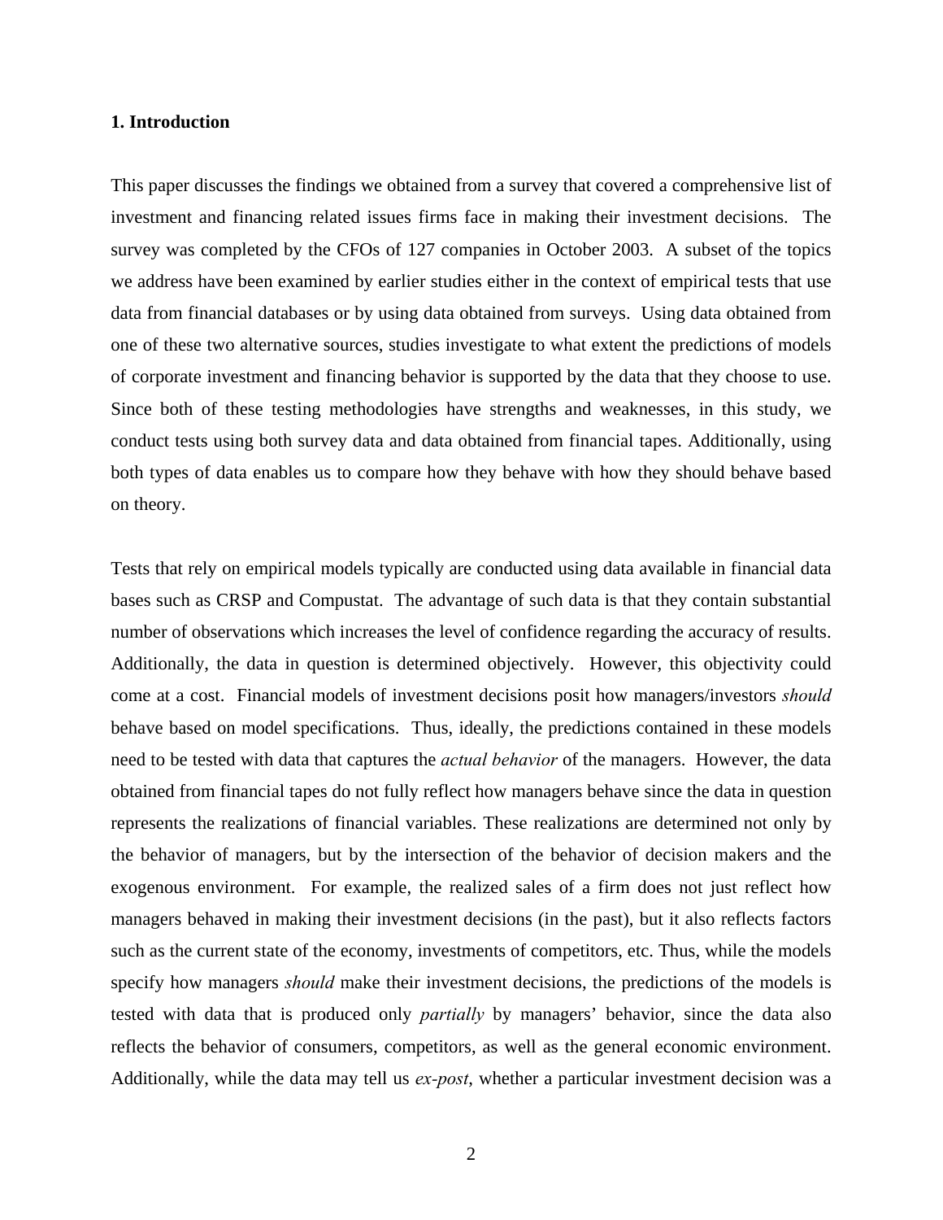## 1. Introduction

This paper discusses the findings we obtained from a survey that covered a comprehensive list of investment and financing related issues firms face in making their investment decisions. The survey was completed by the CFOs of 127 companies in October 2003. A subset of the topics we address have been examined by earlier studies either in the context of empirical tests that use data from financial databases or by using data obtained from surveys. Using data obtained from one of these two alternative sources, studies investigate to what extent the predictions of models of corporate investment and financing behavior is supported by the data that they choose to use. Since both of these testing methodologies have strengths and weaknesses, in this study, we conduct tests using both survey data and data obtained from financial tapes. Additionally, using both types of data enables us to compare how they behave with how they should behave based on theory.

Tests that rely on empirical models typically are conducted using data available in financial data bases such as CRSP and Compustat. The advantage of such data is that they contain substantial number of observations which increases the level of confidence regarding the accuracy of results. Additionally, the data in question is determined objectively. However, this objectivity could come at a cost. Financial models of investment decisions posit how managers/investors *should* behave based on model specifications. Thus, ideally, the predictions contained in these models need to be tested with data that captures the *actual behavior* of the managers. However, the data obtained from financial tapes do not fully reflect how managers behave since the data in question represents the realizations of financial variables. These realizations are determined not only by the behavior of managers, but by the intersection of the behavior of decision makers and the exogenous environment. For example, the realized sales of a firm does not just reflect how managers behaved in making their investment decisions (in the past), but it also reflects factors such as the current state of the economy, investments of competitors, etc. Thus, while the models specify how managers *should* make their investment decisions, the predictions of the models is tested with data that is produced only *partially* by managers' behavior, since the data also reflects the behavior of consumers, competitors, as well as the general economic environment. Additionally, while the data may tell us *ex-post*, whether a particular investment decision was a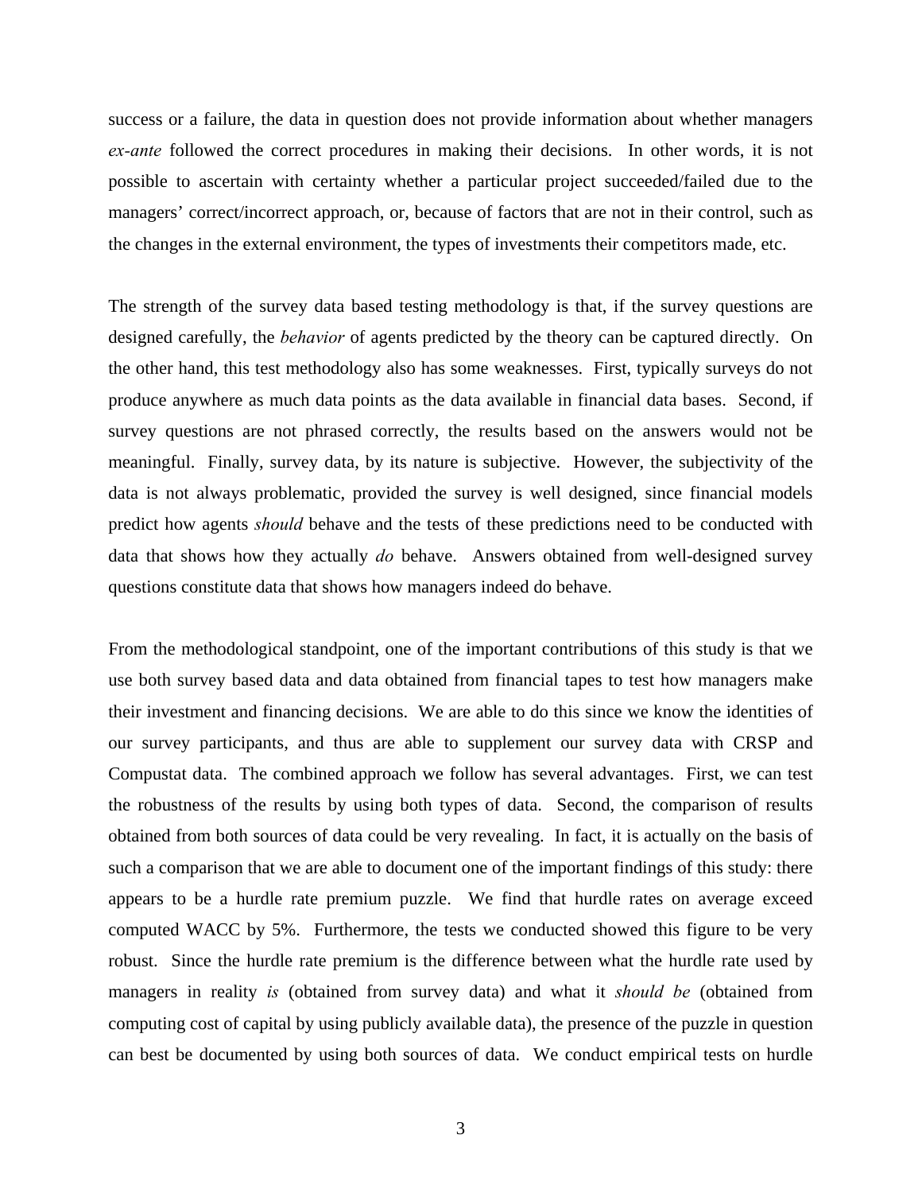success or a failure, the data in question does not provide information about whether managers *ex-ante* followed the correct procedures in making their decisions. In other words, it is not possible to ascertain with certainty whether a particular project succeeded/failed due to the managers' correct/incorrect approach, or, because of factors that are not in their control, such as the changes in the external environment, the types of investments their competitors made, etc.

The strength of the survey data based testing methodology is that, if the survey questions are designed carefully, the *behavior* of agents predicted by the theory can be captured directly. On the other hand, this test methodology also has some weaknesses. First, typically surveys do not produce anywhere as much data points as the data available in financial data bases. Second, if survey questions are not phrased correctly, the results based on the answers would not be meaningful. Finally, survey data, by its nature is subjective. However, the subjectivity of the data is not always problematic, provided the survey is well designed, since financial models predict how agents *should* behave and the tests of these predictions need to be conducted with data that shows how they actually *do* behave. Answers obtained from well-designed survey questions constitute data that shows how managers indeed do behave.

From the methodological standpoint, one of the important contributions of this study is that we use both survey based data and data obtained from financial tapes to test how managers make their investment and financing decisions. We are able to do this since we know the identities of our survey participants, and thus are able to supplement our survey data with CRSP and Compustat data. The combined approach we follow has several advantages. First, we can test the robustness of the results by using both types of data. Second, the comparison of results obtained from both sources of data could be very revealing. In fact, it is actually on the basis of such a comparison that we are able to document one of the important findings of this study: there appears to be a hurdle rate premium puzzle. We find that hurdle rates on average exceed computed WACC by 5%. Furthermore, the tests we conducted showed this figure to be very robust. Since the hurdle rate premium is the difference between what the hurdle rate used by managers in reality *is* (obtained from survey data) and what it *should be* (obtained from computing cost of capital by using publicly available data), the presence of the puzzle in question can best be documented by using both sources of data. We conduct empirical tests on hurdle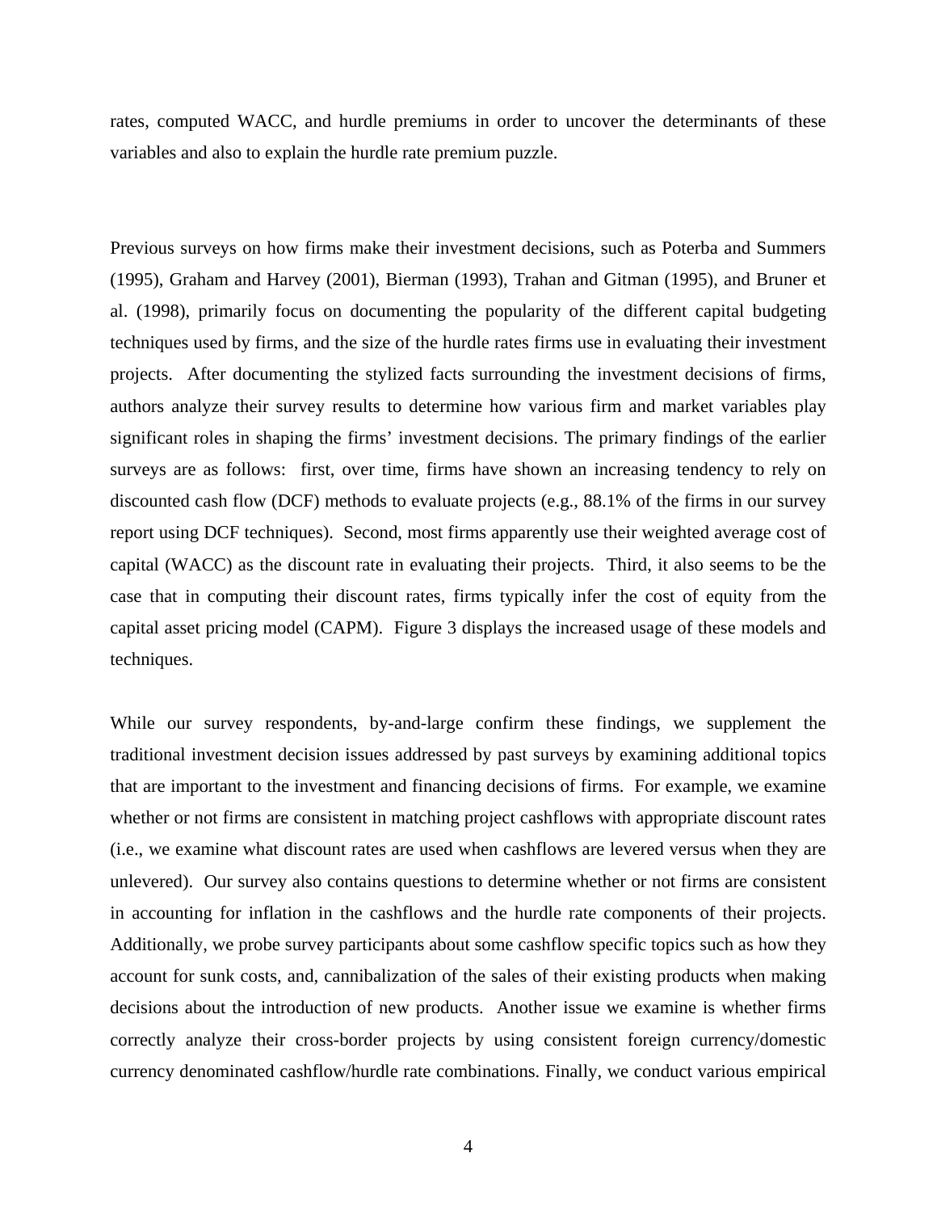rates, computed WACC, and hurdle premiums in order to uncover the determinants of these variables and also to explain the hurdle rate premium puzzle.

Previous surveys on how firms make their investment decisions, such as Poterba and Summers (1995), Graham and Harvey (2001), Bierman (1993), Trahan and Gitman (1995), and Bruner et al. (1998), primarily focus on documenting the popularity of the different capital budgeting techniques used by firms, and the size of the hurdle rates firms use in evaluating their investment projects. After documenting the stylized facts surrounding the investment decisions of firms, authors analyze their survey results to determine how various firm and market variables play significant roles in shaping the firms' investment decisions. The primary findings of the earlier surveys are as follows: first, over time, firms have shown an increasing tendency to rely on discounted cash flow (DCF) methods to evaluate projects (e.g., 88.1% of the firms in our survey report using DCF techniques). Second, most firms apparently use their weighted average cost of capital (WACC) as the discount rate in evaluating their projects. Third, it also seems to be the case that in computing their discount rates, firms typically infer the cost of equity from the capital asset pricing model (CAPM). Figure 3 displays the increased usage of these models and techniques.

While our survey respondents, by-and-large confirm these findings, we supplement the traditional investment decision issues addressed by past surveys by examining additional topics that are important to the investment and financing decisions of firms. For example, we examine whether or not firms are consistent in matching project cashflows with appropriate discount rates (i.e., we examine what discount rates are used when cashflows are levered versus when they are unlevered). Our survey also contains questions to determine whether or not firms are consistent in accounting for inflation in the cashflows and the hurdle rate components of their projects. Additionally, we probe survey participants about some cashflow specific topics such as how they account for sunk costs, and, cannibalization of the sales of their existing products when making decisions about the introduction of new products. Another issue we examine is whether firms correctly analyze their cross-border projects by using consistent foreign currency/domestic currency denominated cashflow/hurdle rate combinations. Finally, we conduct various empirical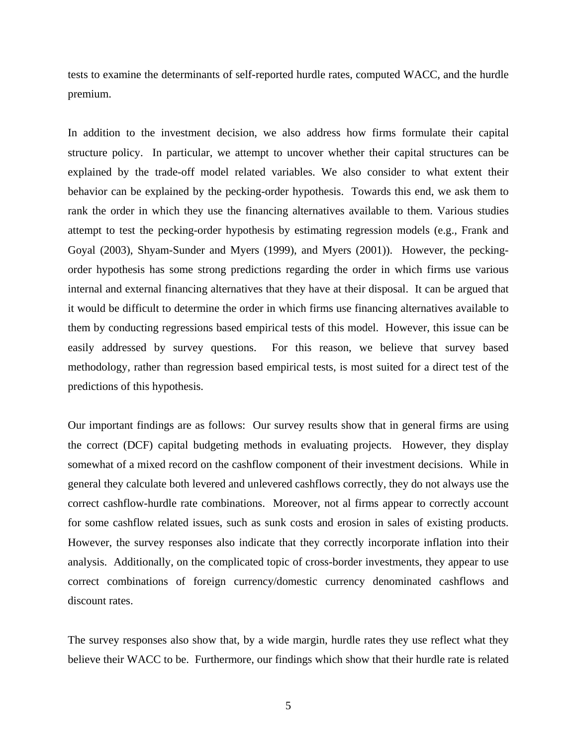tests to examine the determinants of self-reported hurdle rates, computed WACC, and the hurdle premium.

In addition to the investment decision, we also address how firms formulate their capital structure policy. In particular, we attempt to uncover whether their capital structures can be explained by the trade-off model related variables. We also consider to what extent their behavior can be explained by the pecking-order hypothesis. Towards this end, we ask them to rank the order in which they use the financing alternatives available to them. Various studies attempt to test the pecking-order hypothesis by estimating regression models (e.g., Frank and Goyal (2003), Shyam-Sunder and Myers (1999), and Myers (2001)). However, the pecking-order hypothesis has some strong predictions regarding the order in which firms use various internal and external financing alternatives that they have at their disposal. It can be argued that it would be difficult to determine the order in which firms use financing alternatives available to them by conducting regressions based empirical tests of this model. However, this issue can be easily addressed by survey questions. For this reason, we believe that survey based methodology, rather than regression based empirical tests, is most suited for a direct test of the predictions of this hypothesis.

Our important findings are as follows: Our survey results show that in general firms are using the correct (DCF) capital budgeting methods in evaluating projects. However, they display somewhat of a mixed record on the cashflow component of their investment decisions. While in general they calculate both levered and unlevered cashflows correctly, they do not always use the correct cashflow-hurdle rate combinations. Moreover, not al firms appear to correctly account for some cashflow related issues, such as sunk costs and erosion in sales of existing products. However, the survey responses also indicate that they correctly incorporate inflation into their analysis. Additionally, on the complicated topic of cross-border investments, they appear to use correct combinations of foreign currency/domestic currency denominated cashflows and discount rates.

The survey responses also show that, by a wide margin, hurdle rates they use reflect what they believe their WACC to be. Furthermore, our findings which show that their hurdle rate is related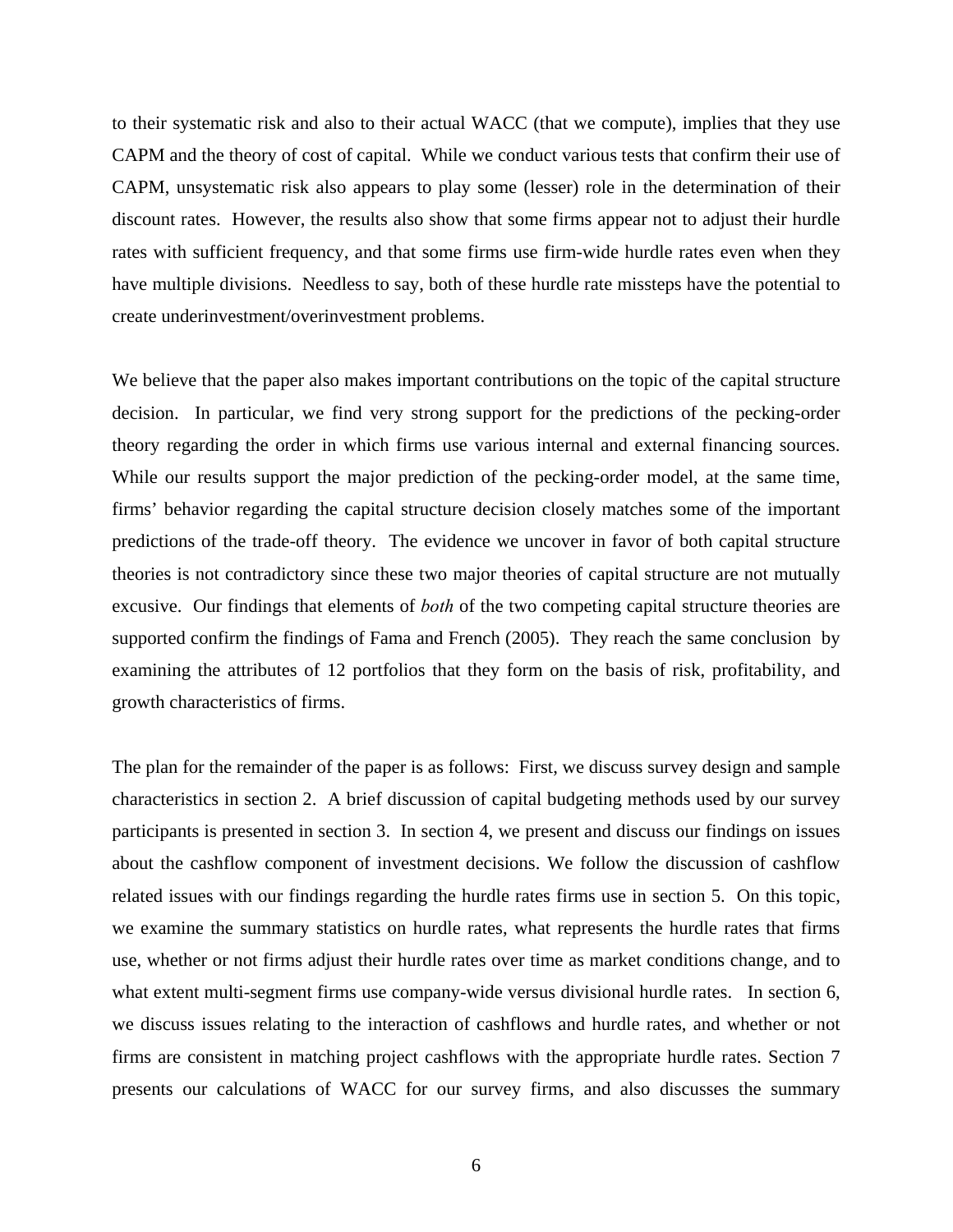to their systematic risk and also to their actual WACC (that we compute), implies that they use CAPM and the theory of cost of capital. While we conduct various tests that confirm their use of CAPM, unsystematic risk also appears to play some (lesser) role in the determination of their discount rates. However, the results also show that some firms appear not to adjust their hurdle rates with sufficient frequency, and that some firms use firm-wide hurdle rates even when they have multiple divisions. Needless to say, both of these hurdle rate missteps have the potential to create underinvestment/overinvestment problems.

We believe that the paper also makes important contributions on the topic of the capital structure decision. In particular, we find very strong support for the predictions of the pecking-order theory regarding the order in which firms use various internal and external financing sources. While our results support the major prediction of the pecking-order model, at the same time, firms' behavior regarding the capital structure decision closely matches some of the important predictions of the trade-off theory. The evidence we uncover in favor of both capital structure theories is not contradictory since these two major theories of capital structure are not mutually excusive. Our findings that elements of *both* of the two competing capital structure theories are supported confirm the findings of Fama and French (2005). They reach the same conclusion by examining the attributes of 12 portfolios that they form on the basis of risk, profitability, and growth characteristics of firms.

The plan for the remainder of the paper is as follows: First, we discuss survey design and sample characteristics in section 2. A brief discussion of capital budgeting methods used by our survey participants is presented in section 3. In section 4, we present and discuss our findings on issues about the cashflow component of investment decisions. We follow the discussion of cashflow related issues with our findings regarding the hurdle rates firms use in section 5. On this topic, we examine the summary statistics on hurdle rates, what represents the hurdle rates that firms use, whether or not firms adjust their hurdle rates over time as market conditions change, and to what extent multi-segment firms use company-wide versus divisional hurdle rates. In section 6, we discuss issues relating to the interaction of cashflows and hurdle rates, and whether or not firms are consistent in matching project cashflows with the appropriate hurdle rates. Section 7 presents our calculations of WACC for our survey firms, and also discusses the summary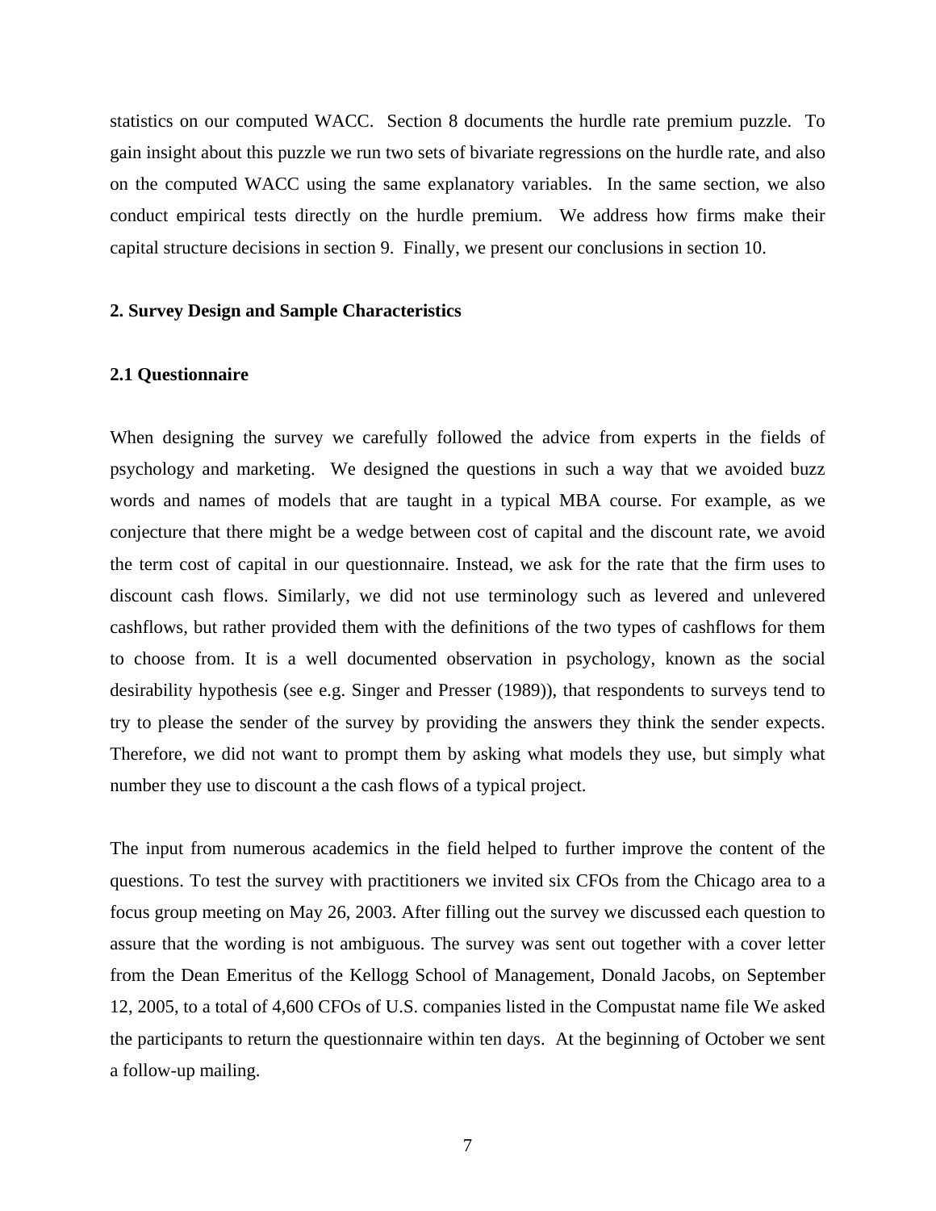statistics on our computed WACC. Section 8 documents the hurdle rate premium puzzle. To gain insight about this puzzle we run two sets of bivariate regressions on the hurdle rate, and also on the computed WACC using the same explanatory variables. In the same section, we also conduct empirical tests directly on the hurdle premium. We address how firms make their capital structure decisions in section 9. Finally, we present our conclusions in section 10.

## 2. Survey Design and Sample Characteristics

### 2.1 Questionnaire

When designing the survey we carefully followed the advice from experts in the fields of psychology and marketing. We designed the questions in such a way that we avoided buzz words and names of models that are taught in a typical MBA course. For example, as we conjecture that there might be a wedge between cost of capital and the discount rate, we avoid the term cost of capital in our questionnaire. Instead, we ask for the rate that the firm uses to discount cash flows. Similarly, we did not use terminology such as levered and unlevered cashflows, but rather provided them with the definitions of the two types of cashflows for them to choose from. It is a well documented observation in psychology, known as the social desirability hypothesis (see e.g. Singer and Presser (1989)), that respondents to surveys tend to try to please the sender of the survey by providing the answers they think the sender expects. Therefore, we did not want to prompt them by asking what models they use, but simply what number they use to discount a the cash flows of a typical project.

The input from numerous academics in the field helped to further improve the content of the questions. To test the survey with practitioners we invited six CFOs from the Chicago area to a focus group meeting on May 26, 2003. After filling out the survey we discussed each question to assure that the wording is not ambiguous. The survey was sent out together with a cover letter from the Dean Emeritus of the Kellogg School of Management, Donald Jacobs, on September 12, 2005, to a total of 4,600 CFOs of U.S. companies listed in the Compustat name file We asked the participants to return the questionnaire within ten days. At the beginning of October we sent a follow-up mailing.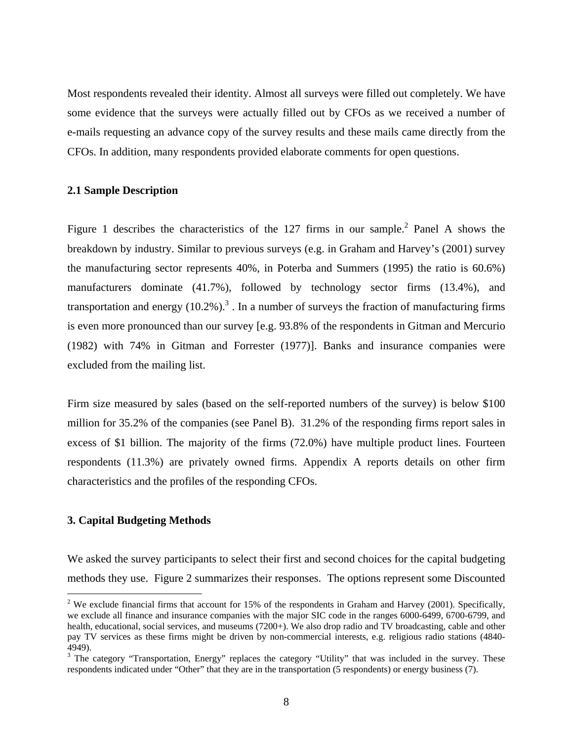Most respondents revealed their identity. Almost all surveys were filled out completely. We have some evidence that the surveys were actually filled out by CFOs as we received a number of e-mails requesting an advance copy of the survey results and these mails came directly from the CFOs. In addition, many respondents provided elaborate comments for open questions.

### 2.1 Sample Description

Figure 1 describes the characteristics of the 127 firms in our sample.[2] Panel A shows the breakdown by industry. Similar to previous surveys (e.g. in Graham and Harvey's (2001) survey the manufacturing sector represents 40%, in Poterba and Summers (1995) the ratio is 60.6%) manufacturers dominate (41.7%), followed by technology sector firms (13.4%), and transportation and energy (10.2%).[3] . In a number of surveys the fraction of manufacturing firms is even more pronounced than our survey [e.g. 93.8% of the respondents in Gitman and Mercurio (1982) with 74% in Gitman and Forrester (1977)]. Banks and insurance companies were excluded from the mailing list.

Firm size measured by sales (based on the self-reported numbers of the survey) is below $100 million for 35.2% of the companies (see Panel B). 31.2% of the responding firms report sales in excess of $1 billion. The majority of the firms (72.0%) have multiple product lines. Fourteen respondents (11.3%) are privately owned firms. Appendix A reports details on other firm characteristics and the profiles of the responding CFOs.

## 3. Capital Budgeting Methods

We asked the survey participants to select their first and second choices for the capital budgeting methods they use. Figure 2 summarizes their responses. The options represent some Discounted

---

[2] We exclude financial firms that account for 15% of the respondents in Graham and Harvey (2001). Specifically, we exclude all finance and insurance companies with the major SIC code in the ranges 6000-6499, 6700-6799, and health, educational, social services, and museums (7200+). We also drop radio and TV broadcasting, cable and other pay TV services as these firms might be driven by non-commercial interests, e.g. religious radio stations (4840-4949).

[3] The category "Transportation, Energy" replaces the category "Utility" that was included in the survey. These respondents indicated under "Other" that they are in the transportation (5 respondents) or energy business (7).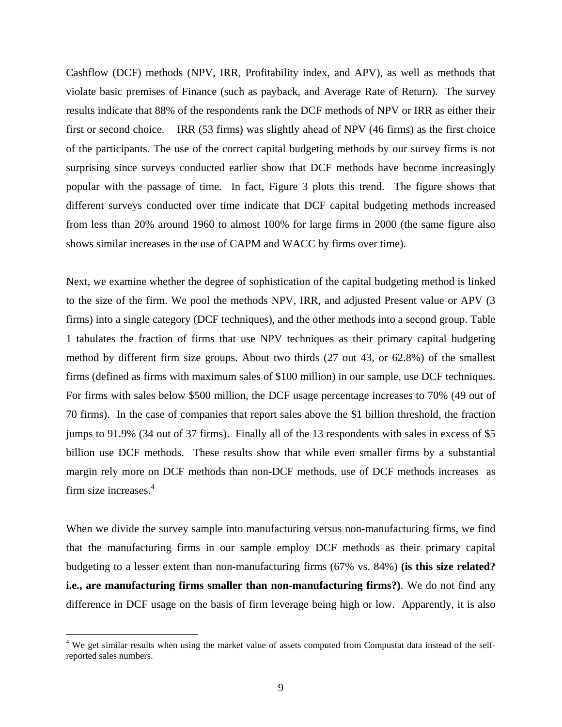Cashflow (DCF) methods (NPV, IRR, Profitability index, and APV), as well as methods that violate basic premises of Finance (such as payback, and Average Rate of Return). The survey results indicate that 88% of the respondents rank the DCF methods of NPV or IRR as either their first or second choice. IRR (53 firms) was slightly ahead of NPV (46 firms) as the first choice of the participants. The use of the correct capital budgeting methods by our survey firms is not surprising since surveys conducted earlier show that DCF methods have become increasingly popular with the passage of time. In fact, Figure 3 plots this trend. The figure shows that different surveys conducted over time indicate that DCF capital budgeting methods increased from less than 20% around 1960 to almost 100% for large firms in 2000 (the same figure also shows similar increases in the use of CAPM and WACC by firms over time).

Next, we examine whether the degree of sophistication of the capital budgeting method is linked to the size of the firm. We pool the methods NPV, IRR, and adjusted Present value or APV (3 firms) into a single category (DCF techniques), and the other methods into a second group. Table 1 tabulates the fraction of firms that use NPV techniques as their primary capital budgeting method by different firm size groups. About two thirds (27 out 43, or 62.8%) of the smallest firms (defined as firms with maximum sales of $100 million) in our sample, use DCF techniques. For firms with sales below $500 million, the DCF usage percentage increases to 70% (49 out of 70 firms). In the case of companies that report sales above the $1 billion threshold, the fraction jumps to 91.9% (34 out of 37 firms). Finally all of the 13 respondents with sales in excess of $5 billion use DCF methods. These results show that while even smaller firms by a substantial margin rely more on DCF methods than non-DCF methods, use of DCF methods increases as firm size increases.[4]

When we divide the survey sample into manufacturing versus non-manufacturing firms, we find that the manufacturing firms in our sample employ DCF methods as their primary capital budgeting to a lesser extent than non-manufacturing firms (67% vs. 84%) **(is this size related? i.e., are manufacturing firms smaller than non-manufacturing firms?)**. We do not find any difference in DCF usage on the basis of firm leverage being high or low. Apparently, it is also

[4] We get similar results when using the market value of assets computed from Compustat data instead of the self-reported sales numbers.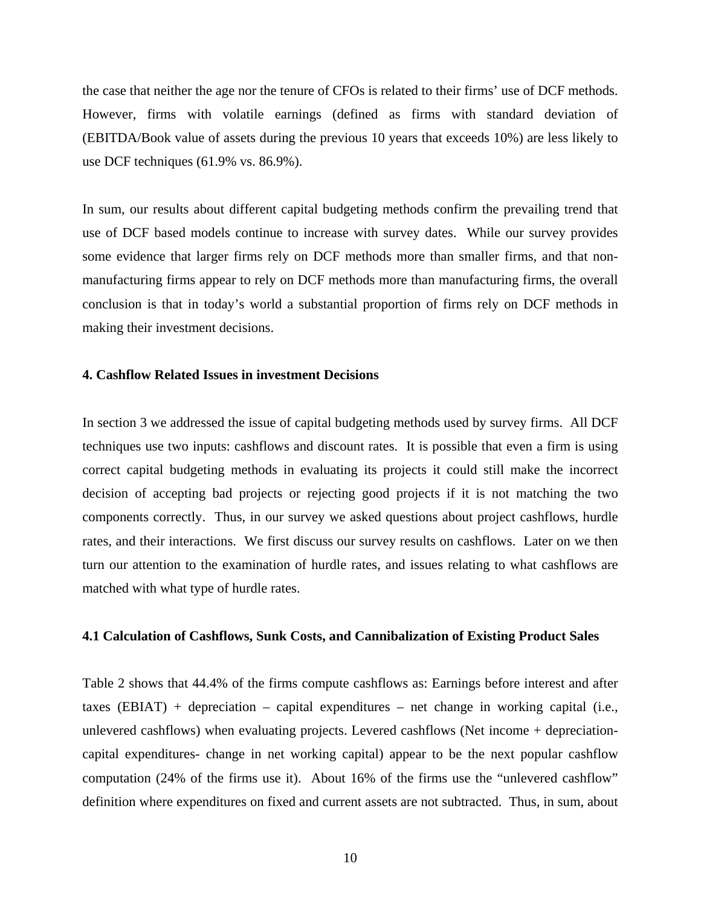the case that neither the age nor the tenure of CFOs is related to their firms' use of DCF methods. However, firms with volatile earnings (defined as firms with standard deviation of (EBITDA/Book value of assets during the previous 10 years that exceeds 10%) are less likely to use DCF techniques (61.9% vs. 86.9%).

In sum, our results about different capital budgeting methods confirm the prevailing trend that use of DCF based models continue to increase with survey dates. While our survey provides some evidence that larger firms rely on DCF methods more than smaller firms, and that non-manufacturing firms appear to rely on DCF methods more than manufacturing firms, the overall conclusion is that in today's world a substantial proportion of firms rely on DCF methods in making their investment decisions.

## 4. Cashflow Related Issues in investment Decisions

In section 3 we addressed the issue of capital budgeting methods used by survey firms. All DCF techniques use two inputs: cashflows and discount rates. It is possible that even a firm is using correct capital budgeting methods in evaluating its projects it could still make the incorrect decision of accepting bad projects or rejecting good projects if it is not matching the two components correctly. Thus, in our survey we asked questions about project cashflows, hurdle rates, and their interactions. We first discuss our survey results on cashflows. Later on we then turn our attention to the examination of hurdle rates, and issues relating to what cashflows are matched with what type of hurdle rates.

### 4.1 Calculation of Cashflows, Sunk Costs, and Cannibalization of Existing Product Sales

Table 2 shows that 44.4% of the firms compute cashflows as: Earnings before interest and after taxes (EBIAT) + depreciation – capital expenditures – net change in working capital (i.e., unlevered cashflows) when evaluating projects. Levered cashflows (Net income + depreciation-capital expenditures- change in net working capital) appear to be the next popular cashflow computation (24% of the firms use it). About 16% of the firms use the "unlevered cashflow" definition where expenditures on fixed and current assets are not subtracted. Thus, in sum, about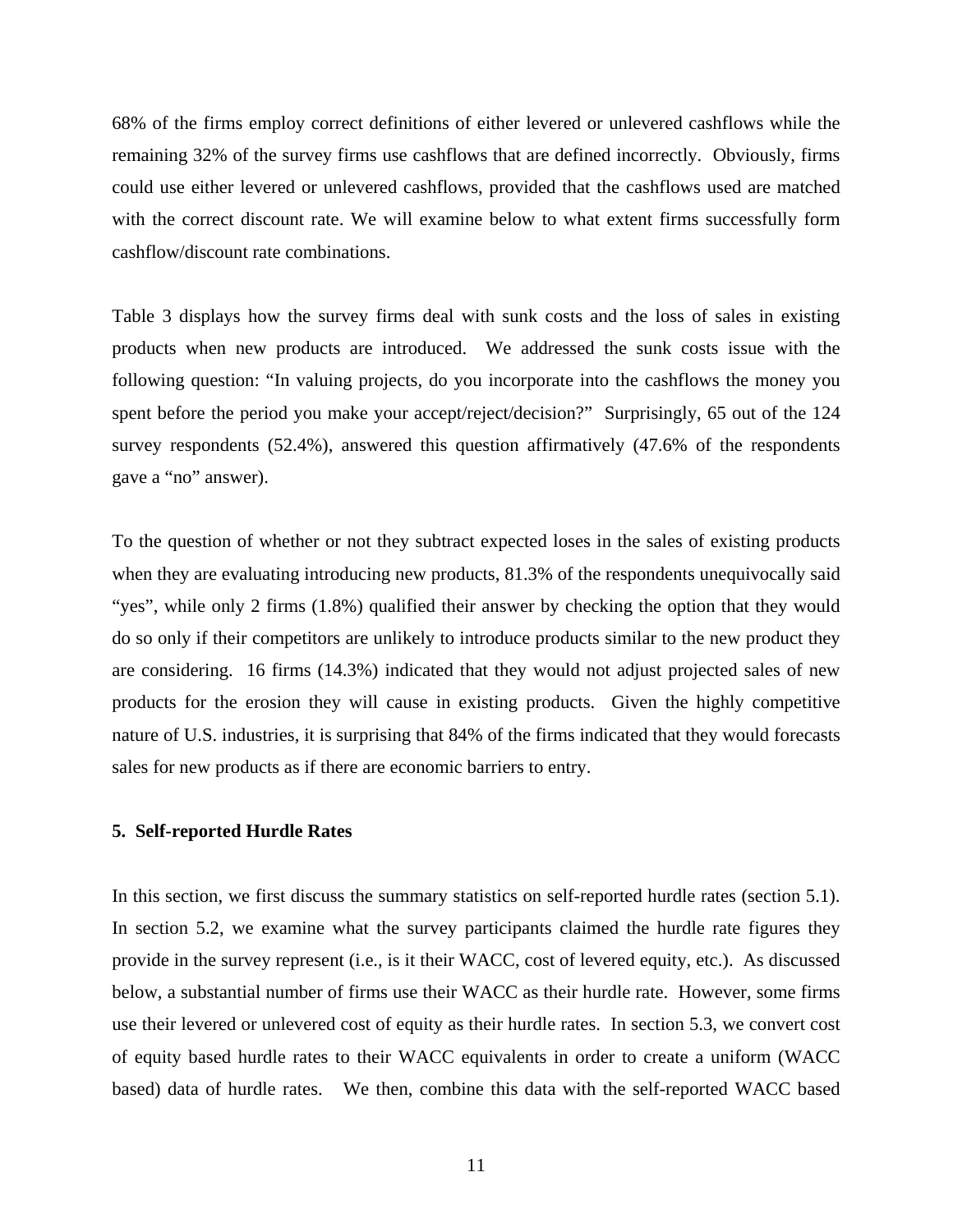68% of the firms employ correct definitions of either levered or unlevered cashflows while the remaining 32% of the survey firms use cashflows that are defined incorrectly. Obviously, firms could use either levered or unlevered cashflows, provided that the cashflows used are matched with the correct discount rate. We will examine below to what extent firms successfully form cashflow/discount rate combinations.

Table 3 displays how the survey firms deal with sunk costs and the loss of sales in existing products when new products are introduced. We addressed the sunk costs issue with the following question: "In valuing projects, do you incorporate into the cashflows the money you spent before the period you make your accept/reject/decision?" Surprisingly, 65 out of the 124 survey respondents (52.4%), answered this question affirmatively (47.6% of the respondents gave a "no" answer).

To the question of whether or not they subtract expected loses in the sales of existing products when they are evaluating introducing new products, 81.3% of the respondents unequivocally said "yes", while only 2 firms (1.8%) qualified their answer by checking the option that they would do so only if their competitors are unlikely to introduce products similar to the new product they are considering. 16 firms (14.3%) indicated that they would not adjust projected sales of new products for the erosion they will cause in existing products. Given the highly competitive nature of U.S. industries, it is surprising that 84% of the firms indicated that they would forecasts sales for new products as if there are economic barriers to entry.

## 5. Self-reported Hurdle Rates

In this section, we first discuss the summary statistics on self-reported hurdle rates (section 5.1). In section 5.2, we examine what the survey participants claimed the hurdle rate figures they provide in the survey represent (i.e., is it their WACC, cost of levered equity, etc.). As discussed below, a substantial number of firms use their WACC as their hurdle rate. However, some firms use their levered or unlevered cost of equity as their hurdle rates. In section 5.3, we convert cost of equity based hurdle rates to their WACC equivalents in order to create a uniform (WACC based) data of hurdle rates. We then, combine this data with the self-reported WACC based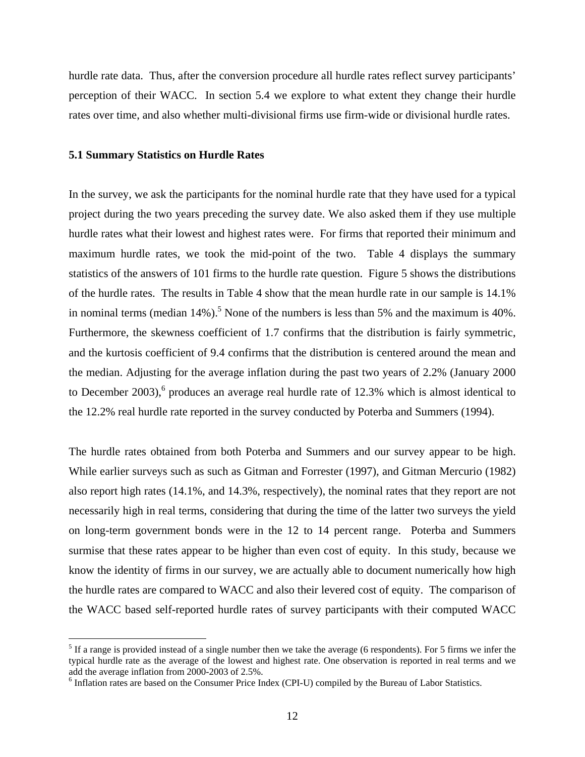hurdle rate data. Thus, after the conversion procedure all hurdle rates reflect survey participants' perception of their WACC. In section 5.4 we explore to what extent they change their hurdle rates over time, and also whether multi-divisional firms use firm-wide or divisional hurdle rates.

### 5.1 Summary Statistics on Hurdle Rates

In the survey, we ask the participants for the nominal hurdle rate that they have used for a typical project during the two years preceding the survey date. We also asked them if they use multiple hurdle rates what their lowest and highest rates were. For firms that reported their minimum and maximum hurdle rates, we took the mid-point of the two. Table 4 displays the summary statistics of the answers of 101 firms to the hurdle rate question. Figure 5 shows the distributions of the hurdle rates. The results in Table 4 show that the mean hurdle rate in our sample is 14.1% in nominal terms (median 14%).[5] None of the numbers is less than 5% and the maximum is 40%. Furthermore, the skewness coefficient of 1.7 confirms that the distribution is fairly symmetric, and the kurtosis coefficient of 9.4 confirms that the distribution is centered around the mean and the median. Adjusting for the average inflation during the past two years of 2.2% (January 2000 to December 2003),[6] produces an average real hurdle rate of 12.3% which is almost identical to the 12.2% real hurdle rate reported in the survey conducted by Poterba and Summers (1994).

The hurdle rates obtained from both Poterba and Summers and our survey appear to be high. While earlier surveys such as such as Gitman and Forrester (1997), and Gitman Mercurio (1982) also report high rates (14.1%, and 14.3%, respectively), the nominal rates that they report are not necessarily high in real terms, considering that during the time of the latter two surveys the yield on long-term government bonds were in the 12 to 14 percent range. Poterba and Summers surmise that these rates appear to be higher than even cost of equity. In this study, because we know the identity of firms in our survey, we are actually able to document numerically how high the hurdle rates are compared to WACC and also their levered cost of equity. The comparison of the WACC based self-reported hurdle rates of survey participants with their computed WACC

[5] If a range is provided instead of a single number then we take the average (6 respondents). For 5 firms we infer the typical hurdle rate as the average of the lowest and highest rate. One observation is reported in real terms and we add the average inflation from 2000-2003 of 2.5%.

[6] Inflation rates are based on the Consumer Price Index (CPI-U) compiled by the Bureau of Labor Statistics.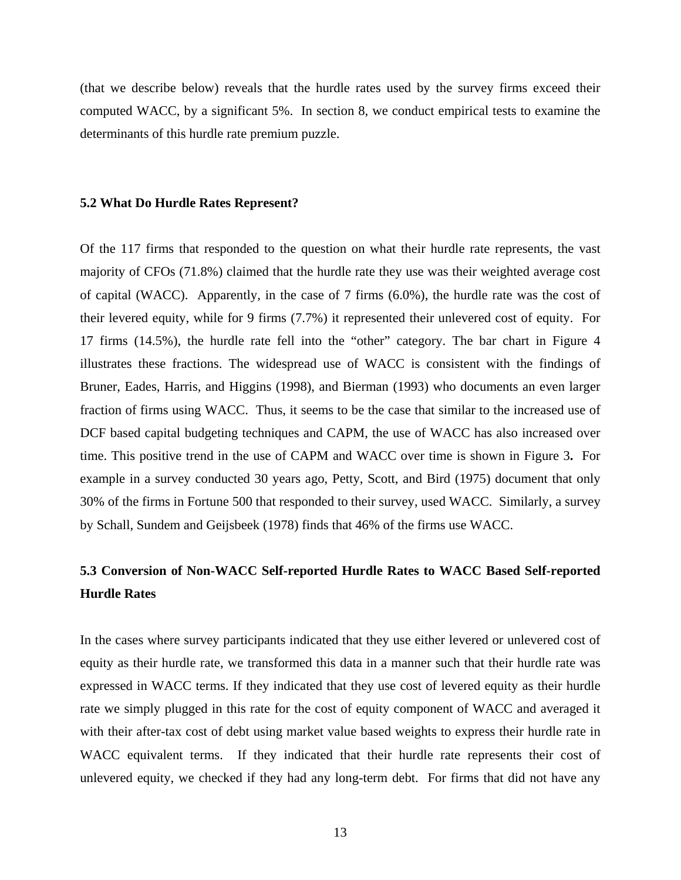(that we describe below) reveals that the hurdle rates used by the survey firms exceed their computed WACC, by a significant 5%. In section 8, we conduct empirical tests to examine the determinants of this hurdle rate premium puzzle.

### 5.2 What Do Hurdle Rates Represent?

Of the 117 firms that responded to the question on what their hurdle rate represents, the vast majority of CFOs (71.8%) claimed that the hurdle rate they use was their weighted average cost of capital (WACC). Apparently, in the case of 7 firms (6.0%), the hurdle rate was the cost of their levered equity, while for 9 firms (7.7%) it represented their unlevered cost of equity. For 17 firms (14.5%), the hurdle rate fell into the "other" category. The bar chart in Figure 4 illustrates these fractions. The widespread use of WACC is consistent with the findings of Bruner, Eades, Harris, and Higgins (1998), and Bierman (1993) who documents an even larger fraction of firms using WACC. Thus, it seems to be the case that similar to the increased use of DCF based capital budgeting techniques and CAPM, the use of WACC has also increased over time. This positive trend in the use of CAPM and WACC over time is shown in Figure 3**.** For example in a survey conducted 30 years ago, Petty, Scott, and Bird (1975) document that only 30% of the firms in Fortune 500 that responded to their survey, used WACC. Similarly, a survey by Schall, Sundem and Geijsbeek (1978) finds that 46% of the firms use WACC.

### 5.3 Conversion of Non-WACC Self-reported Hurdle Rates to WACC Based Self-reported Hurdle Rates

In the cases where survey participants indicated that they use either levered or unlevered cost of equity as their hurdle rate, we transformed this data in a manner such that their hurdle rate was expressed in WACC terms. If they indicated that they use cost of levered equity as their hurdle rate we simply plugged in this rate for the cost of equity component of WACC and averaged it with their after-tax cost of debt using market value based weights to express their hurdle rate in WACC equivalent terms. If they indicated that their hurdle rate represents their cost of unlevered equity, we checked if they had any long-term debt. For firms that did not have any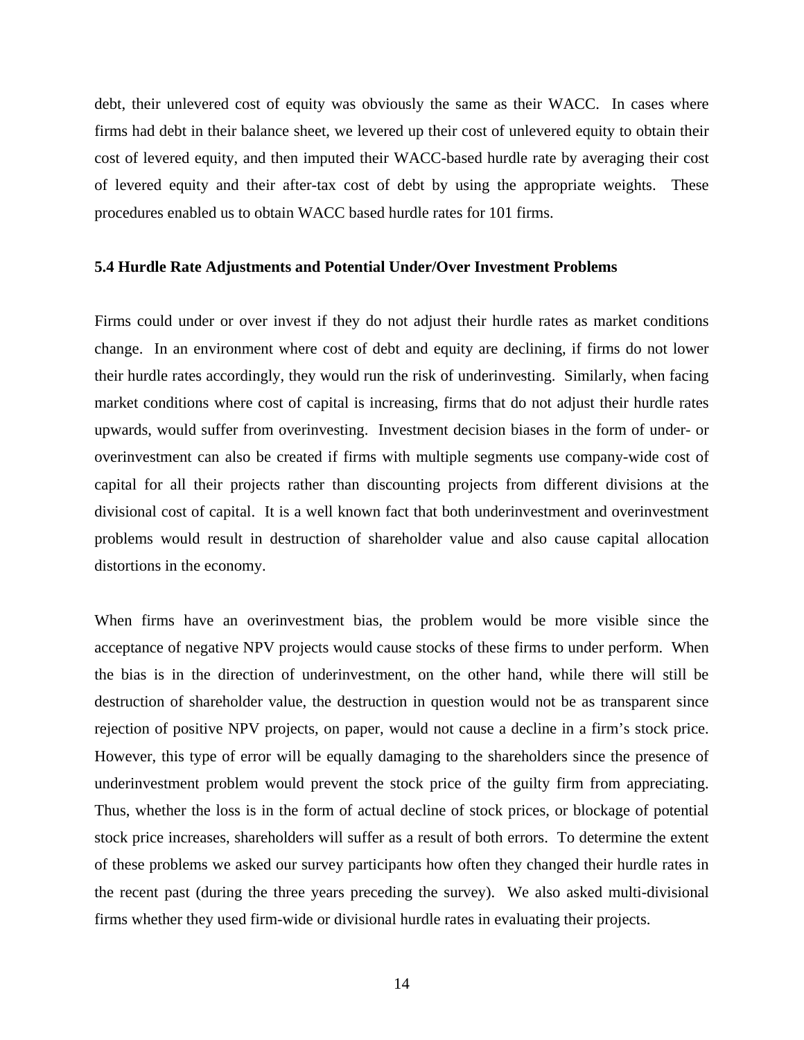debt, their unlevered cost of equity was obviously the same as their WACC. In cases where firms had debt in their balance sheet, we levered up their cost of unlevered equity to obtain their cost of levered equity, and then imputed their WACC-based hurdle rate by averaging their cost of levered equity and their after-tax cost of debt by using the appropriate weights. These procedures enabled us to obtain WACC based hurdle rates for 101 firms.

### 5.4 Hurdle Rate Adjustments and Potential Under/Over Investment Problems

Firms could under or over invest if they do not adjust their hurdle rates as market conditions change. In an environment where cost of debt and equity are declining, if firms do not lower their hurdle rates accordingly, they would run the risk of underinvesting. Similarly, when facing market conditions where cost of capital is increasing, firms that do not adjust their hurdle rates upwards, would suffer from overinvesting. Investment decision biases in the form of under- or overinvestment can also be created if firms with multiple segments use company-wide cost of capital for all their projects rather than discounting projects from different divisions at the divisional cost of capital. It is a well known fact that both underinvestment and overinvestment problems would result in destruction of shareholder value and also cause capital allocation distortions in the economy.

When firms have an overinvestment bias, the problem would be more visible since the acceptance of negative NPV projects would cause stocks of these firms to under perform. When the bias is in the direction of underinvestment, on the other hand, while there will still be destruction of shareholder value, the destruction in question would not be as transparent since rejection of positive NPV projects, on paper, would not cause a decline in a firm's stock price. However, this type of error will be equally damaging to the shareholders since the presence of underinvestment problem would prevent the stock price of the guilty firm from appreciating. Thus, whether the loss is in the form of actual decline of stock prices, or blockage of potential stock price increases, shareholders will suffer as a result of both errors. To determine the extent of these problems we asked our survey participants how often they changed their hurdle rates in the recent past (during the three years preceding the survey). We also asked multi-divisional firms whether they used firm-wide or divisional hurdle rates in evaluating their projects.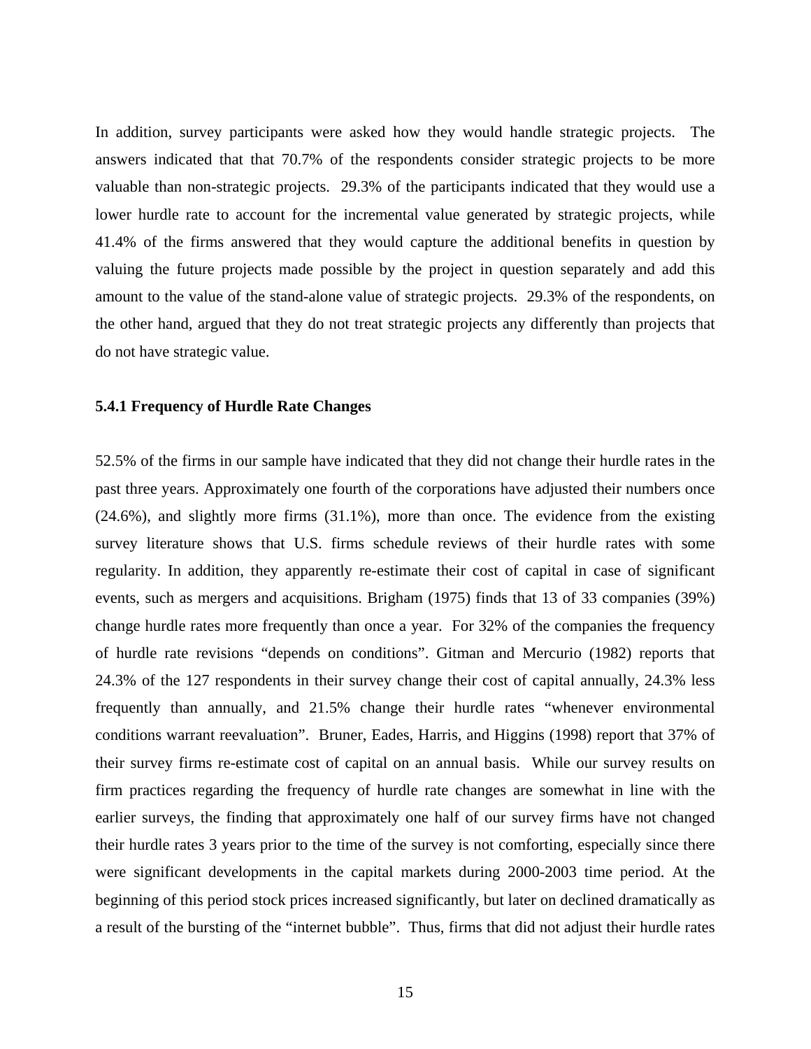In addition, survey participants were asked how they would handle strategic projects. The answers indicated that that 70.7% of the respondents consider strategic projects to be more valuable than non-strategic projects. 29.3% of the participants indicated that they would use a lower hurdle rate to account for the incremental value generated by strategic projects, while 41.4% of the firms answered that they would capture the additional benefits in question by valuing the future projects made possible by the project in question separately and add this amount to the value of the stand-alone value of strategic projects. 29.3% of the respondents, on the other hand, argued that they do not treat strategic projects any differently than projects that do not have strategic value.

### 5.4.1 Frequency of Hurdle Rate Changes

52.5% of the firms in our sample have indicated that they did not change their hurdle rates in the past three years. Approximately one fourth of the corporations have adjusted their numbers once (24.6%), and slightly more firms (31.1%), more than once. The evidence from the existing survey literature shows that U.S. firms schedule reviews of their hurdle rates with some regularity. In addition, they apparently re-estimate their cost of capital in case of significant events, such as mergers and acquisitions. Brigham (1975) finds that 13 of 33 companies (39%) change hurdle rates more frequently than once a year. For 32% of the companies the frequency of hurdle rate revisions "depends on conditions". Gitman and Mercurio (1982) reports that 24.3% of the 127 respondents in their survey change their cost of capital annually, 24.3% less frequently than annually, and 21.5% change their hurdle rates "whenever environmental conditions warrant reevaluation". Bruner, Eades, Harris, and Higgins (1998) report that 37% of their survey firms re-estimate cost of capital on an annual basis. While our survey results on firm practices regarding the frequency of hurdle rate changes are somewhat in line with the earlier surveys, the finding that approximately one half of our survey firms have not changed their hurdle rates 3 years prior to the time of the survey is not comforting, especially since there were significant developments in the capital markets during 2000-2003 time period. At the beginning of this period stock prices increased significantly, but later on declined dramatically as a result of the bursting of the "internet bubble". Thus, firms that did not adjust their hurdle rates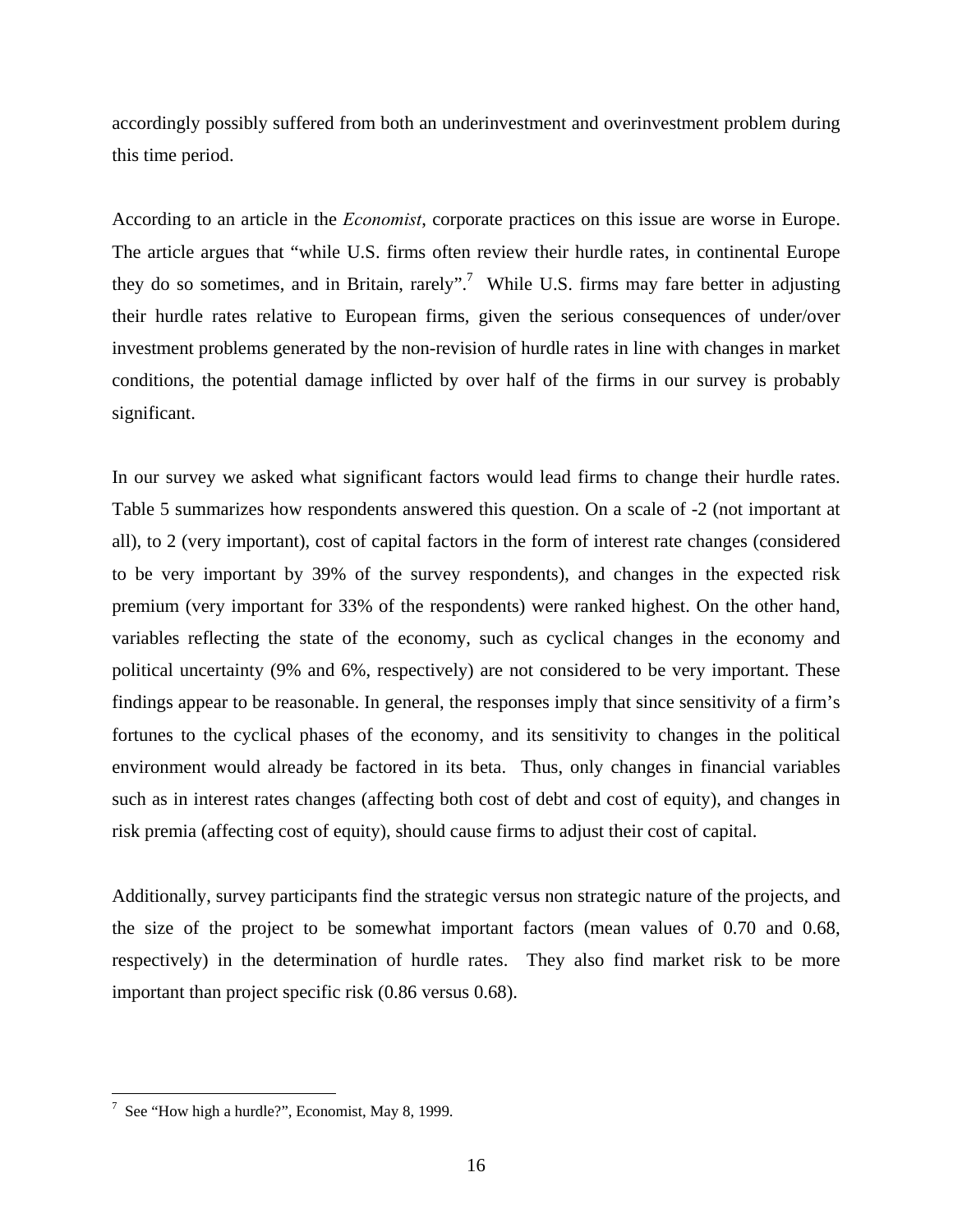accordingly possibly suffered from both an underinvestment and overinvestment problem during this time period.

According to an article in the *Economist*, corporate practices on this issue are worse in Europe. The article argues that "while U.S. firms often review their hurdle rates, in continental Europe they do so sometimes, and in Britain, rarely".[7] While U.S. firms may fare better in adjusting their hurdle rates relative to European firms, given the serious consequences of under/over investment problems generated by the non-revision of hurdle rates in line with changes in market conditions, the potential damage inflicted by over half of the firms in our survey is probably significant.

In our survey we asked what significant factors would lead firms to change their hurdle rates. Table 5 summarizes how respondents answered this question. On a scale of -2 (not important at all), to 2 (very important), cost of capital factors in the form of interest rate changes (considered to be very important by 39% of the survey respondents), and changes in the expected risk premium (very important for 33% of the respondents) were ranked highest. On the other hand, variables reflecting the state of the economy, such as cyclical changes in the economy and political uncertainty (9% and 6%, respectively) are not considered to be very important. These findings appear to be reasonable. In general, the responses imply that since sensitivity of a firm's fortunes to the cyclical phases of the economy, and its sensitivity to changes in the political environment would already be factored in its beta. Thus, only changes in financial variables such as in interest rates changes (affecting both cost of debt and cost of equity), and changes in risk premia (affecting cost of equity), should cause firms to adjust their cost of capital.

Additionally, survey participants find the strategic versus non strategic nature of the projects, and the size of the project to be somewhat important factors (mean values of 0.70 and 0.68, respectively) in the determination of hurdle rates. They also find market risk to be more important than project specific risk (0.86 versus 0.68).

[7] See "How high a hurdle?", Economist, May 8, 1999.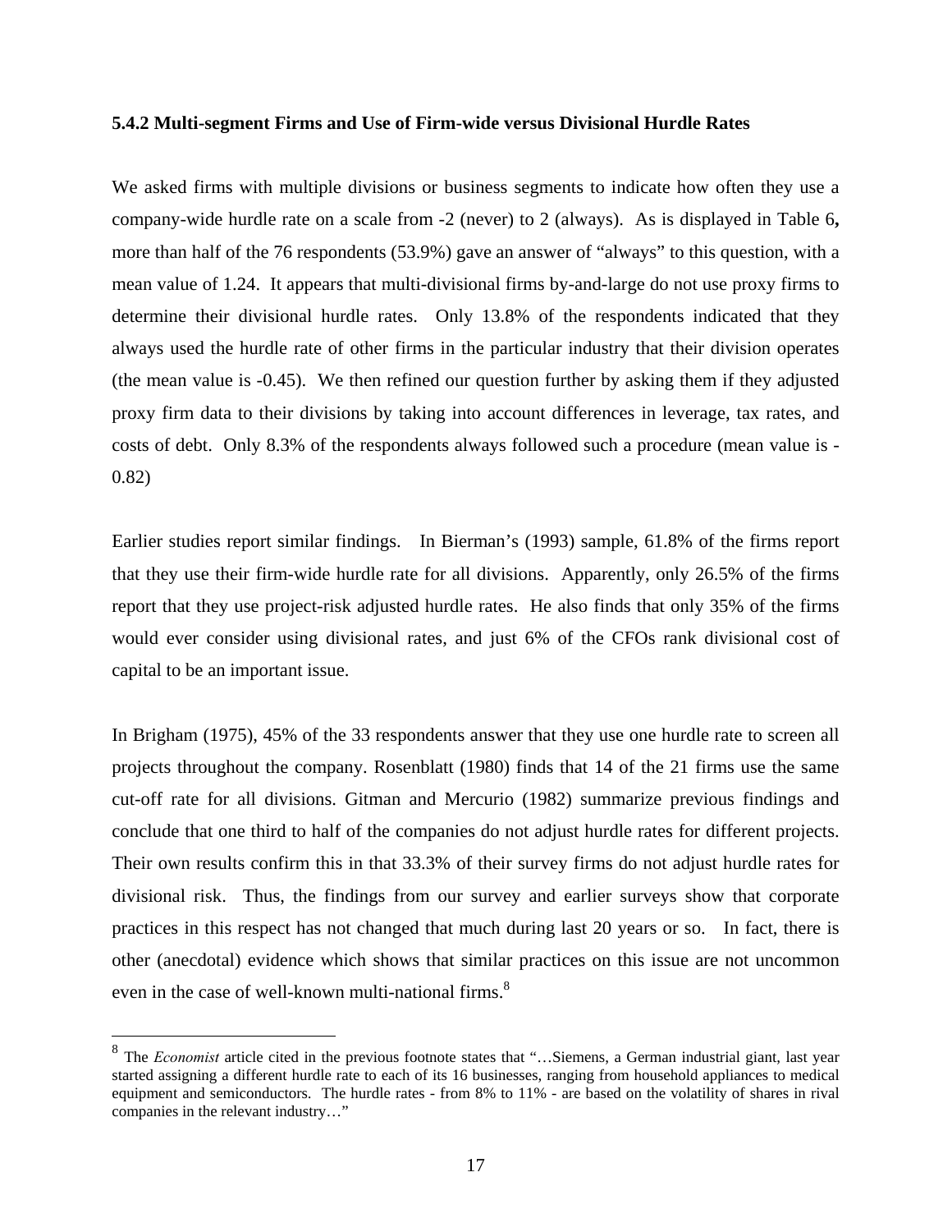### 5.4.2 Multi-segment Firms and Use of Firm-wide versus Divisional Hurdle Rates

We asked firms with multiple divisions or business segments to indicate how often they use a company-wide hurdle rate on a scale from -2 (never) to 2 (always). As is displayed in Table 6**,** more than half of the 76 respondents (53.9%) gave an answer of "always" to this question, with a mean value of 1.24. It appears that multi-divisional firms by-and-large do not use proxy firms to determine their divisional hurdle rates. Only 13.8% of the respondents indicated that they always used the hurdle rate of other firms in the particular industry that their division operates (the mean value is -0.45). We then refined our question further by asking them if they adjusted proxy firm data to their divisions by taking into account differences in leverage, tax rates, and costs of debt. Only 8.3% of the respondents always followed such a procedure (mean value is -0.82)

Earlier studies report similar findings. In Bierman's (1993) sample, 61.8% of the firms report that they use their firm-wide hurdle rate for all divisions. Apparently, only 26.5% of the firms report that they use project-risk adjusted hurdle rates. He also finds that only 35% of the firms would ever consider using divisional rates, and just 6% of the CFOs rank divisional cost of capital to be an important issue.

In Brigham (1975), 45% of the 33 respondents answer that they use one hurdle rate to screen all projects throughout the company. Rosenblatt (1980) finds that 14 of the 21 firms use the same cut-off rate for all divisions. Gitman and Mercurio (1982) summarize previous findings and conclude that one third to half of the companies do not adjust hurdle rates for different projects. Their own results confirm this in that 33.3% of their survey firms do not adjust hurdle rates for divisional risk. Thus, the findings from our survey and earlier surveys show that corporate practices in this respect has not changed that much during last 20 years or so. In fact, there is other (anecdotal) evidence which shows that similar practices on this issue are not uncommon even in the case of well-known multi-national firms.[8]

---

[8] The *Economist* article cited in the previous footnote states that "…Siemens, a German industrial giant, last year started assigning a different hurdle rate to each of its 16 businesses, ranging from household appliances to medical equipment and semiconductors. The hurdle rates - from 8% to 11% - are based on the volatility of shares in rival companies in the relevant industry…"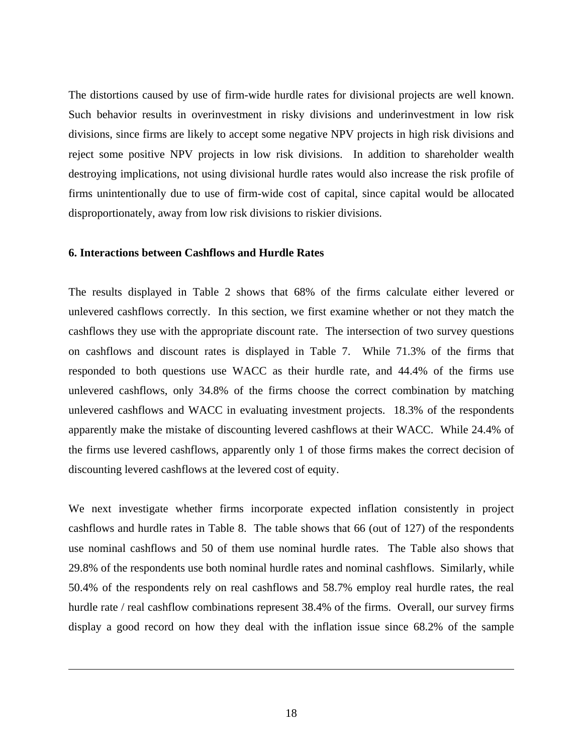The distortions caused by use of firm-wide hurdle rates for divisional projects are well known. Such behavior results in overinvestment in risky divisions and underinvestment in low risk divisions, since firms are likely to accept some negative NPV projects in high risk divisions and reject some positive NPV projects in low risk divisions. In addition to shareholder wealth destroying implications, not using divisional hurdle rates would also increase the risk profile of firms unintentionally due to use of firm-wide cost of capital, since capital would be allocated disproportionately, away from low risk divisions to riskier divisions.

### 6. Interactions between Cashflows and Hurdle Rates

The results displayed in Table 2 shows that 68% of the firms calculate either levered or unlevered cashflows correctly. In this section, we first examine whether or not they match the cashflows they use with the appropriate discount rate. The intersection of two survey questions on cashflows and discount rates is displayed in Table 7. While 71.3% of the firms that responded to both questions use WACC as their hurdle rate, and 44.4% of the firms use unlevered cashflows, only 34.8% of the firms choose the correct combination by matching unlevered cashflows and WACC in evaluating investment projects. 18.3% of the respondents apparently make the mistake of discounting levered cashflows at their WACC. While 24.4% of the firms use levered cashflows, apparently only 1 of those firms makes the correct decision of discounting levered cashflows at the levered cost of equity.

We next investigate whether firms incorporate expected inflation consistently in project cashflows and hurdle rates in Table 8. The table shows that 66 (out of 127) of the respondents use nominal cashflows and 50 of them use nominal hurdle rates. The Table also shows that 29.8% of the respondents use both nominal hurdle rates and nominal cashflows. Similarly, while 50.4% of the respondents rely on real cashflows and 58.7% employ real hurdle rates, the real hurdle rate / real cashflow combinations represent 38.4% of the firms. Overall, our survey firms display a good record on how they deal with the inflation issue since 68.2% of the sample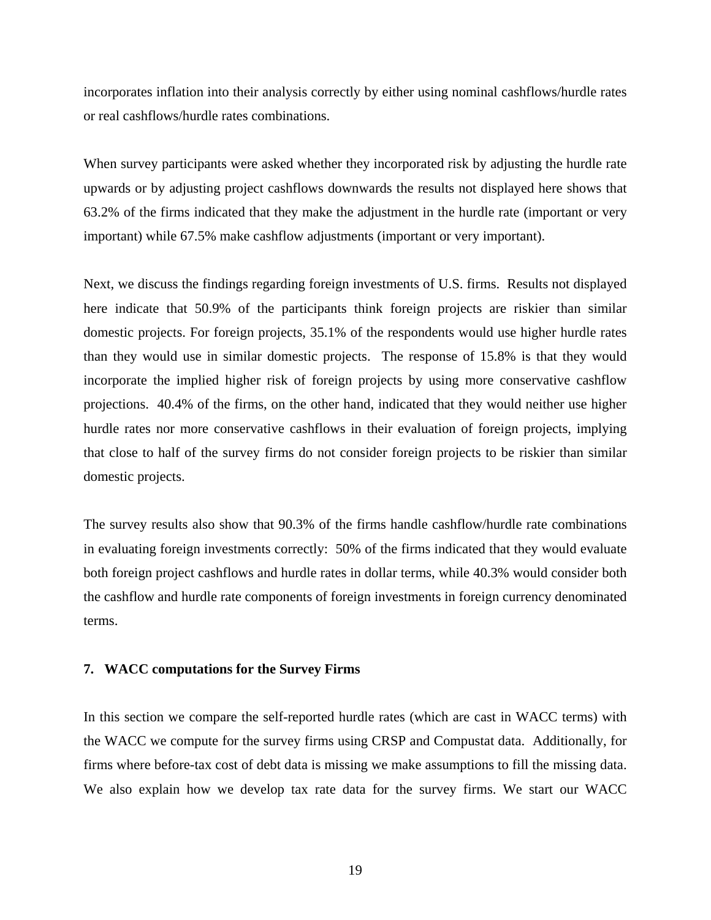incorporates inflation into their analysis correctly by either using nominal cashflows/hurdle rates or real cashflows/hurdle rates combinations.

When survey participants were asked whether they incorporated risk by adjusting the hurdle rate upwards or by adjusting project cashflows downwards the results not displayed here shows that 63.2% of the firms indicated that they make the adjustment in the hurdle rate (important or very important) while 67.5% make cashflow adjustments (important or very important).

Next, we discuss the findings regarding foreign investments of U.S. firms. Results not displayed here indicate that 50.9% of the participants think foreign projects are riskier than similar domestic projects. For foreign projects, 35.1% of the respondents would use higher hurdle rates than they would use in similar domestic projects. The response of 15.8% is that they would incorporate the implied higher risk of foreign projects by using more conservative cashflow projections. 40.4% of the firms, on the other hand, indicated that they would neither use higher hurdle rates nor more conservative cashflows in their evaluation of foreign projects, implying that close to half of the survey firms do not consider foreign projects to be riskier than similar domestic projects.

The survey results also show that 90.3% of the firms handle cashflow/hurdle rate combinations in evaluating foreign investments correctly: 50% of the firms indicated that they would evaluate both foreign project cashflows and hurdle rates in dollar terms, while 40.3% would consider both the cashflow and hurdle rate components of foreign investments in foreign currency denominated terms.

## 7. WACC computations for the Survey Firms

In this section we compare the self-reported hurdle rates (which are cast in WACC terms) with the WACC we compute for the survey firms using CRSP and Compustat data. Additionally, for firms where before-tax cost of debt data is missing we make assumptions to fill the missing data. We also explain how we develop tax rate data for the survey firms. We start our WACC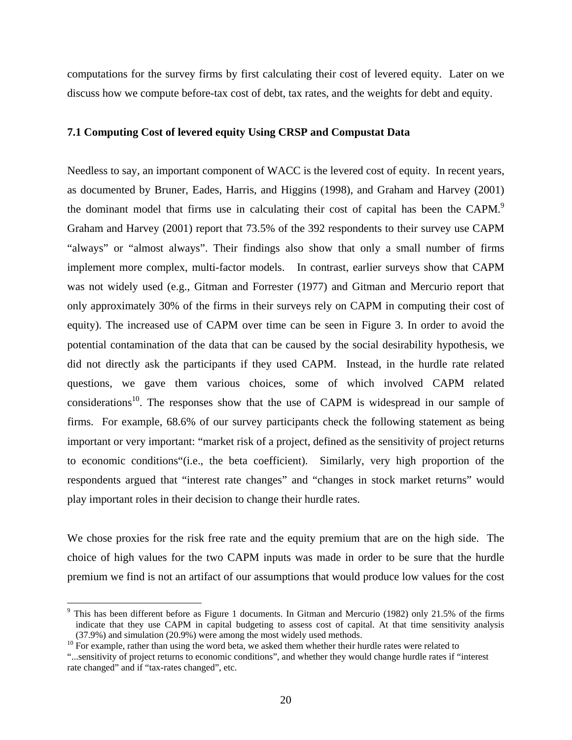computations for the survey firms by first calculating their cost of levered equity. Later on we discuss how we compute before-tax cost of debt, tax rates, and the weights for debt and equity.

### 7.1 Computing Cost of levered equity Using CRSP and Compustat Data

Needless to say, an important component of WACC is the levered cost of equity. In recent years, as documented by Bruner, Eades, Harris, and Higgins (1998), and Graham and Harvey (2001) the dominant model that firms use in calculating their cost of capital has been the CAPM.[9] Graham and Harvey (2001) report that 73.5% of the 392 respondents to their survey use CAPM "always" or "almost always". Their findings also show that only a small number of firms implement more complex, multi-factor models. In contrast, earlier surveys show that CAPM was not widely used (e.g., Gitman and Forrester (1977) and Gitman and Mercurio report that only approximately 30% of the firms in their surveys rely on CAPM in computing their cost of equity). The increased use of CAPM over time can be seen in Figure 3. In order to avoid the potential contamination of the data that can be caused by the social desirability hypothesis, we did not directly ask the participants if they used CAPM. Instead, in the hurdle rate related questions, we gave them various choices, some of which involved CAPM related considerations[10]. The responses show that the use of CAPM is widespread in our sample of firms. For example, 68.6% of our survey participants check the following statement as being important or very important: "market risk of a project, defined as the sensitivity of project returns to economic conditions"(i.e., the beta coefficient). Similarly, very high proportion of the respondents argued that "interest rate changes" and "changes in stock market returns" would play important roles in their decision to change their hurdle rates.

We chose proxies for the risk free rate and the equity premium that are on the high side. The choice of high values for the two CAPM inputs was made in order to be sure that the hurdle premium we find is not an artifact of our assumptions that would produce low values for the cost

---

[9] This has been different before as Figure 1 documents. In Gitman and Mercurio (1982) only 21.5% of the firms indicate that they use CAPM in capital budgeting to assess cost of capital. At that time sensitivity analysis (37.9%) and simulation (20.9%) were among the most widely used methods.

[10] For example, rather than using the word beta, we asked them whether their hurdle rates were related to "...sensitivity of project returns to economic conditions", and whether they would change hurdle rates if "interest rate changed" and if "tax-rates changed", etc.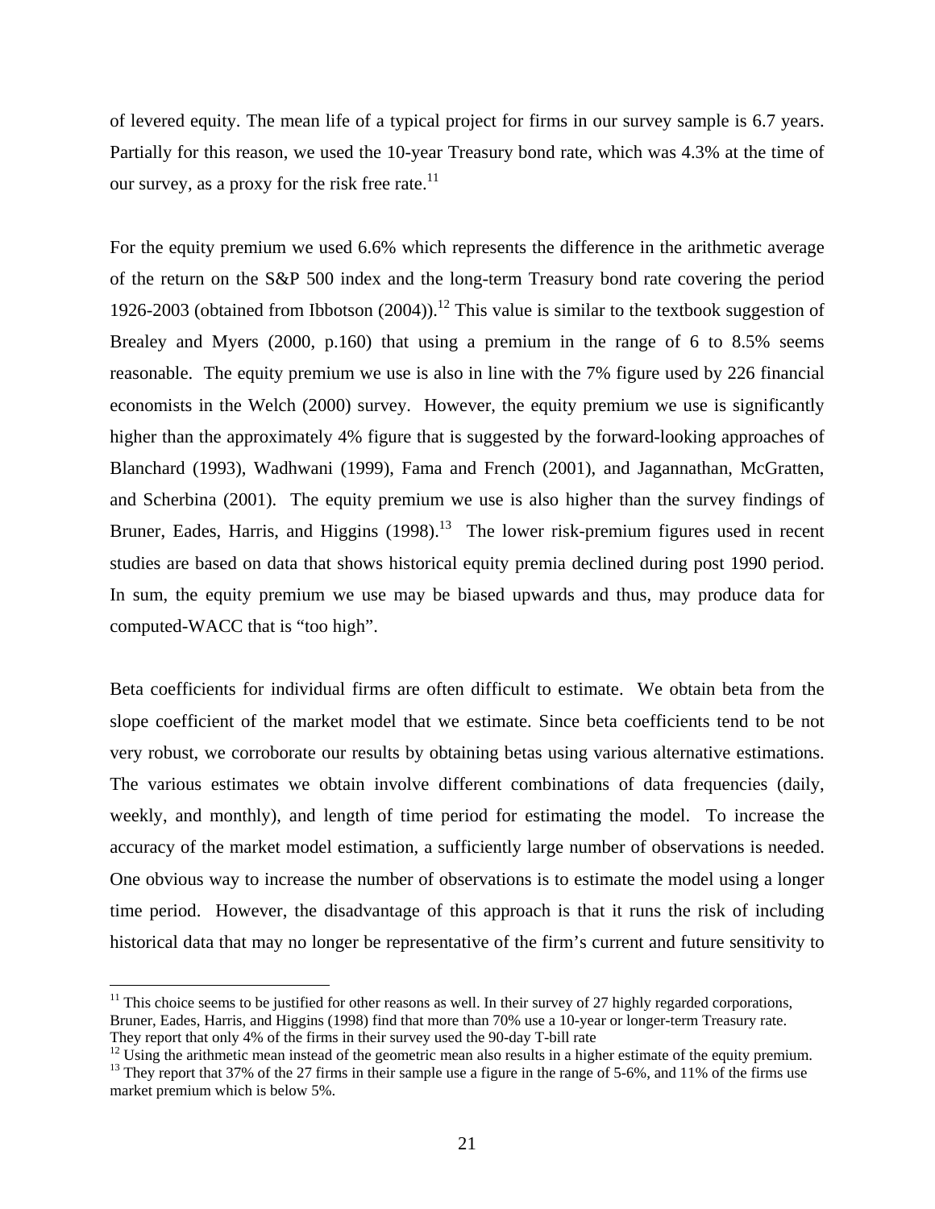of levered equity. The mean life of a typical project for firms in our survey sample is 6.7 years. Partially for this reason, we used the 10-year Treasury bond rate, which was 4.3% at the time of our survey, as a proxy for the risk free rate.[11]

For the equity premium we used 6.6% which represents the difference in the arithmetic average of the return on the S&P 500 index and the long-term Treasury bond rate covering the period 1926-2003 (obtained from Ibbotson (2004)).[12] This value is similar to the textbook suggestion of Brealey and Myers (2000, p.160) that using a premium in the range of 6 to 8.5% seems reasonable. The equity premium we use is also in line with the 7% figure used by 226 financial economists in the Welch (2000) survey. However, the equity premium we use is significantly higher than the approximately 4% figure that is suggested by the forward-looking approaches of Blanchard (1993), Wadhwani (1999), Fama and French (2001), and Jagannathan, McGratten, and Scherbina (2001). The equity premium we use is also higher than the survey findings of Bruner, Eades, Harris, and Higgins (1998).[13] The lower risk-premium figures used in recent studies are based on data that shows historical equity premia declined during post 1990 period. In sum, the equity premium we use may be biased upwards and thus, may produce data for computed-WACC that is "too high".

Beta coefficients for individual firms are often difficult to estimate. We obtain beta from the slope coefficient of the market model that we estimate. Since beta coefficients tend to be not very robust, we corroborate our results by obtaining betas using various alternative estimations. The various estimates we obtain involve different combinations of data frequencies (daily, weekly, and monthly), and length of time period for estimating the model. To increase the accuracy of the market model estimation, a sufficiently large number of observations is needed. One obvious way to increase the number of observations is to estimate the model using a longer time period. However, the disadvantage of this approach is that it runs the risk of including historical data that may no longer be representative of the firm's current and future sensitivity to

---

[11] This choice seems to be justified for other reasons as well. In their survey of 27 highly regarded corporations, Bruner, Eades, Harris, and Higgins (1998) find that more than 70% use a 10-year or longer-term Treasury rate. They report that only 4% of the firms in their survey used the 90-day T-bill rate

[12] Using the arithmetic mean instead of the geometric mean also results in a higher estimate of the equity premium.

[13] They report that 37% of the 27 firms in their sample use a figure in the range of 5-6%, and 11% of the firms use market premium which is below 5%.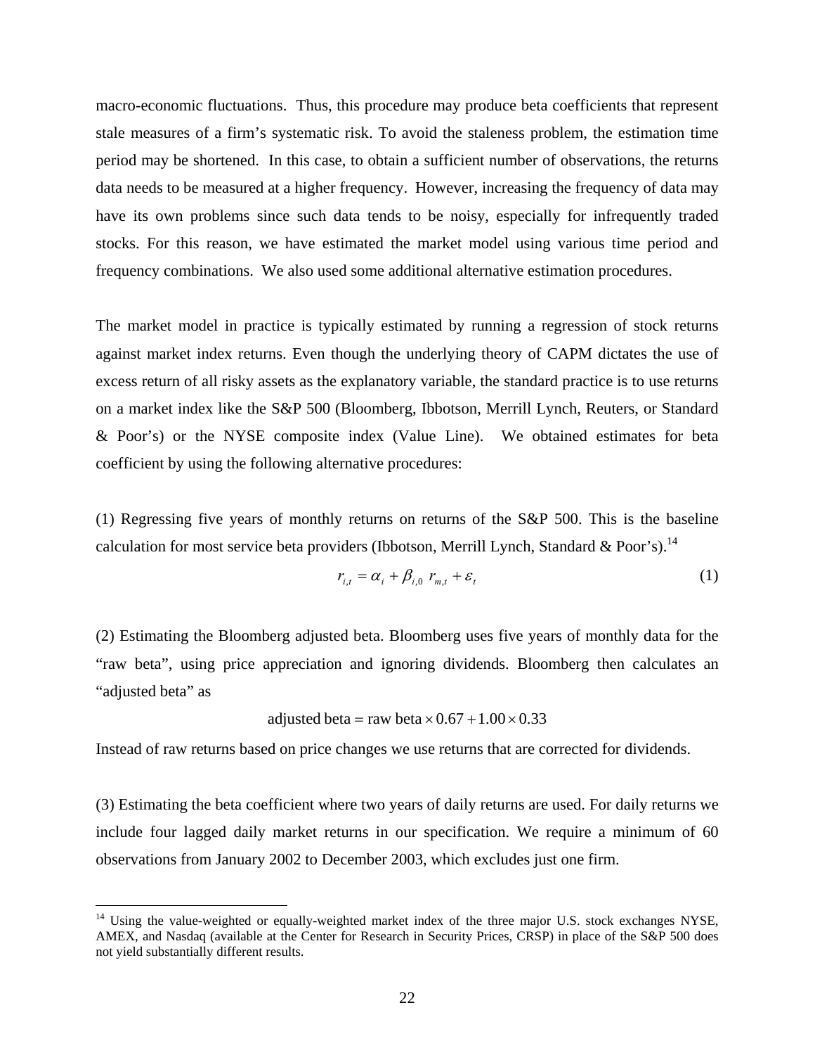macro-economic fluctuations. Thus, this procedure may produce beta coefficients that represent stale measures of a firm's systematic risk. To avoid the staleness problem, the estimation time period may be shortened. In this case, to obtain a sufficient number of observations, the returns data needs to be measured at a higher frequency. However, increasing the frequency of data may have its own problems since such data tends to be noisy, especially for infrequently traded stocks. For this reason, we have estimated the market model using various time period and frequency combinations. We also used some additional alternative estimation procedures.

The market model in practice is typically estimated by running a regression of stock returns against market index returns. Even though the underlying theory of CAPM dictates the use of excess return of all risky assets as the explanatory variable, the standard practice is to use returns on a market index like the S&P 500 (Bloomberg, Ibbotson, Merrill Lynch, Reuters, or Standard & Poor's) or the NYSE composite index (Value Line). We obtained estimates for beta coefficient by using the following alternative procedures:

(1) Regressing five years of monthly returns on returns of the S&P 500. This is the baseline calculation for most service beta providers (Ibbotson, Merrill Lynch, Standard & Poor's).[14]

$$r_{i,t} = \alpha_i + \beta_{i,0}\ r_{m,t} + \varepsilon_t \tag{1}$$

(2) Estimating the Bloomberg adjusted beta. Bloomberg uses five years of monthly data for the "raw beta", using price appreciation and ignoring dividends. Bloomberg then calculates an "adjusted beta" as

$$\text{adjusted beta} = \text{raw beta} \times 0.67 + 1.00 \times 0.33$$

Instead of raw returns based on price changes we use returns that are corrected for dividends.

(3) Estimating the beta coefficient where two years of daily returns are used. For daily returns we include four lagged daily market returns in our specification. We require a minimum of 60 observations from January 2002 to December 2003, which excludes just one firm.

[14] Using the value-weighted or equally-weighted market index of the three major U.S. stock exchanges NYSE, AMEX, and Nasdaq (available at the Center for Research in Security Prices, CRSP) in place of the S&P 500 does not yield substantially different results.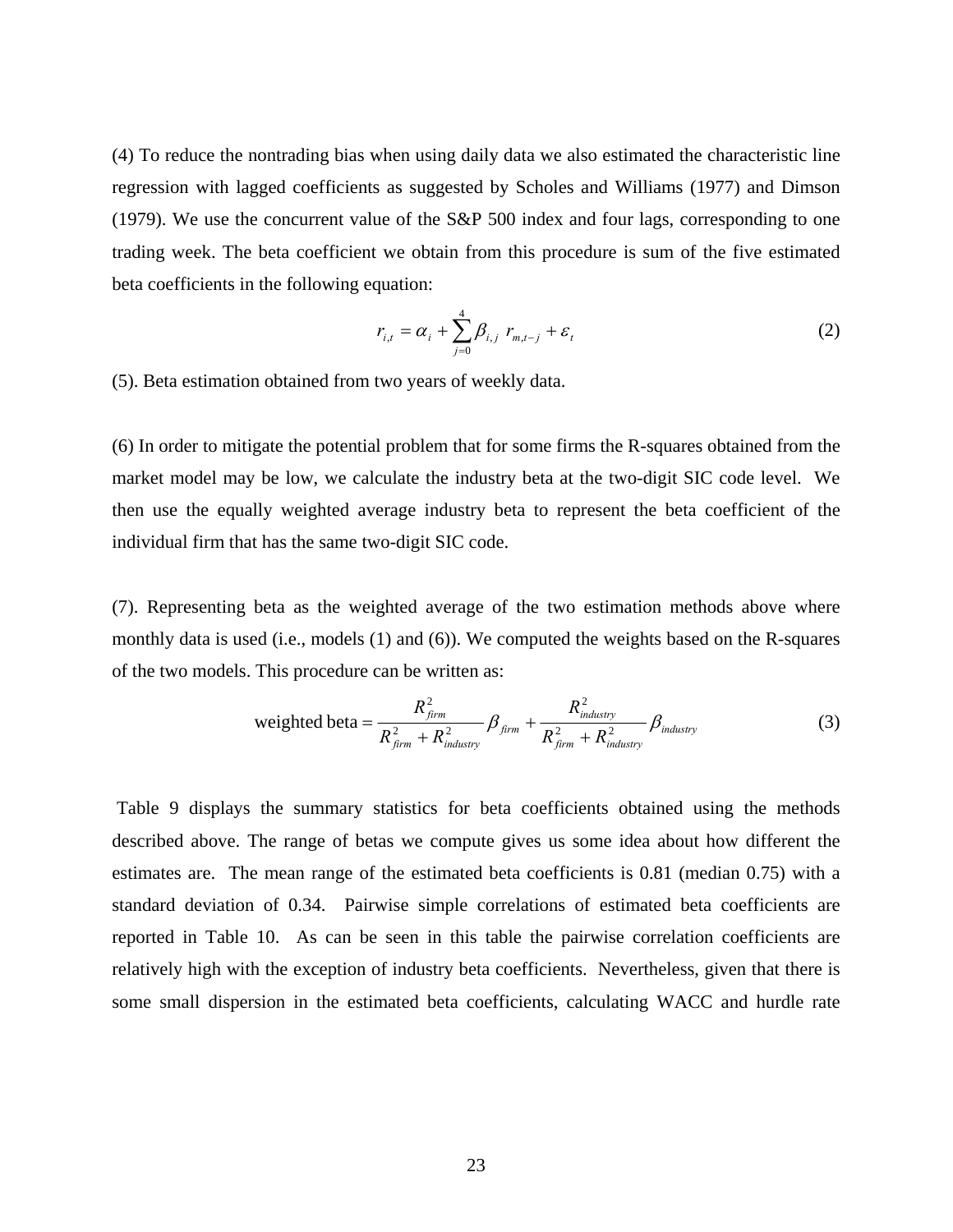(4) To reduce the nontrading bias when using daily data we also estimated the characteristic line regression with lagged coefficients as suggested by Scholes and Williams (1977) and Dimson (1979). We use the concurrent value of the S&P 500 index and four lags, corresponding to one trading week. The beta coefficient we obtain from this procedure is sum of the five estimated beta coefficients in the following equation:

$$r_{i,t} = \alpha_i + \sum_{j=0}^{4} \beta_{i,j} \; r_{m,t-j} + \varepsilon_t \tag{2}$$

(5). Beta estimation obtained from two years of weekly data.

(6) In order to mitigate the potential problem that for some firms the R-squares obtained from the market model may be low, we calculate the industry beta at the two-digit SIC code level. We then use the equally weighted average industry beta to represent the beta coefficient of the individual firm that has the same two-digit SIC code.

(7). Representing beta as the weighted average of the two estimation methods above where monthly data is used (i.e., models (1) and (6)). We computed the weights based on the R-squares of the two models. This procedure can be written as:

$$\text{weighted beta} = \frac{R^2_{firm}}{R^2_{firm} + R^2_{industry}} \beta_{firm} + \frac{R^2_{industry}}{R^2_{firm} + R^2_{industry}} \beta_{industry} \tag{3}$$

Table 9 displays the summary statistics for beta coefficients obtained using the methods described above. The range of betas we compute gives us some idea about how different the estimates are. The mean range of the estimated beta coefficients is 0.81 (median 0.75) with a standard deviation of 0.34. Pairwise simple correlations of estimated beta coefficients are reported in Table 10. As can be seen in this table the pairwise correlation coefficients are relatively high with the exception of industry beta coefficients. Nevertheless, given that there is some small dispersion in the estimated beta coefficients, calculating WACC and hurdle rate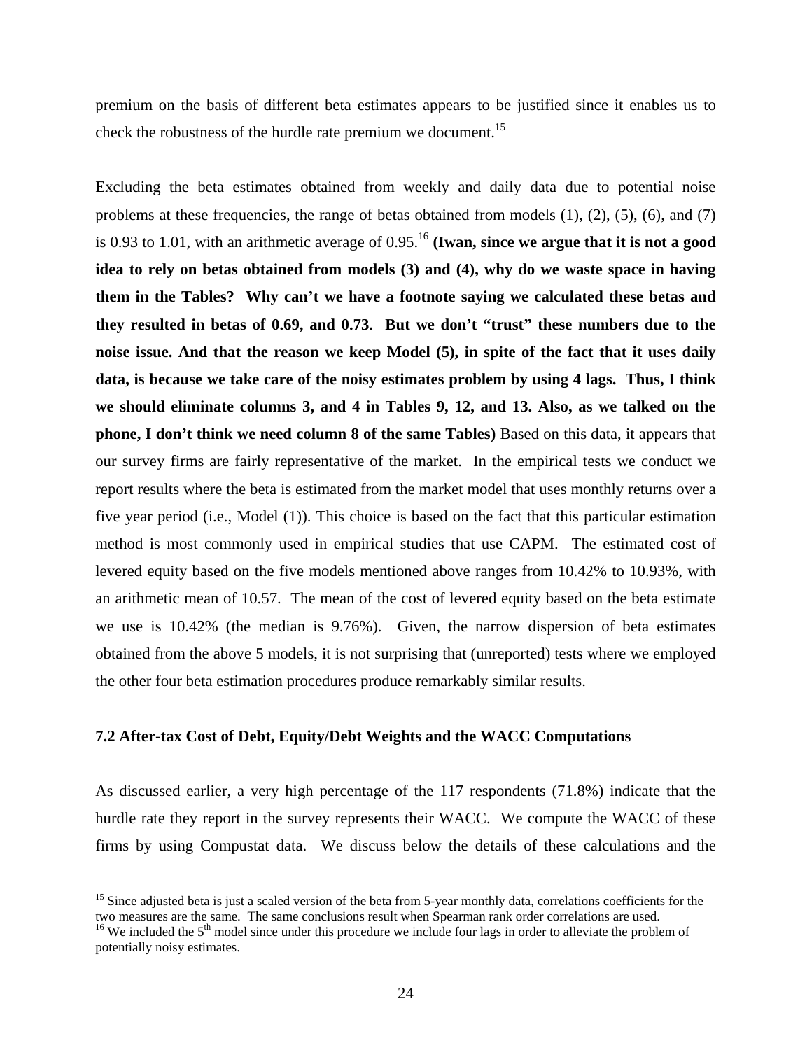premium on the basis of different beta estimates appears to be justified since it enables us to check the robustness of the hurdle rate premium we document.[15]

Excluding the beta estimates obtained from weekly and daily data due to potential noise problems at these frequencies, the range of betas obtained from models (1), (2), (5), (6), and (7) is 0.93 to 1.01, with an arithmetic average of 0.95.[16] **(Iwan, since we argue that it is not a good idea to rely on betas obtained from models (3) and (4), why do we waste space in having them in the Tables? Why can't we have a footnote saying we calculated these betas and they resulted in betas of 0.69, and 0.73. But we don't "trust" these numbers due to the noise issue. And that the reason we keep Model (5), in spite of the fact that it uses daily data, is because we take care of the noisy estimates problem by using 4 lags. Thus, I think we should eliminate columns 3, and 4 in Tables 9, 12, and 13. Also, as we talked on the phone, I don't think we need column 8 of the same Tables)** Based on this data, it appears that our survey firms are fairly representative of the market. In the empirical tests we conduct we report results where the beta is estimated from the market model that uses monthly returns over a five year period (i.e., Model (1)). This choice is based on the fact that this particular estimation method is most commonly used in empirical studies that use CAPM. The estimated cost of levered equity based on the five models mentioned above ranges from 10.42% to 10.93%, with an arithmetic mean of 10.57. The mean of the cost of levered equity based on the beta estimate we use is 10.42% (the median is 9.76%). Given, the narrow dispersion of beta estimates obtained from the above 5 models, it is not surprising that (unreported) tests where we employed the other four beta estimation procedures produce remarkably similar results.

### 7.2 After-tax Cost of Debt, Equity/Debt Weights and the WACC Computations

As discussed earlier, a very high percentage of the 117 respondents (71.8%) indicate that the hurdle rate they report in the survey represents their WACC. We compute the WACC of these firms by using Compustat data. We discuss below the details of these calculations and the

---

[15] Since adjusted beta is just a scaled version of the beta from 5-year monthly data, correlations coefficients for the two measures are the same. The same conclusions result when Spearman rank order correlations are used.

[16] We included the 5th model since under this procedure we include four lags in order to alleviate the problem of potentially noisy estimates.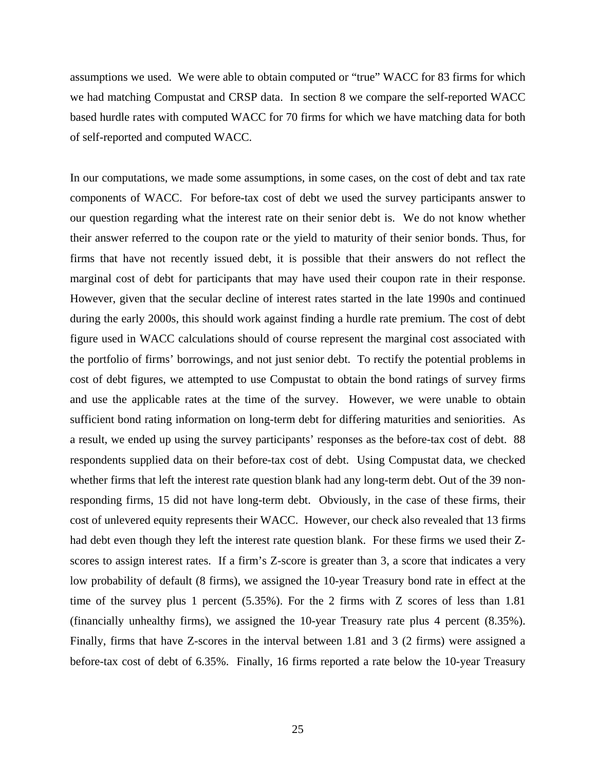assumptions we used. We were able to obtain computed or "true" WACC for 83 firms for which we had matching Compustat and CRSP data. In section 8 we compare the self-reported WACC based hurdle rates with computed WACC for 70 firms for which we have matching data for both of self-reported and computed WACC.

In our computations, we made some assumptions, in some cases, on the cost of debt and tax rate components of WACC. For before-tax cost of debt we used the survey participants answer to our question regarding what the interest rate on their senior debt is. We do not know whether their answer referred to the coupon rate or the yield to maturity of their senior bonds. Thus, for firms that have not recently issued debt, it is possible that their answers do not reflect the marginal cost of debt for participants that may have used their coupon rate in their response. However, given that the secular decline of interest rates started in the late 1990s and continued during the early 2000s, this should work against finding a hurdle rate premium. The cost of debt figure used in WACC calculations should of course represent the marginal cost associated with the portfolio of firms' borrowings, and not just senior debt. To rectify the potential problems in cost of debt figures, we attempted to use Compustat to obtain the bond ratings of survey firms and use the applicable rates at the time of the survey. However, we were unable to obtain sufficient bond rating information on long-term debt for differing maturities and seniorities. As a result, we ended up using the survey participants' responses as the before-tax cost of debt. 88 respondents supplied data on their before-tax cost of debt. Using Compustat data, we checked whether firms that left the interest rate question blank had any long-term debt. Out of the 39 non-responding firms, 15 did not have long-term debt. Obviously, in the case of these firms, their cost of unlevered equity represents their WACC. However, our check also revealed that 13 firms had debt even though they left the interest rate question blank. For these firms we used their Z-scores to assign interest rates. If a firm's Z-score is greater than 3, a score that indicates a very low probability of default (8 firms), we assigned the 10-year Treasury bond rate in effect at the time of the survey plus 1 percent (5.35%). For the 2 firms with Z scores of less than 1.81 (financially unhealthy firms), we assigned the 10-year Treasury rate plus 4 percent (8.35%). Finally, firms that have Z-scores in the interval between 1.81 and 3 (2 firms) were assigned a before-tax cost of debt of 6.35%. Finally, 16 firms reported a rate below the 10-year Treasury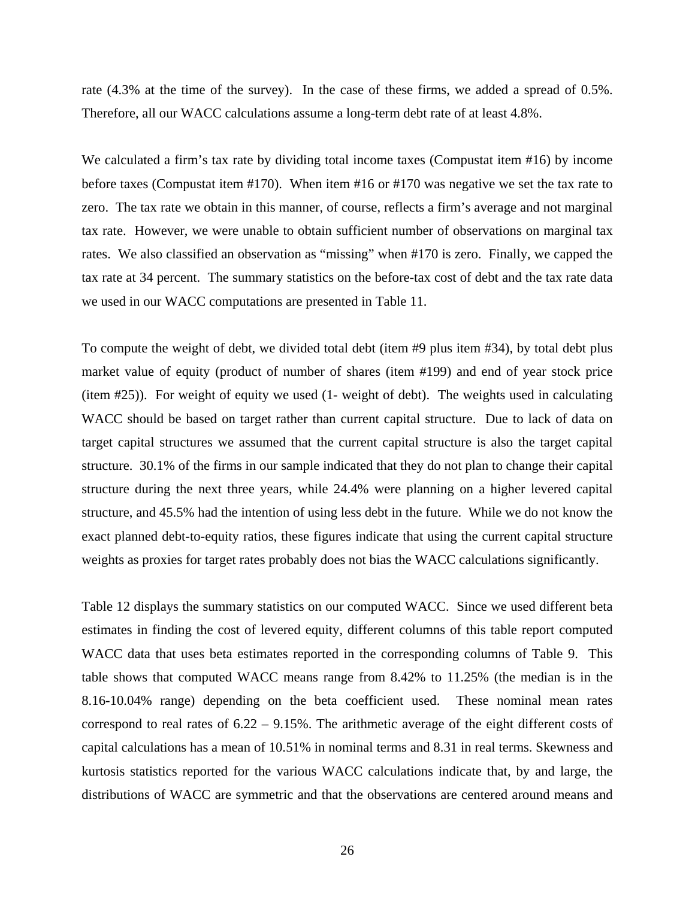rate (4.3% at the time of the survey). In the case of these firms, we added a spread of 0.5%. Therefore, all our WACC calculations assume a long-term debt rate of at least 4.8%.

We calculated a firm's tax rate by dividing total income taxes (Compustat item #16) by income before taxes (Compustat item #170). When item #16 or #170 was negative we set the tax rate to zero. The tax rate we obtain in this manner, of course, reflects a firm's average and not marginal tax rate. However, we were unable to obtain sufficient number of observations on marginal tax rates. We also classified an observation as "missing" when #170 is zero. Finally, we capped the tax rate at 34 percent. The summary statistics on the before-tax cost of debt and the tax rate data we used in our WACC computations are presented in Table 11.

To compute the weight of debt, we divided total debt (item #9 plus item #34), by total debt plus market value of equity (product of number of shares (item #199) and end of year stock price (item #25)). For weight of equity we used (1- weight of debt). The weights used in calculating WACC should be based on target rather than current capital structure. Due to lack of data on target capital structures we assumed that the current capital structure is also the target capital structure. 30.1% of the firms in our sample indicated that they do not plan to change their capital structure during the next three years, while 24.4% were planning on a higher levered capital structure, and 45.5% had the intention of using less debt in the future. While we do not know the exact planned debt-to-equity ratios, these figures indicate that using the current capital structure weights as proxies for target rates probably does not bias the WACC calculations significantly.

Table 12 displays the summary statistics on our computed WACC. Since we used different beta estimates in finding the cost of levered equity, different columns of this table report computed WACC data that uses beta estimates reported in the corresponding columns of Table 9. This table shows that computed WACC means range from 8.42% to 11.25% (the median is in the 8.16-10.04% range) depending on the beta coefficient used. These nominal mean rates correspond to real rates of 6.22 – 9.15%. The arithmetic average of the eight different costs of capital calculations has a mean of 10.51% in nominal terms and 8.31 in real terms. Skewness and kurtosis statistics reported for the various WACC calculations indicate that, by and large, the distributions of WACC are symmetric and that the observations are centered around means and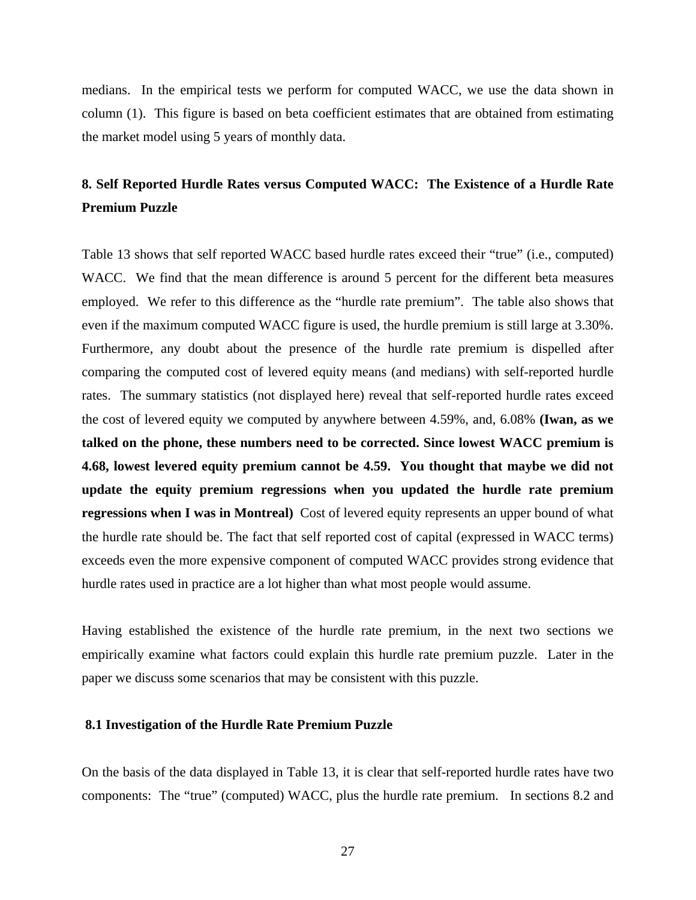medians. In the empirical tests we perform for computed WACC, we use the data shown in column (1). This figure is based on beta coefficient estimates that are obtained from estimating the market model using 5 years of monthly data.

## 8. Self Reported Hurdle Rates versus Computed WACC: The Existence of a Hurdle Rate Premium Puzzle

Table 13 shows that self reported WACC based hurdle rates exceed their "true" (i.e., computed) WACC. We find that the mean difference is around 5 percent for the different beta measures employed. We refer to this difference as the "hurdle rate premium". The table also shows that even if the maximum computed WACC figure is used, the hurdle premium is still large at 3.30%. Furthermore, any doubt about the presence of the hurdle rate premium is dispelled after comparing the computed cost of levered equity means (and medians) with self-reported hurdle rates. The summary statistics (not displayed here) reveal that self-reported hurdle rates exceed the cost of levered equity we computed by anywhere between 4.59%, and, 6.08% **(Iwan, as we talked on the phone, these numbers need to be corrected. Since lowest WACC premium is 4.68, lowest levered equity premium cannot be 4.59. You thought that maybe we did not update the equity premium regressions when you updated the hurdle rate premium regressions when I was in Montreal)** Cost of levered equity represents an upper bound of what the hurdle rate should be. The fact that self reported cost of capital (expressed in WACC terms) exceeds even the more expensive component of computed WACC provides strong evidence that hurdle rates used in practice are a lot higher than what most people would assume.

Having established the existence of the hurdle rate premium, in the next two sections we empirically examine what factors could explain this hurdle rate premium puzzle. Later in the paper we discuss some scenarios that may be consistent with this puzzle.

### 8.1 Investigation of the Hurdle Rate Premium Puzzle

On the basis of the data displayed in Table 13, it is clear that self-reported hurdle rates have two components: The "true" (computed) WACC, plus the hurdle rate premium. In sections 8.2 and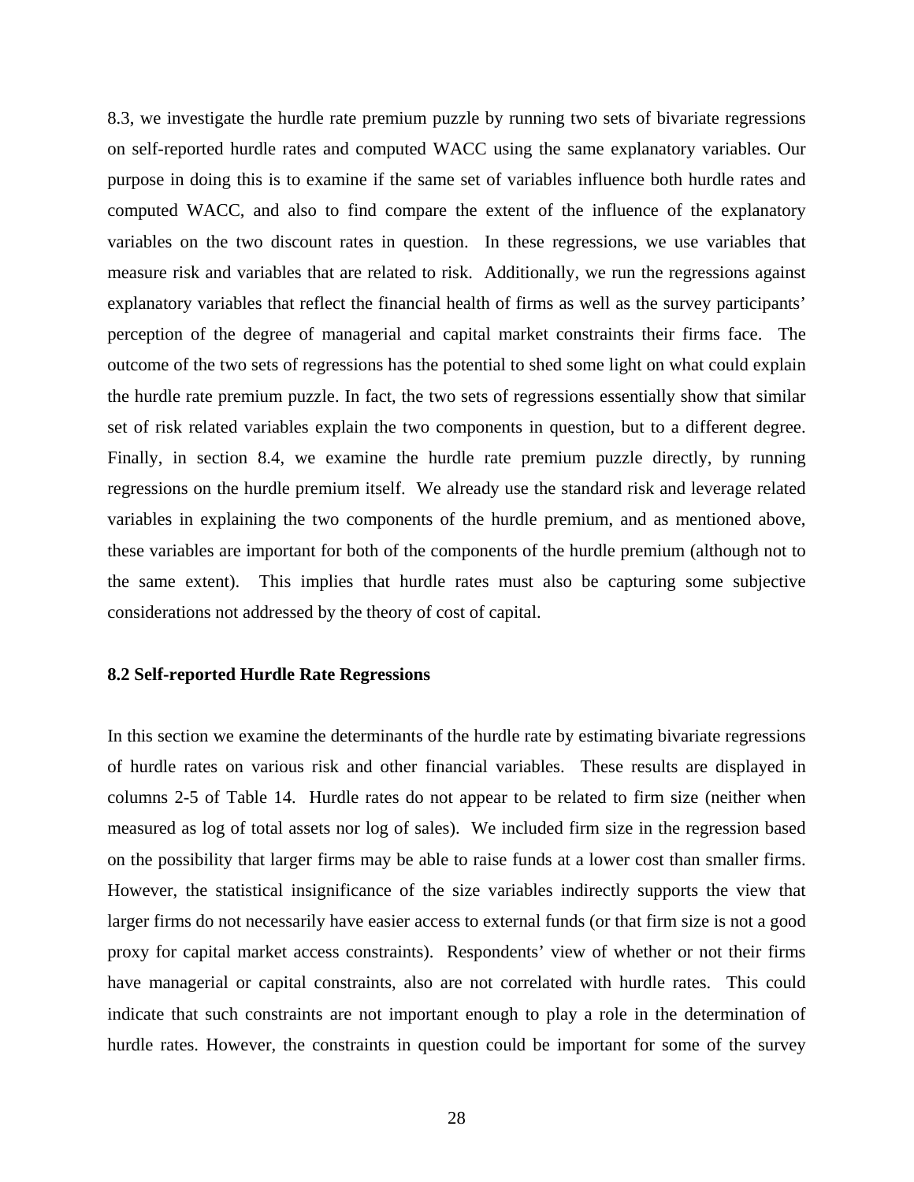8.3, we investigate the hurdle rate premium puzzle by running two sets of bivariate regressions on self-reported hurdle rates and computed WACC using the same explanatory variables. Our purpose in doing this is to examine if the same set of variables influence both hurdle rates and computed WACC, and also to find compare the extent of the influence of the explanatory variables on the two discount rates in question. In these regressions, we use variables that measure risk and variables that are related to risk. Additionally, we run the regressions against explanatory variables that reflect the financial health of firms as well as the survey participants' perception of the degree of managerial and capital market constraints their firms face. The outcome of the two sets of regressions has the potential to shed some light on what could explain the hurdle rate premium puzzle. In fact, the two sets of regressions essentially show that similar set of risk related variables explain the two components in question, but to a different degree. Finally, in section 8.4, we examine the hurdle rate premium puzzle directly, by running regressions on the hurdle premium itself. We already use the standard risk and leverage related variables in explaining the two components of the hurdle premium, and as mentioned above, these variables are important for both of the components of the hurdle premium (although not to the same extent). This implies that hurdle rates must also be capturing some subjective considerations not addressed by the theory of cost of capital.

**8.2 Self-reported Hurdle Rate Regressions**

In this section we examine the determinants of the hurdle rate by estimating bivariate regressions of hurdle rates on various risk and other financial variables. These results are displayed in columns 2-5 of Table 14. Hurdle rates do not appear to be related to firm size (neither when measured as log of total assets nor log of sales). We included firm size in the regression based on the possibility that larger firms may be able to raise funds at a lower cost than smaller firms. However, the statistical insignificance of the size variables indirectly supports the view that larger firms do not necessarily have easier access to external funds (or that firm size is not a good proxy for capital market access constraints). Respondents' view of whether or not their firms have managerial or capital constraints, also are not correlated with hurdle rates. This could indicate that such constraints are not important enough to play a role in the determination of hurdle rates. However, the constraints in question could be important for some of the survey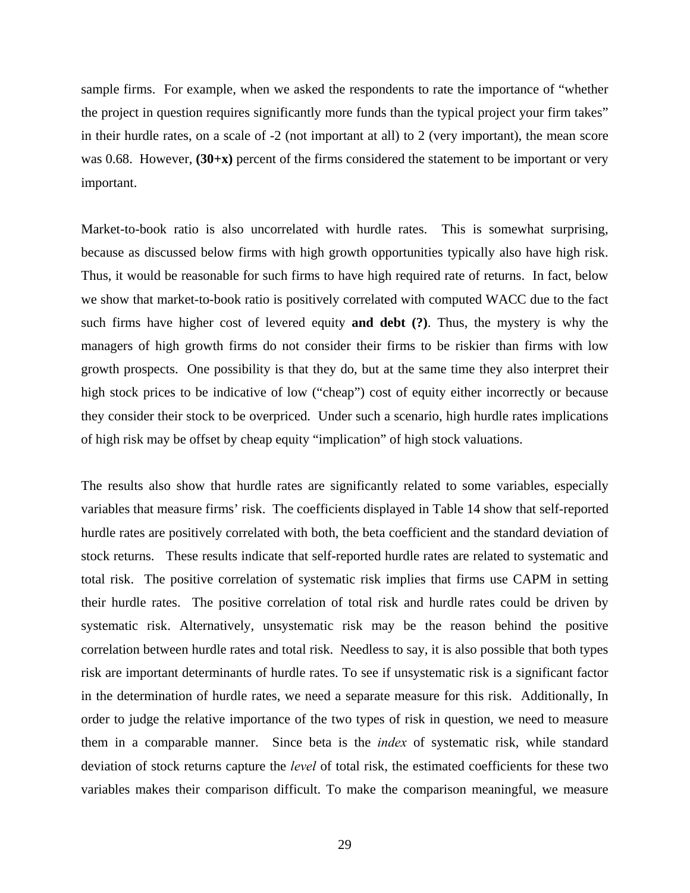sample firms. For example, when we asked the respondents to rate the importance of "whether the project in question requires significantly more funds than the typical project your firm takes" in their hurdle rates, on a scale of -2 (not important at all) to 2 (very important), the mean score was 0.68. However, **(30+x)** percent of the firms considered the statement to be important or very important.

Market-to-book ratio is also uncorrelated with hurdle rates. This is somewhat surprising, because as discussed below firms with high growth opportunities typically also have high risk. Thus, it would be reasonable for such firms to have high required rate of returns. In fact, below we show that market-to-book ratio is positively correlated with computed WACC due to the fact such firms have higher cost of levered equity **and debt (?)**. Thus, the mystery is why the managers of high growth firms do not consider their firms to be riskier than firms with low growth prospects. One possibility is that they do, but at the same time they also interpret their high stock prices to be indicative of low ("cheap") cost of equity either incorrectly or because they consider their stock to be overpriced. Under such a scenario, high hurdle rates implications of high risk may be offset by cheap equity "implication" of high stock valuations.

The results also show that hurdle rates are significantly related to some variables, especially variables that measure firms' risk. The coefficients displayed in Table 14 show that self-reported hurdle rates are positively correlated with both, the beta coefficient and the standard deviation of stock returns. These results indicate that self-reported hurdle rates are related to systematic and total risk. The positive correlation of systematic risk implies that firms use CAPM in setting their hurdle rates. The positive correlation of total risk and hurdle rates could be driven by systematic risk. Alternatively, unsystematic risk may be the reason behind the positive correlation between hurdle rates and total risk. Needless to say, it is also possible that both types risk are important determinants of hurdle rates. To see if unsystematic risk is a significant factor in the determination of hurdle rates, we need a separate measure for this risk. Additionally, In order to judge the relative importance of the two types of risk in question, we need to measure them in a comparable manner. Since beta is the *index* of systematic risk, while standard deviation of stock returns capture the *level* of total risk, the estimated coefficients for these two variables makes their comparison difficult. To make the comparison meaningful, we measure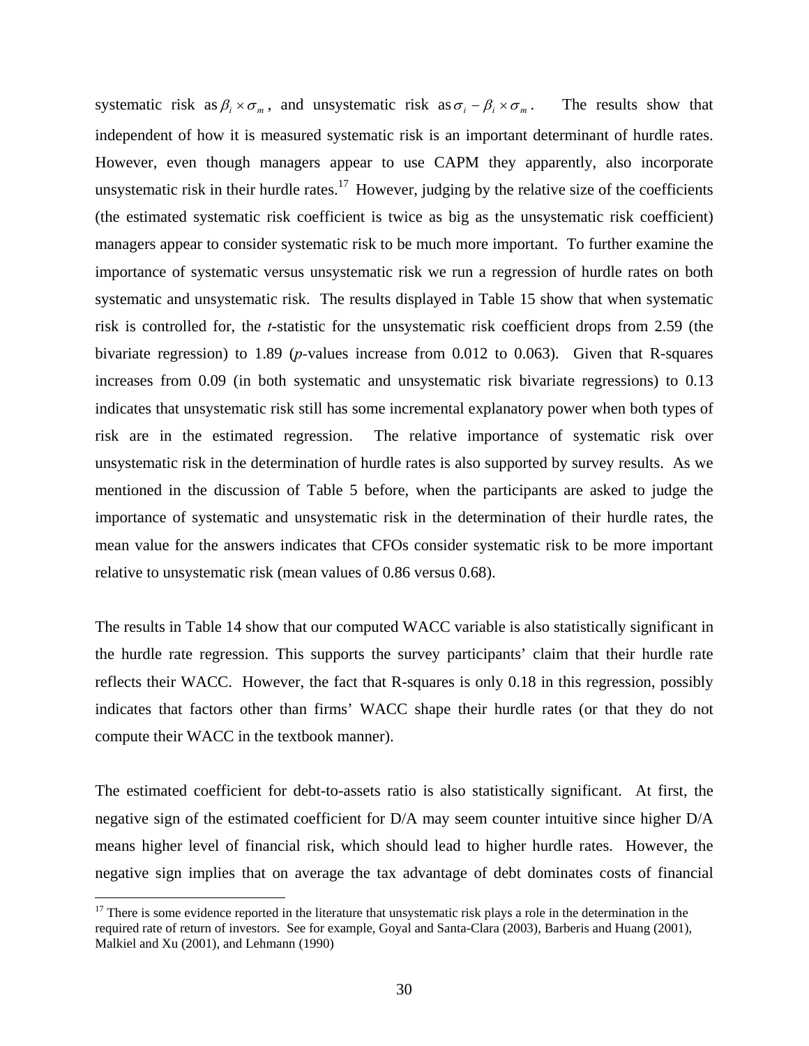systematic risk as $\beta_i \times \sigma_m$, and unsystematic risk as $\sigma_i - \beta_i \times \sigma_m$. The results show that independent of how it is measured systematic risk is an important determinant of hurdle rates. However, even though managers appear to use CAPM they apparently, also incorporate unsystematic risk in their hurdle rates.[17] However, judging by the relative size of the coefficients (the estimated systematic risk coefficient is twice as big as the unsystematic risk coefficient) managers appear to consider systematic risk to be much more important. To further examine the importance of systematic versus unsystematic risk we run a regression of hurdle rates on both systematic and unsystematic risk. The results displayed in Table 15 show that when systematic risk is controlled for, the *t*-statistic for the unsystematic risk coefficient drops from 2.59 (the bivariate regression) to 1.89 (*p*-values increase from 0.012 to 0.063). Given that R-squares increases from 0.09 (in both systematic and unsystematic risk bivariate regressions) to 0.13 indicates that unsystematic risk still has some incremental explanatory power when both types of risk are in the estimated regression. The relative importance of systematic risk over unsystematic risk in the determination of hurdle rates is also supported by survey results. As we mentioned in the discussion of Table 5 before, when the participants are asked to judge the importance of systematic and unsystematic risk in the determination of their hurdle rates, the mean value for the answers indicates that CFOs consider systematic risk to be more important relative to unsystematic risk (mean values of 0.86 versus 0.68).

The results in Table 14 show that our computed WACC variable is also statistically significant in the hurdle rate regression. This supports the survey participants' claim that their hurdle rate reflects their WACC. However, the fact that R-squares is only 0.18 in this regression, possibly indicates that factors other than firms' WACC shape their hurdle rates (or that they do not compute their WACC in the textbook manner).

The estimated coefficient for debt-to-assets ratio is also statistically significant. At first, the negative sign of the estimated coefficient for D/A may seem counter intuitive since higher D/A means higher level of financial risk, which should lead to higher hurdle rates. However, the negative sign implies that on average the tax advantage of debt dominates costs of financial

[17] There is some evidence reported in the literature that unsystematic risk plays a role in the determination in the required rate of return of investors. See for example, Goyal and Santa-Clara (2003), Barberis and Huang (2001), Malkiel and Xu (2001), and Lehmann (1990)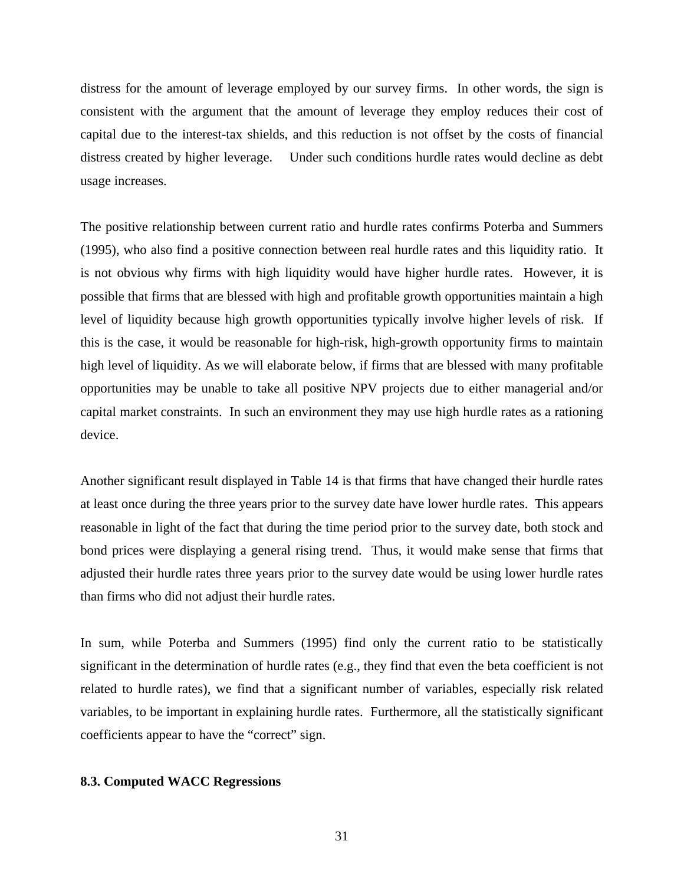distress for the amount of leverage employed by our survey firms. In other words, the sign is consistent with the argument that the amount of leverage they employ reduces their cost of capital due to the interest-tax shields, and this reduction is not offset by the costs of financial distress created by higher leverage. Under such conditions hurdle rates would decline as debt usage increases.

The positive relationship between current ratio and hurdle rates confirms Poterba and Summers (1995), who also find a positive connection between real hurdle rates and this liquidity ratio. It is not obvious why firms with high liquidity would have higher hurdle rates. However, it is possible that firms that are blessed with high and profitable growth opportunities maintain a high level of liquidity because high growth opportunities typically involve higher levels of risk. If this is the case, it would be reasonable for high-risk, high-growth opportunity firms to maintain high level of liquidity. As we will elaborate below, if firms that are blessed with many profitable opportunities may be unable to take all positive NPV projects due to either managerial and/or capital market constraints. In such an environment they may use high hurdle rates as a rationing device.

Another significant result displayed in Table 14 is that firms that have changed their hurdle rates at least once during the three years prior to the survey date have lower hurdle rates. This appears reasonable in light of the fact that during the time period prior to the survey date, both stock and bond prices were displaying a general rising trend. Thus, it would make sense that firms that adjusted their hurdle rates three years prior to the survey date would be using lower hurdle rates than firms who did not adjust their hurdle rates.

In sum, while Poterba and Summers (1995) find only the current ratio to be statistically significant in the determination of hurdle rates (e.g., they find that even the beta coefficient is not related to hurdle rates), we find that a significant number of variables, especially risk related variables, to be important in explaining hurdle rates. Furthermore, all the statistically significant coefficients appear to have the "correct" sign.

### 8.3. Computed WACC Regressions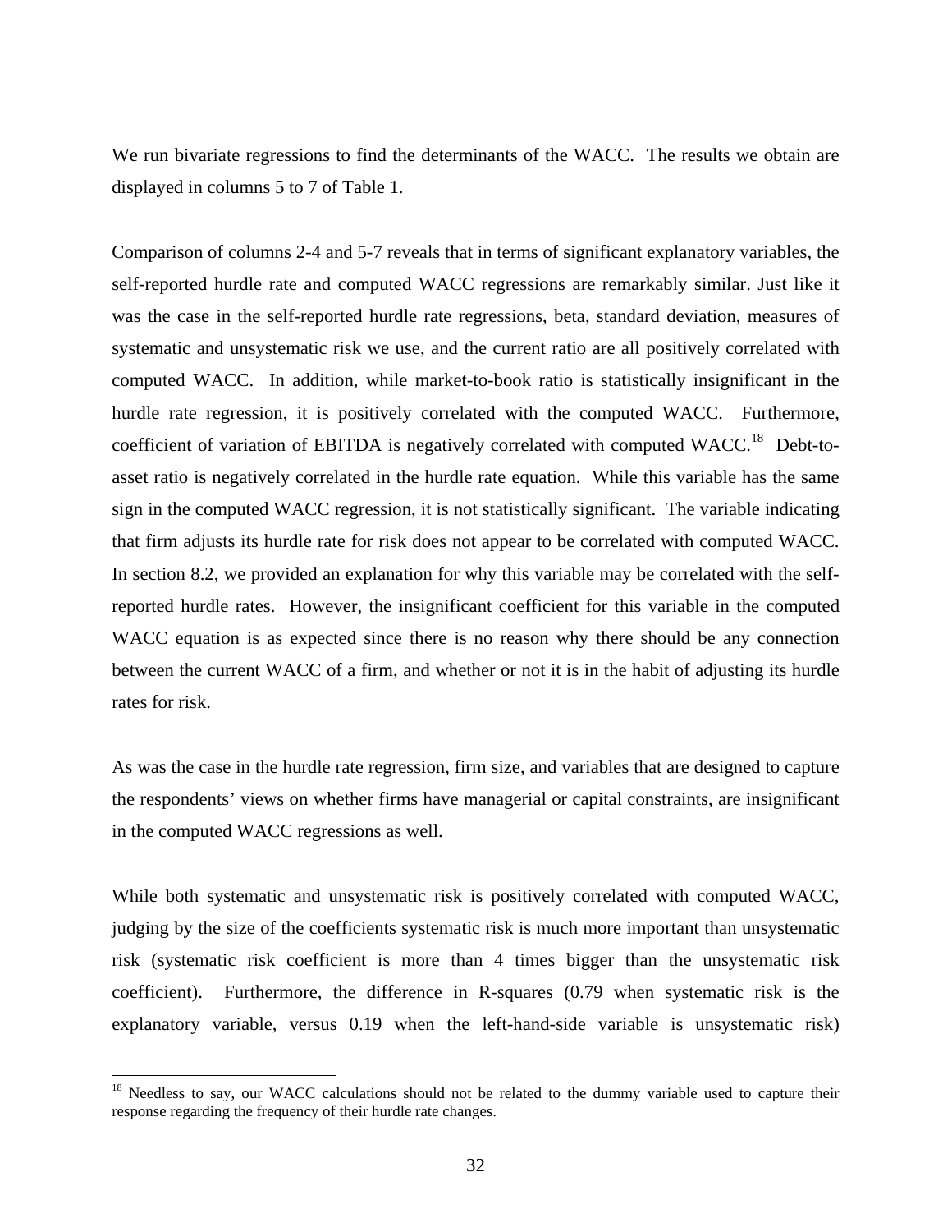We run bivariate regressions to find the determinants of the WACC. The results we obtain are displayed in columns 5 to 7 of Table 1.

Comparison of columns 2-4 and 5-7 reveals that in terms of significant explanatory variables, the self-reported hurdle rate and computed WACC regressions are remarkably similar. Just like it was the case in the self-reported hurdle rate regressions, beta, standard deviation, measures of systematic and unsystematic risk we use, and the current ratio are all positively correlated with computed WACC. In addition, while market-to-book ratio is statistically insignificant in the hurdle rate regression, it is positively correlated with the computed WACC. Furthermore, coefficient of variation of EBITDA is negatively correlated with computed WACC.[18] Debt-to-asset ratio is negatively correlated in the hurdle rate equation. While this variable has the same sign in the computed WACC regression, it is not statistically significant. The variable indicating that firm adjusts its hurdle rate for risk does not appear to be correlated with computed WACC. In section 8.2, we provided an explanation for why this variable may be correlated with the self-reported hurdle rates. However, the insignificant coefficient for this variable in the computed WACC equation is as expected since there is no reason why there should be any connection between the current WACC of a firm, and whether or not it is in the habit of adjusting its hurdle rates for risk.

As was the case in the hurdle rate regression, firm size, and variables that are designed to capture the respondents' views on whether firms have managerial or capital constraints, are insignificant in the computed WACC regressions as well.

While both systematic and unsystematic risk is positively correlated with computed WACC, judging by the size of the coefficients systematic risk is much more important than unsystematic risk (systematic risk coefficient is more than 4 times bigger than the unsystematic risk coefficient). Furthermore, the difference in R-squares (0.79 when systematic risk is the explanatory variable, versus 0.19 when the left-hand-side variable is unsystematic risk)

[18] Needless to say, our WACC calculations should not be related to the dummy variable used to capture their response regarding the frequency of their hurdle rate changes.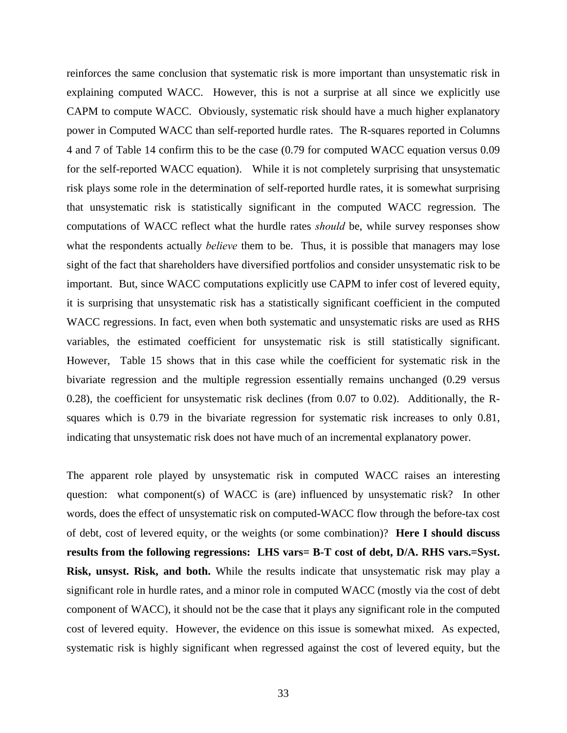reinforces the same conclusion that systematic risk is more important than unsystematic risk in explaining computed WACC. However, this is not a surprise at all since we explicitly use CAPM to compute WACC. Obviously, systematic risk should have a much higher explanatory power in Computed WACC than self-reported hurdle rates. The R-squares reported in Columns 4 and 7 of Table 14 confirm this to be the case (0.79 for computed WACC equation versus 0.09 for the self-reported WACC equation). While it is not completely surprising that unsystematic risk plays some role in the determination of self-reported hurdle rates, it is somewhat surprising that unsystematic risk is statistically significant in the computed WACC regression. The computations of WACC reflect what the hurdle rates *should* be, while survey responses show what the respondents actually *believe* them to be. Thus, it is possible that managers may lose sight of the fact that shareholders have diversified portfolios and consider unsystematic risk to be important. But, since WACC computations explicitly use CAPM to infer cost of levered equity, it is surprising that unsystematic risk has a statistically significant coefficient in the computed WACC regressions. In fact, even when both systematic and unsystematic risks are used as RHS variables, the estimated coefficient for unsystematic risk is still statistically significant. However, Table 15 shows that in this case while the coefficient for systematic risk in the bivariate regression and the multiple regression essentially remains unchanged (0.29 versus 0.28), the coefficient for unsystematic risk declines (from 0.07 to 0.02). Additionally, the R-squares which is 0.79 in the bivariate regression for systematic risk increases to only 0.81, indicating that unsystematic risk does not have much of an incremental explanatory power.

The apparent role played by unsystematic risk in computed WACC raises an interesting question: what component(s) of WACC is (are) influenced by unsystematic risk? In other words, does the effect of unsystematic risk on computed-WACC flow through the before-tax cost of debt, cost of levered equity, or the weights (or some combination)? **Here I should discuss results from the following regressions: LHS vars= B-T cost of debt, D/A. RHS vars.=Syst. Risk, unsyst. Risk, and both.** While the results indicate that unsystematic risk may play a significant role in hurdle rates, and a minor role in computed WACC (mostly via the cost of debt component of WACC), it should not be the case that it plays any significant role in the computed cost of levered equity. However, the evidence on this issue is somewhat mixed. As expected, systematic risk is highly significant when regressed against the cost of levered equity, but the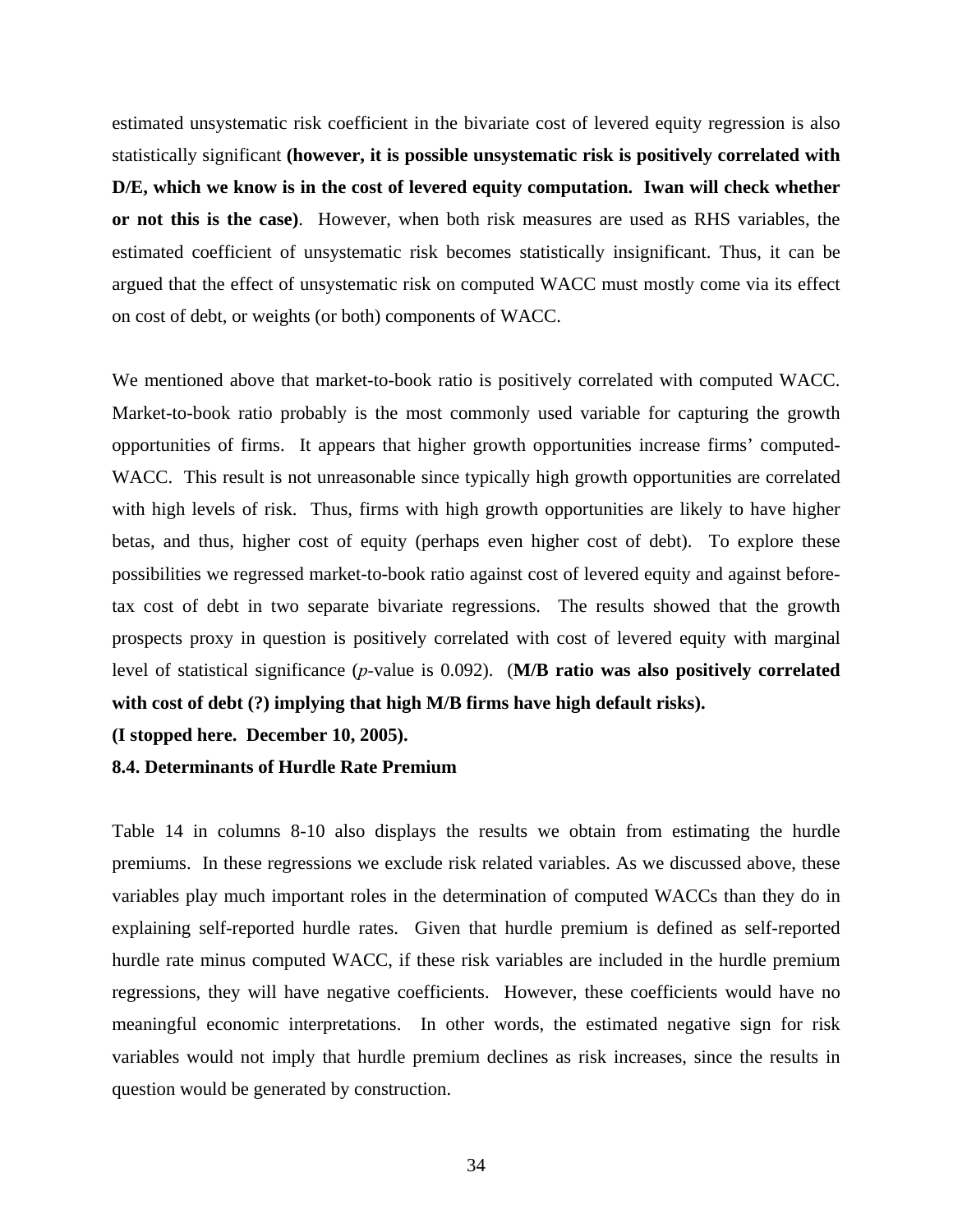estimated unsystematic risk coefficient in the bivariate cost of levered equity regression is also statistically significant **(however, it is possible unsystematic risk is positively correlated with D/E, which we know is in the cost of levered equity computation. Iwan will check whether or not this is the case)**. However, when both risk measures are used as RHS variables, the estimated coefficient of unsystematic risk becomes statistically insignificant. Thus, it can be argued that the effect of unsystematic risk on computed WACC must mostly come via its effect on cost of debt, or weights (or both) components of WACC.

We mentioned above that market-to-book ratio is positively correlated with computed WACC. Market-to-book ratio probably is the most commonly used variable for capturing the growth opportunities of firms. It appears that higher growth opportunities increase firms' computed-WACC. This result is not unreasonable since typically high growth opportunities are correlated with high levels of risk. Thus, firms with high growth opportunities are likely to have higher betas, and thus, higher cost of equity (perhaps even higher cost of debt). To explore these possibilities we regressed market-to-book ratio against cost of levered equity and against before-tax cost of debt in two separate bivariate regressions. The results showed that the growth prospects proxy in question is positively correlated with cost of levered equity with marginal level of statistical significance (*p*-value is 0.092). (**M/B ratio was also positively correlated with cost of debt (?) implying that high M/B firms have high default risks).**

**(I stopped here. December 10, 2005).**

### 8.4. Determinants of Hurdle Rate Premium

Table 14 in columns 8-10 also displays the results we obtain from estimating the hurdle premiums. In these regressions we exclude risk related variables. As we discussed above, these variables play much important roles in the determination of computed WACCs than they do in explaining self-reported hurdle rates. Given that hurdle premium is defined as self-reported hurdle rate minus computed WACC, if these risk variables are included in the hurdle premium regressions, they will have negative coefficients. However, these coefficients would have no meaningful economic interpretations. In other words, the estimated negative sign for risk variables would not imply that hurdle premium declines as risk increases, since the results in question would be generated by construction.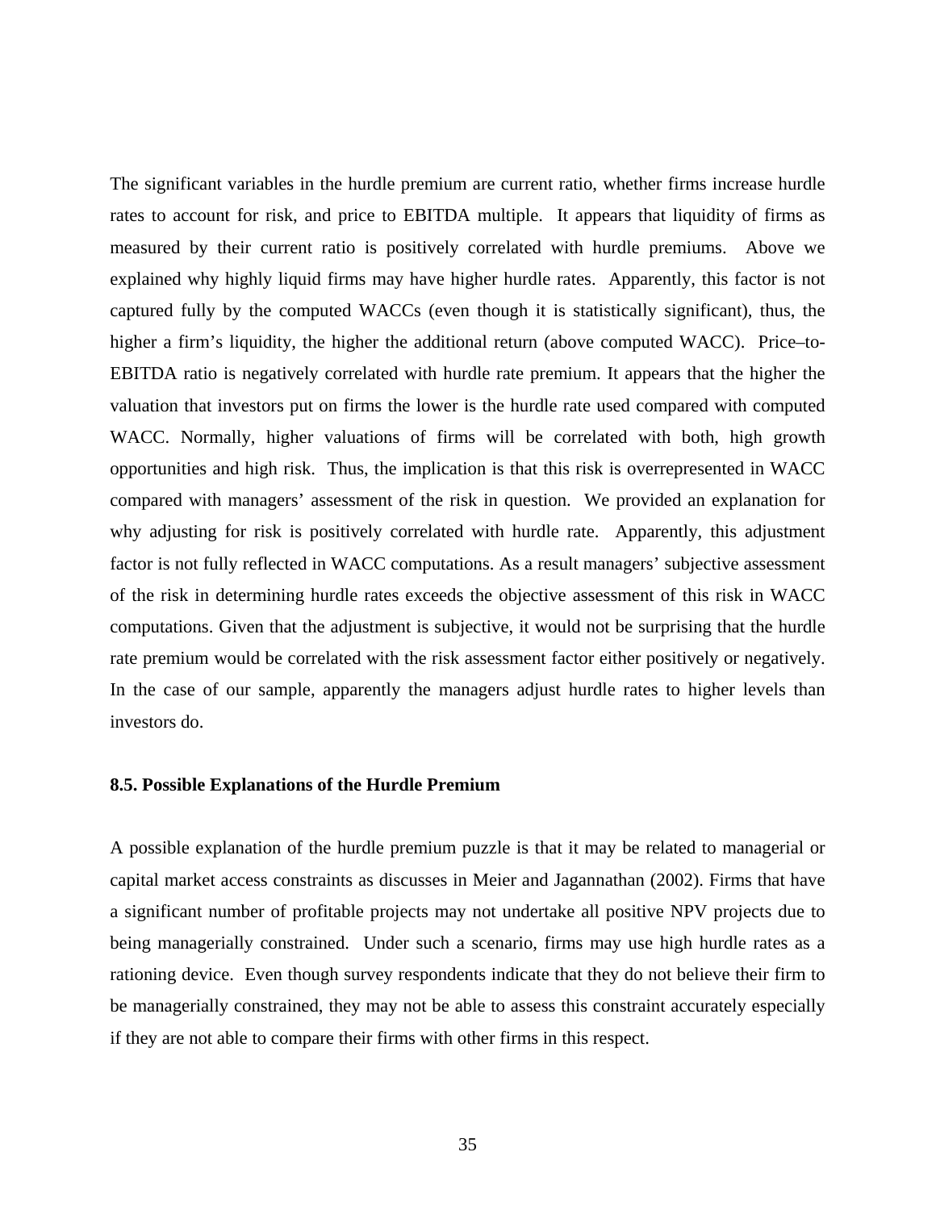The significant variables in the hurdle premium are current ratio, whether firms increase hurdle rates to account for risk, and price to EBITDA multiple. It appears that liquidity of firms as measured by their current ratio is positively correlated with hurdle premiums. Above we explained why highly liquid firms may have higher hurdle rates. Apparently, this factor is not captured fully by the computed WACCs (even though it is statistically significant), thus, the higher a firm's liquidity, the higher the additional return (above computed WACC). Price–to-EBITDA ratio is negatively correlated with hurdle rate premium. It appears that the higher the valuation that investors put on firms the lower is the hurdle rate used compared with computed WACC. Normally, higher valuations of firms will be correlated with both, high growth opportunities and high risk. Thus, the implication is that this risk is overrepresented in WACC compared with managers' assessment of the risk in question. We provided an explanation for why adjusting for risk is positively correlated with hurdle rate. Apparently, this adjustment factor is not fully reflected in WACC computations. As a result managers' subjective assessment of the risk in determining hurdle rates exceeds the objective assessment of this risk in WACC computations. Given that the adjustment is subjective, it would not be surprising that the hurdle rate premium would be correlated with the risk assessment factor either positively or negatively. In the case of our sample, apparently the managers adjust hurdle rates to higher levels than investors do.

### 8.5. Possible Explanations of the Hurdle Premium

A possible explanation of the hurdle premium puzzle is that it may be related to managerial or capital market access constraints as discusses in Meier and Jagannathan (2002). Firms that have a significant number of profitable projects may not undertake all positive NPV projects due to being managerially constrained. Under such a scenario, firms may use high hurdle rates as a rationing device. Even though survey respondents indicate that they do not believe their firm to be managerially constrained, they may not be able to assess this constraint accurately especially if they are not able to compare their firms with other firms in this respect.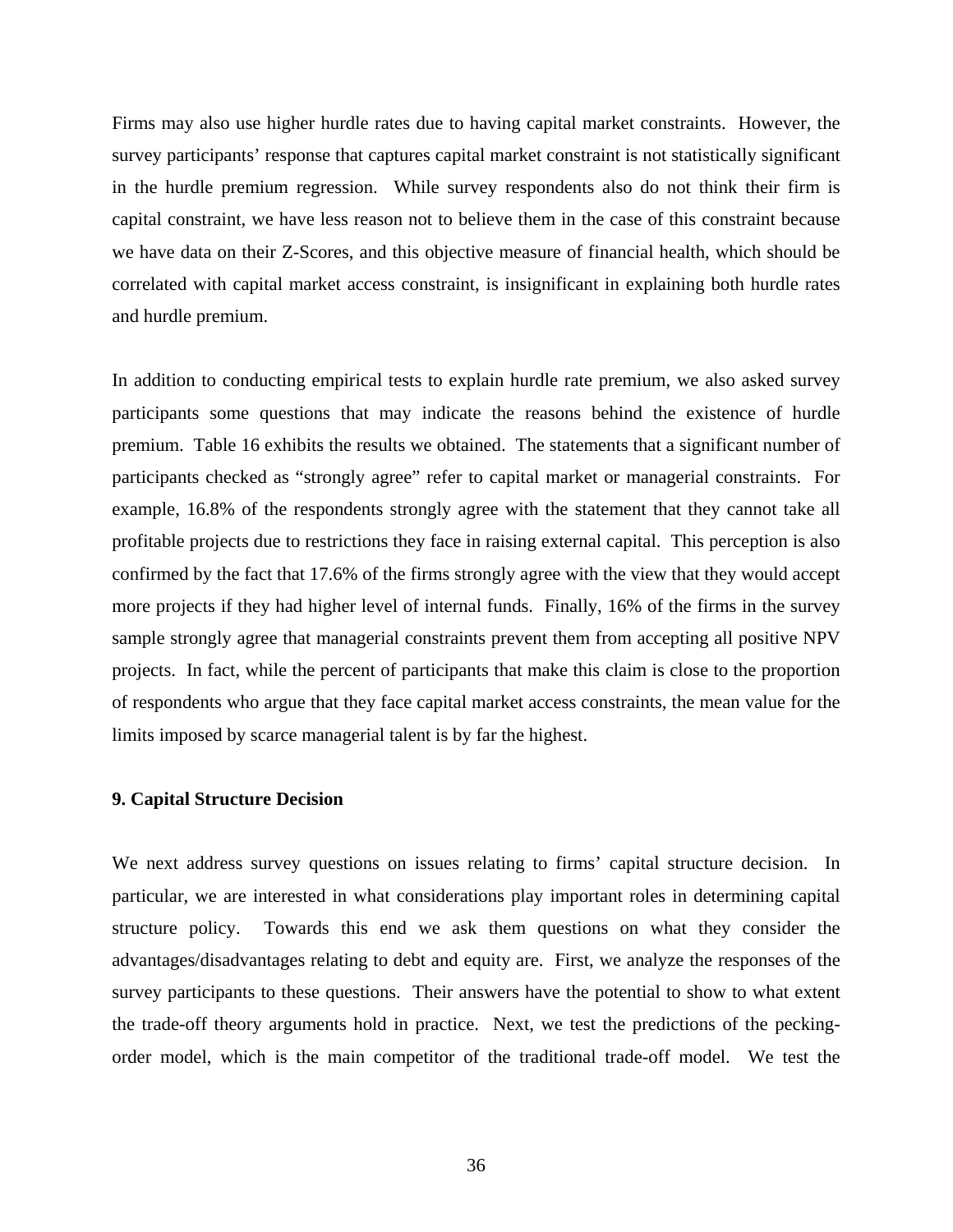Firms may also use higher hurdle rates due to having capital market constraints. However, the survey participants' response that captures capital market constraint is not statistically significant in the hurdle premium regression. While survey respondents also do not think their firm is capital constraint, we have less reason not to believe them in the case of this constraint because we have data on their Z-Scores, and this objective measure of financial health, which should be correlated with capital market access constraint, is insignificant in explaining both hurdle rates and hurdle premium.

In addition to conducting empirical tests to explain hurdle rate premium, we also asked survey participants some questions that may indicate the reasons behind the existence of hurdle premium. Table 16 exhibits the results we obtained. The statements that a significant number of participants checked as "strongly agree" refer to capital market or managerial constraints. For example, 16.8% of the respondents strongly agree with the statement that they cannot take all profitable projects due to restrictions they face in raising external capital. This perception is also confirmed by the fact that 17.6% of the firms strongly agree with the view that they would accept more projects if they had higher level of internal funds. Finally, 16% of the firms in the survey sample strongly agree that managerial constraints prevent them from accepting all positive NPV projects. In fact, while the percent of participants that make this claim is close to the proportion of respondents who argue that they face capital market access constraints, the mean value for the limits imposed by scarce managerial talent is by far the highest.

## 9. Capital Structure Decision

We next address survey questions on issues relating to firms' capital structure decision. In particular, we are interested in what considerations play important roles in determining capital structure policy. Towards this end we ask them questions on what they consider the advantages/disadvantages relating to debt and equity are. First, we analyze the responses of the survey participants to these questions. Their answers have the potential to show to what extent the trade-off theory arguments hold in practice. Next, we test the predictions of the pecking-order model, which is the main competitor of the traditional trade-off model. We test the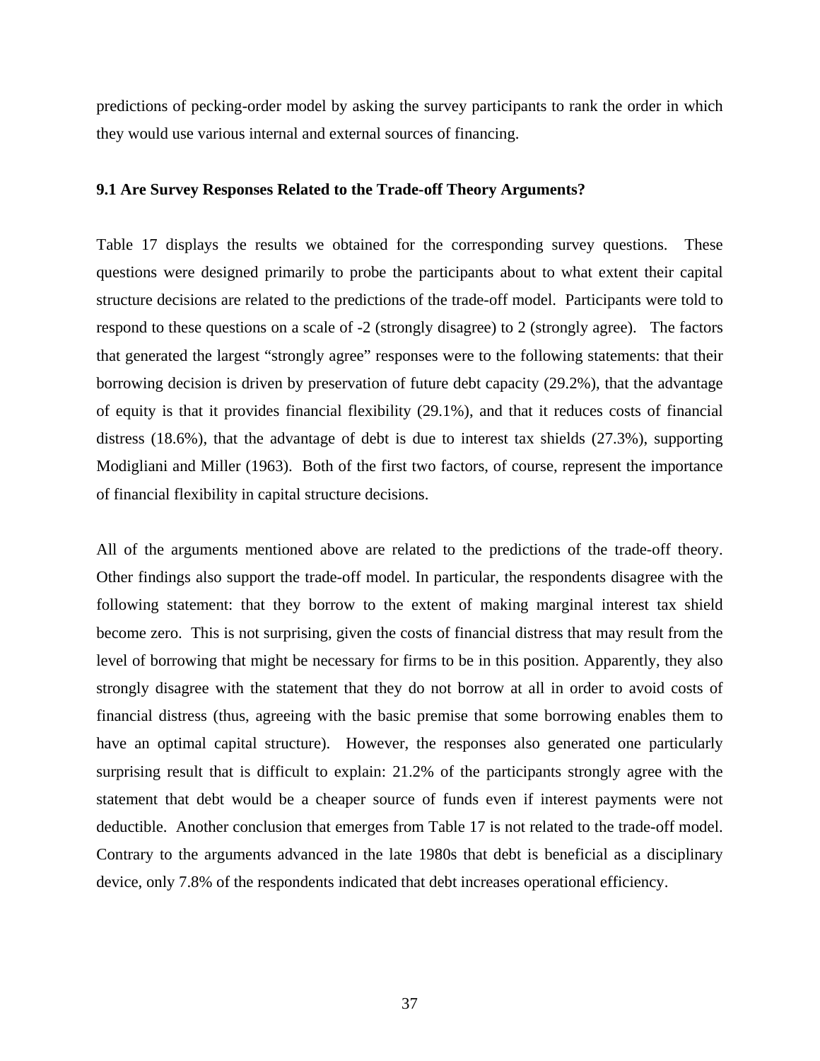predictions of pecking-order model by asking the survey participants to rank the order in which they would use various internal and external sources of financing.

### 9.1 Are Survey Responses Related to the Trade-off Theory Arguments?

Table 17 displays the results we obtained for the corresponding survey questions. These questions were designed primarily to probe the participants about to what extent their capital structure decisions are related to the predictions of the trade-off model. Participants were told to respond to these questions on a scale of -2 (strongly disagree) to 2 (strongly agree). The factors that generated the largest "strongly agree" responses were to the following statements: that their borrowing decision is driven by preservation of future debt capacity (29.2%), that the advantage of equity is that it provides financial flexibility (29.1%), and that it reduces costs of financial distress (18.6%), that the advantage of debt is due to interest tax shields (27.3%), supporting Modigliani and Miller (1963). Both of the first two factors, of course, represent the importance of financial flexibility in capital structure decisions.

All of the arguments mentioned above are related to the predictions of the trade-off theory. Other findings also support the trade-off model. In particular, the respondents disagree with the following statement: that they borrow to the extent of making marginal interest tax shield become zero. This is not surprising, given the costs of financial distress that may result from the level of borrowing that might be necessary for firms to be in this position. Apparently, they also strongly disagree with the statement that they do not borrow at all in order to avoid costs of financial distress (thus, agreeing with the basic premise that some borrowing enables them to have an optimal capital structure). However, the responses also generated one particularly surprising result that is difficult to explain: 21.2% of the participants strongly agree with the statement that debt would be a cheaper source of funds even if interest payments were not deductible. Another conclusion that emerges from Table 17 is not related to the trade-off model. Contrary to the arguments advanced in the late 1980s that debt is beneficial as a disciplinary device, only 7.8% of the respondents indicated that debt increases operational efficiency.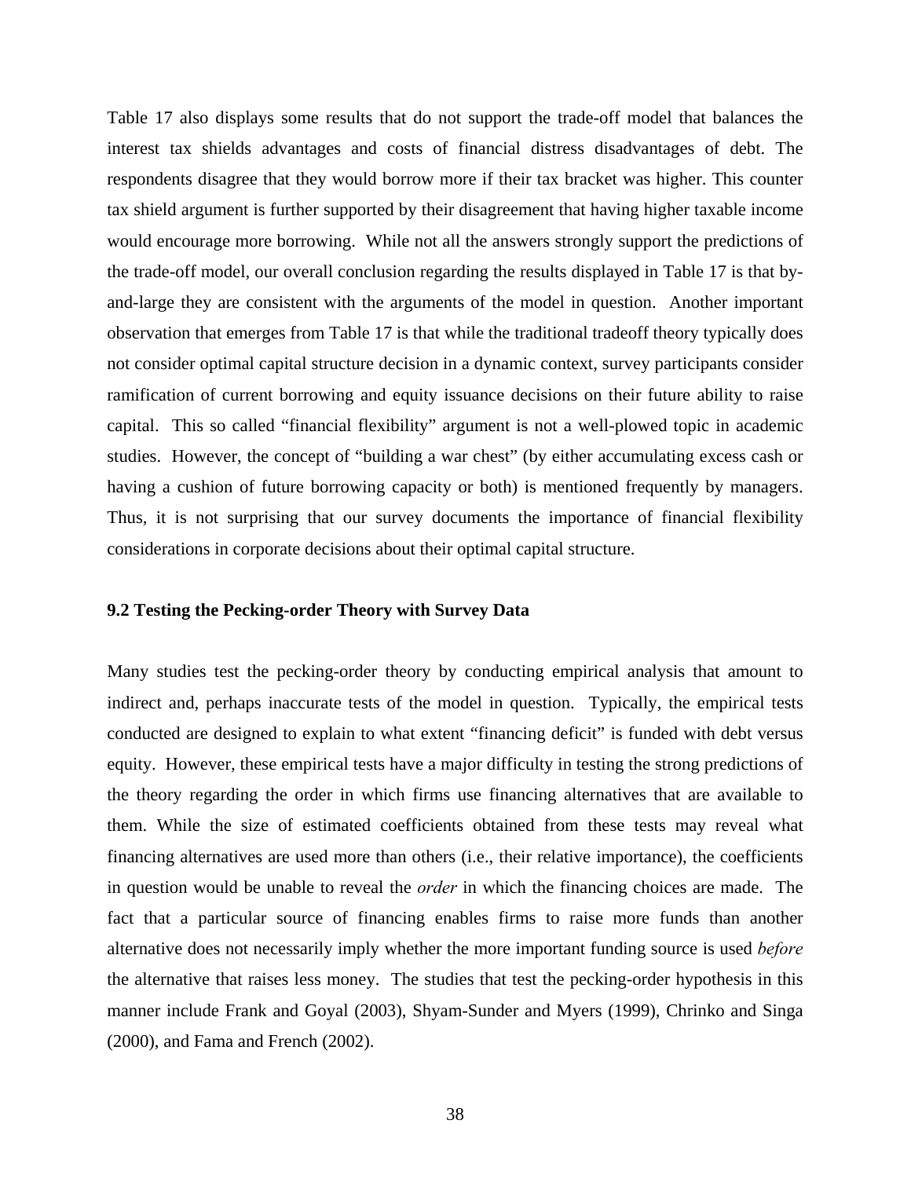Table 17 also displays some results that do not support the trade-off model that balances the interest tax shields advantages and costs of financial distress disadvantages of debt. The respondents disagree that they would borrow more if their tax bracket was higher. This counter tax shield argument is further supported by their disagreement that having higher taxable income would encourage more borrowing. While not all the answers strongly support the predictions of the trade-off model, our overall conclusion regarding the results displayed in Table 17 is that by-and-large they are consistent with the arguments of the model in question. Another important observation that emerges from Table 17 is that while the traditional tradeoff theory typically does not consider optimal capital structure decision in a dynamic context, survey participants consider ramification of current borrowing and equity issuance decisions on their future ability to raise capital. This so called "financial flexibility" argument is not a well-plowed topic in academic studies. However, the concept of "building a war chest" (by either accumulating excess cash or having a cushion of future borrowing capacity or both) is mentioned frequently by managers. Thus, it is not surprising that our survey documents the importance of financial flexibility considerations in corporate decisions about their optimal capital structure.

### 9.2 Testing the Pecking-order Theory with Survey Data

Many studies test the pecking-order theory by conducting empirical analysis that amount to indirect and, perhaps inaccurate tests of the model in question. Typically, the empirical tests conducted are designed to explain to what extent "financing deficit" is funded with debt versus equity. However, these empirical tests have a major difficulty in testing the strong predictions of the theory regarding the order in which firms use financing alternatives that are available to them. While the size of estimated coefficients obtained from these tests may reveal what financing alternatives are used more than others (i.e., their relative importance), the coefficients in question would be unable to reveal the *order* in which the financing choices are made. The fact that a particular source of financing enables firms to raise more funds than another alternative does not necessarily imply whether the more important funding source is used *before* the alternative that raises less money. The studies that test the pecking-order hypothesis in this manner include Frank and Goyal (2003), Shyam-Sunder and Myers (1999), Chrinko and Singa (2000), and Fama and French (2002).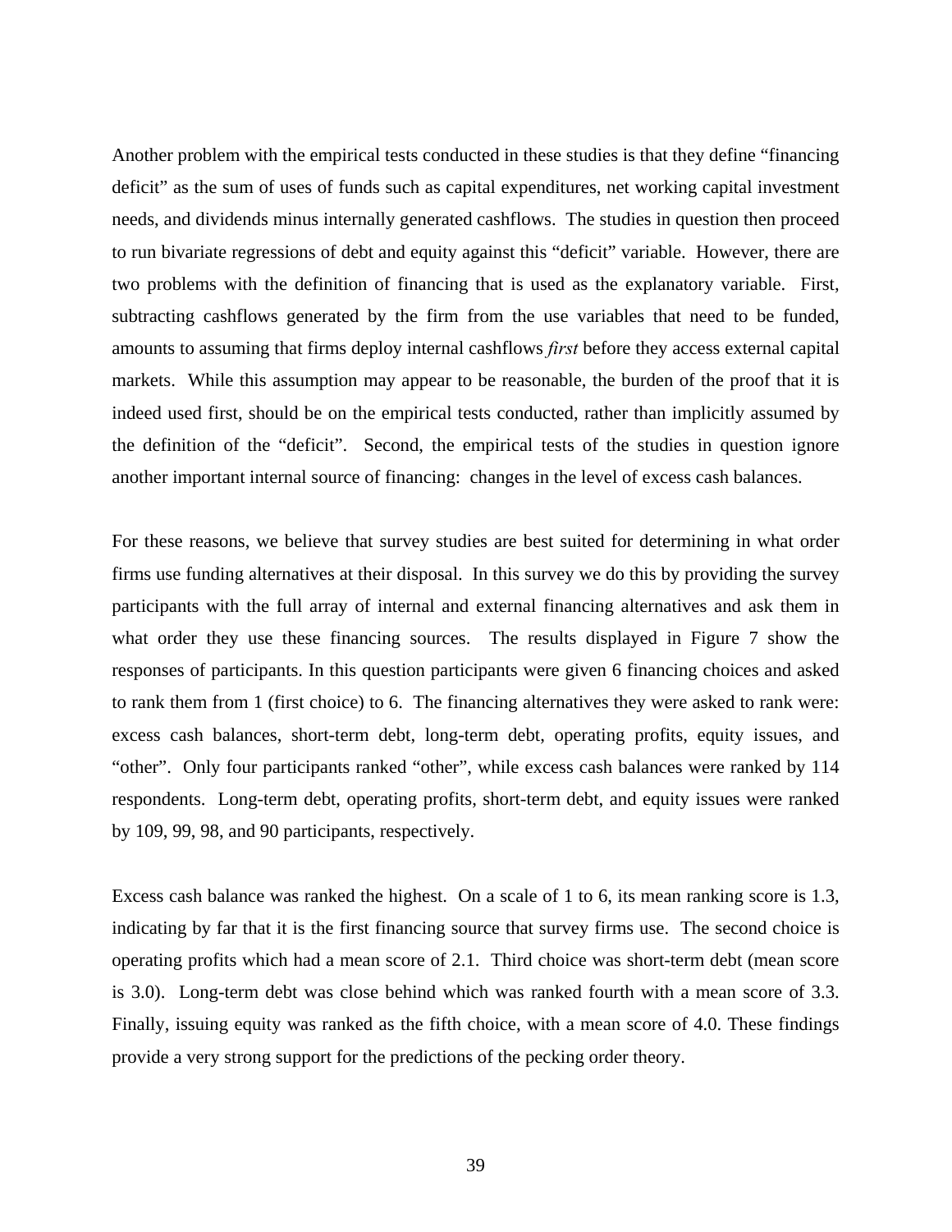Another problem with the empirical tests conducted in these studies is that they define "financing deficit" as the sum of uses of funds such as capital expenditures, net working capital investment needs, and dividends minus internally generated cashflows. The studies in question then proceed to run bivariate regressions of debt and equity against this "deficit" variable. However, there are two problems with the definition of financing that is used as the explanatory variable. First, subtracting cashflows generated by the firm from the use variables that need to be funded, amounts to assuming that firms deploy internal cashflows *first* before they access external capital markets. While this assumption may appear to be reasonable, the burden of the proof that it is indeed used first, should be on the empirical tests conducted, rather than implicitly assumed by the definition of the "deficit". Second, the empirical tests of the studies in question ignore another important internal source of financing: changes in the level of excess cash balances.

For these reasons, we believe that survey studies are best suited for determining in what order firms use funding alternatives at their disposal. In this survey we do this by providing the survey participants with the full array of internal and external financing alternatives and ask them in what order they use these financing sources. The results displayed in Figure 7 show the responses of participants. In this question participants were given 6 financing choices and asked to rank them from 1 (first choice) to 6. The financing alternatives they were asked to rank were: excess cash balances, short-term debt, long-term debt, operating profits, equity issues, and "other". Only four participants ranked "other", while excess cash balances were ranked by 114 respondents. Long-term debt, operating profits, short-term debt, and equity issues were ranked by 109, 99, 98, and 90 participants, respectively.

Excess cash balance was ranked the highest. On a scale of 1 to 6, its mean ranking score is 1.3, indicating by far that it is the first financing source that survey firms use. The second choice is operating profits which had a mean score of 2.1. Third choice was short-term debt (mean score is 3.0). Long-term debt was close behind which was ranked fourth with a mean score of 3.3. Finally, issuing equity was ranked as the fifth choice, with a mean score of 4.0. These findings provide a very strong support for the predictions of the pecking order theory.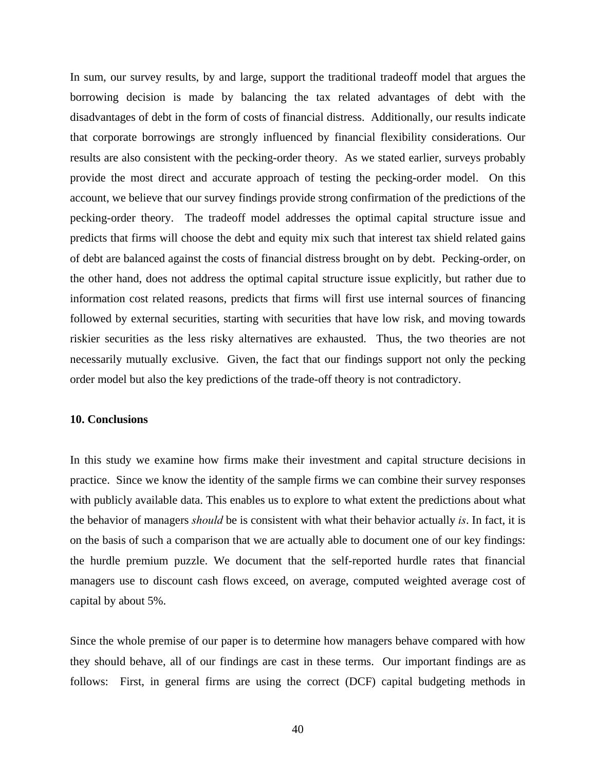In sum, our survey results, by and large, support the traditional tradeoff model that argues the borrowing decision is made by balancing the tax related advantages of debt with the disadvantages of debt in the form of costs of financial distress. Additionally, our results indicate that corporate borrowings are strongly influenced by financial flexibility considerations. Our results are also consistent with the pecking-order theory. As we stated earlier, surveys probably provide the most direct and accurate approach of testing the pecking-order model. On this account, we believe that our survey findings provide strong confirmation of the predictions of the pecking-order theory. The tradeoff model addresses the optimal capital structure issue and predicts that firms will choose the debt and equity mix such that interest tax shield related gains of debt are balanced against the costs of financial distress brought on by debt. Pecking-order, on the other hand, does not address the optimal capital structure issue explicitly, but rather due to information cost related reasons, predicts that firms will first use internal sources of financing followed by external securities, starting with securities that have low risk, and moving towards riskier securities as the less risky alternatives are exhausted. Thus, the two theories are not necessarily mutually exclusive. Given, the fact that our findings support not only the pecking order model but also the key predictions of the trade-off theory is not contradictory.

## 10. Conclusions

In this study we examine how firms make their investment and capital structure decisions in practice. Since we know the identity of the sample firms we can combine their survey responses with publicly available data. This enables us to explore to what extent the predictions about what the behavior of managers *should* be is consistent with what their behavior actually *is*. In fact, it is on the basis of such a comparison that we are actually able to document one of our key findings: the hurdle premium puzzle. We document that the self-reported hurdle rates that financial managers use to discount cash flows exceed, on average, computed weighted average cost of capital by about 5%.

Since the whole premise of our paper is to determine how managers behave compared with how they should behave, all of our findings are cast in these terms. Our important findings are as follows: First, in general firms are using the correct (DCF) capital budgeting methods in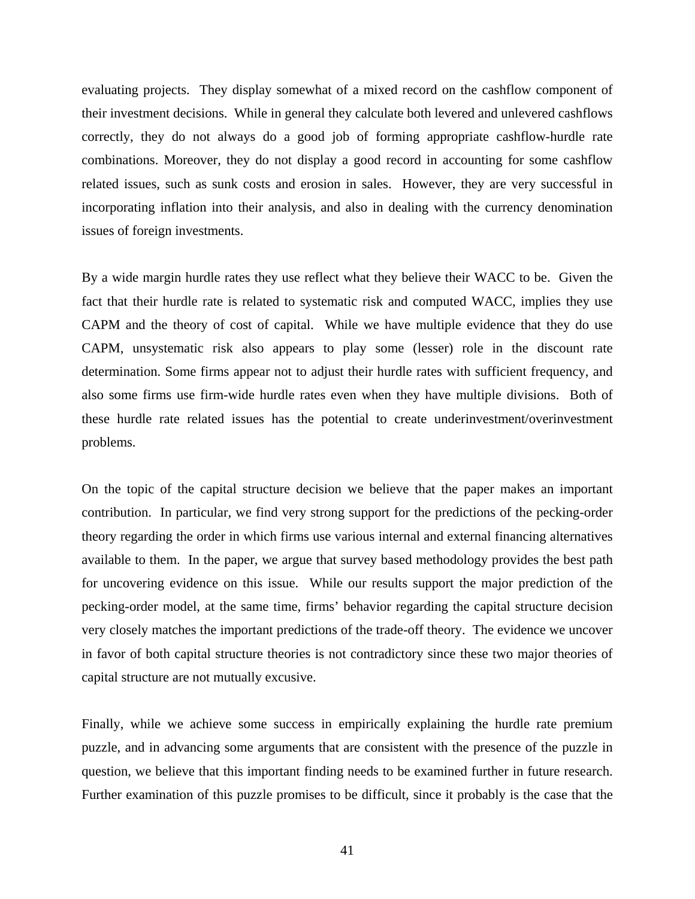evaluating projects. They display somewhat of a mixed record on the cashflow component of their investment decisions. While in general they calculate both levered and unlevered cashflows correctly, they do not always do a good job of forming appropriate cashflow-hurdle rate combinations. Moreover, they do not display a good record in accounting for some cashflow related issues, such as sunk costs and erosion in sales. However, they are very successful in incorporating inflation into their analysis, and also in dealing with the currency denomination issues of foreign investments.

By a wide margin hurdle rates they use reflect what they believe their WACC to be. Given the fact that their hurdle rate is related to systematic risk and computed WACC, implies they use CAPM and the theory of cost of capital. While we have multiple evidence that they do use CAPM, unsystematic risk also appears to play some (lesser) role in the discount rate determination. Some firms appear not to adjust their hurdle rates with sufficient frequency, and also some firms use firm-wide hurdle rates even when they have multiple divisions. Both of these hurdle rate related issues has the potential to create underinvestment/overinvestment problems.

On the topic of the capital structure decision we believe that the paper makes an important contribution. In particular, we find very strong support for the predictions of the pecking-order theory regarding the order in which firms use various internal and external financing alternatives available to them. In the paper, we argue that survey based methodology provides the best path for uncovering evidence on this issue. While our results support the major prediction of the pecking-order model, at the same time, firms' behavior regarding the capital structure decision very closely matches the important predictions of the trade-off theory. The evidence we uncover in favor of both capital structure theories is not contradictory since these two major theories of capital structure are not mutually excusive.

Finally, while we achieve some success in empirically explaining the hurdle rate premium puzzle, and in advancing some arguments that are consistent with the presence of the puzzle in question, we believe that this important finding needs to be examined further in future research. Further examination of this puzzle promises to be difficult, since it probably is the case that the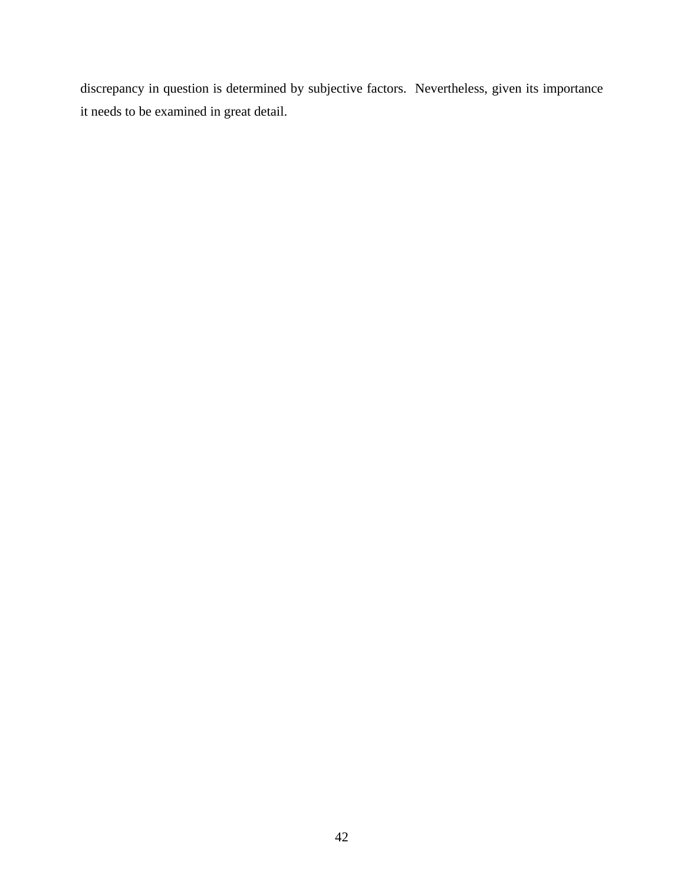discrepancy in question is determined by subjective factors. Nevertheless, given its importance it needs to be examined in great detail.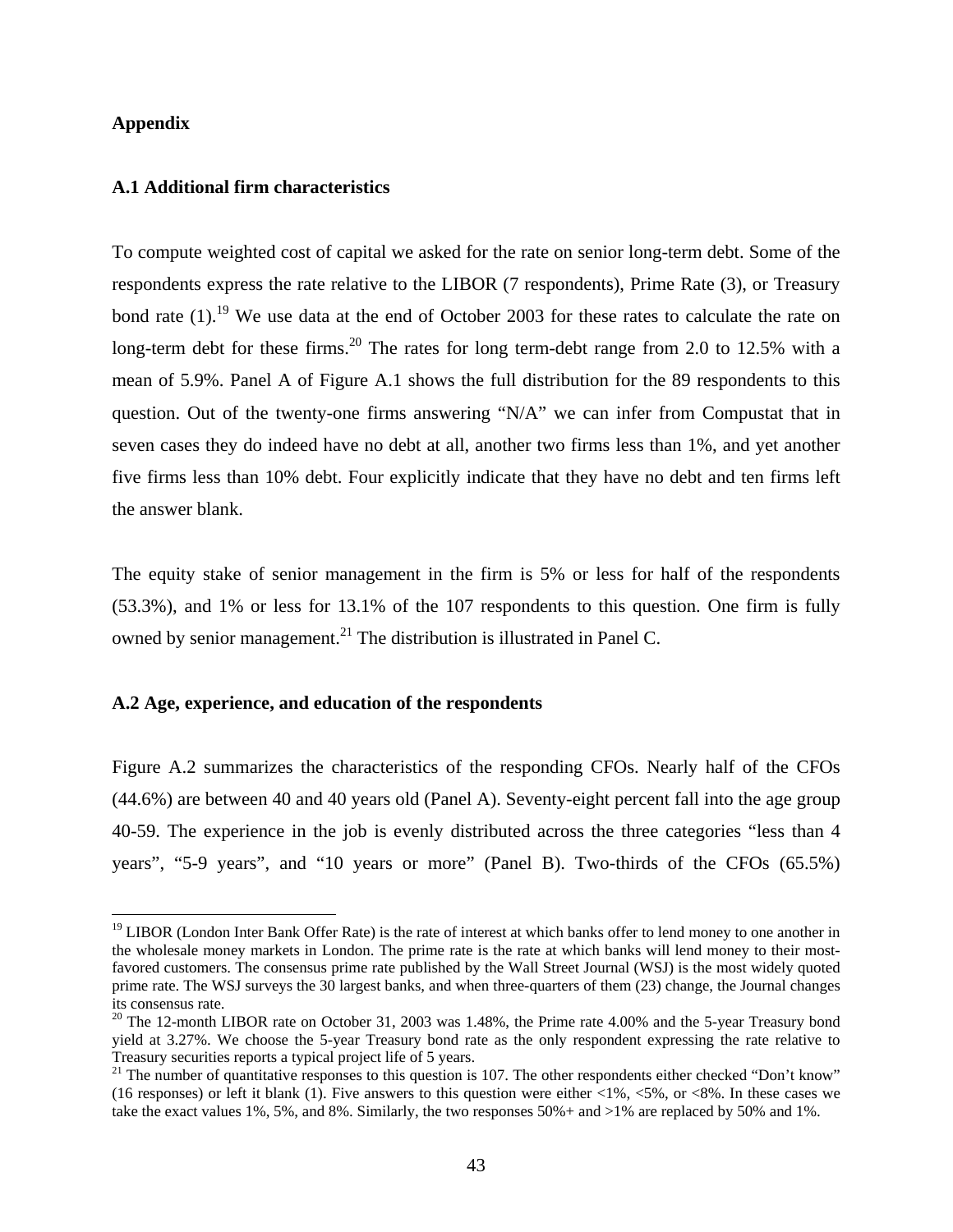## Appendix

### A.1 Additional firm characteristics

To compute weighted cost of capital we asked for the rate on senior long-term debt. Some of the respondents express the rate relative to the LIBOR (7 respondents), Prime Rate (3), or Treasury bond rate (1).[19] We use data at the end of October 2003 for these rates to calculate the rate on long-term debt for these firms.[20] The rates for long term-debt range from 2.0 to 12.5% with a mean of 5.9%. Panel A of Figure A.1 shows the full distribution for the 89 respondents to this question. Out of the twenty-one firms answering "N/A" we can infer from Compustat that in seven cases they do indeed have no debt at all, another two firms less than 1%, and yet another five firms less than 10% debt. Four explicitly indicate that they have no debt and ten firms left the answer blank.

The equity stake of senior management in the firm is 5% or less for half of the respondents (53.3%), and 1% or less for 13.1% of the 107 respondents to this question. One firm is fully owned by senior management.[21] The distribution is illustrated in Panel C.

### A.2 Age, experience, and education of the respondents

Figure A.2 summarizes the characteristics of the responding CFOs. Nearly half of the CFOs (44.6%) are between 40 and 40 years old (Panel A). Seventy-eight percent fall into the age group 40-59. The experience in the job is evenly distributed across the three categories "less than 4 years", "5-9 years", and "10 years or more" (Panel B). Two-thirds of the CFOs (65.5%)

---

[19] LIBOR (London Inter Bank Offer Rate) is the rate of interest at which banks offer to lend money to one another in the wholesale money markets in London. The prime rate is the rate at which banks will lend money to their most-favored customers. The consensus prime rate published by the Wall Street Journal (WSJ) is the most widely quoted prime rate. The WSJ surveys the 30 largest banks, and when three-quarters of them (23) change, the Journal changes its consensus rate.

[20] The 12-month LIBOR rate on October 31, 2003 was 1.48%, the Prime rate 4.00% and the 5-year Treasury bond yield at 3.27%. We choose the 5-year Treasury bond rate as the only respondent expressing the rate relative to Treasury securities reports a typical project life of 5 years.

[21] The number of quantitative responses to this question is 107. The other respondents either checked "Don't know" (16 responses) or left it blank (1). Five answers to this question were either <1%, <5%, or <8%. In these cases we take the exact values 1%, 5%, and 8%. Similarly, the two responses 50%+ and >1% are replaced by 50% and 1%.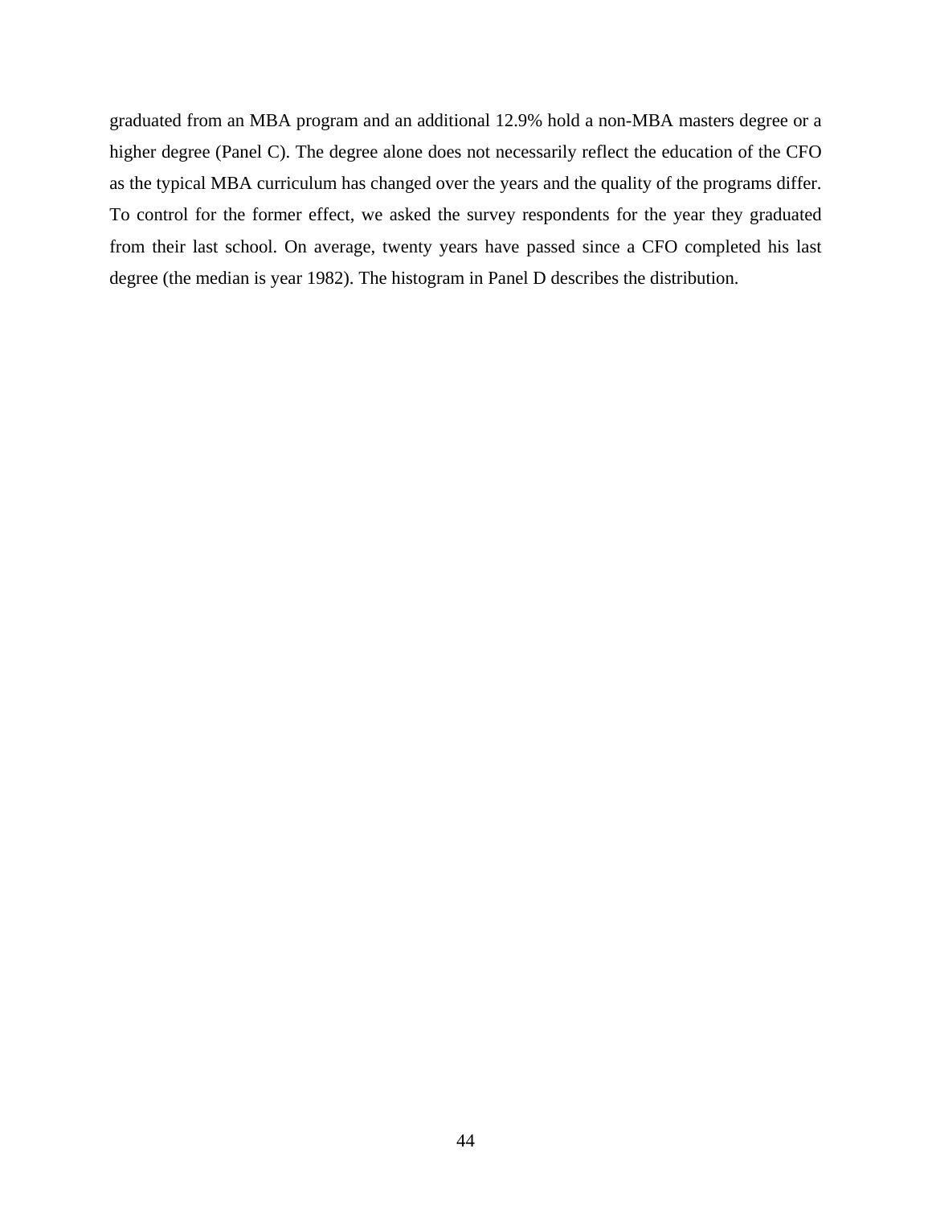graduated from an MBA program and an additional 12.9% hold a non-MBA masters degree or a higher degree (Panel C). The degree alone does not necessarily reflect the education of the CFO as the typical MBA curriculum has changed over the years and the quality of the programs differ. To control for the former effect, we asked the survey respondents for the year they graduated from their last school. On average, twenty years have passed since a CFO completed his last degree (the median is year 1982). The histogram in Panel D describes the distribution.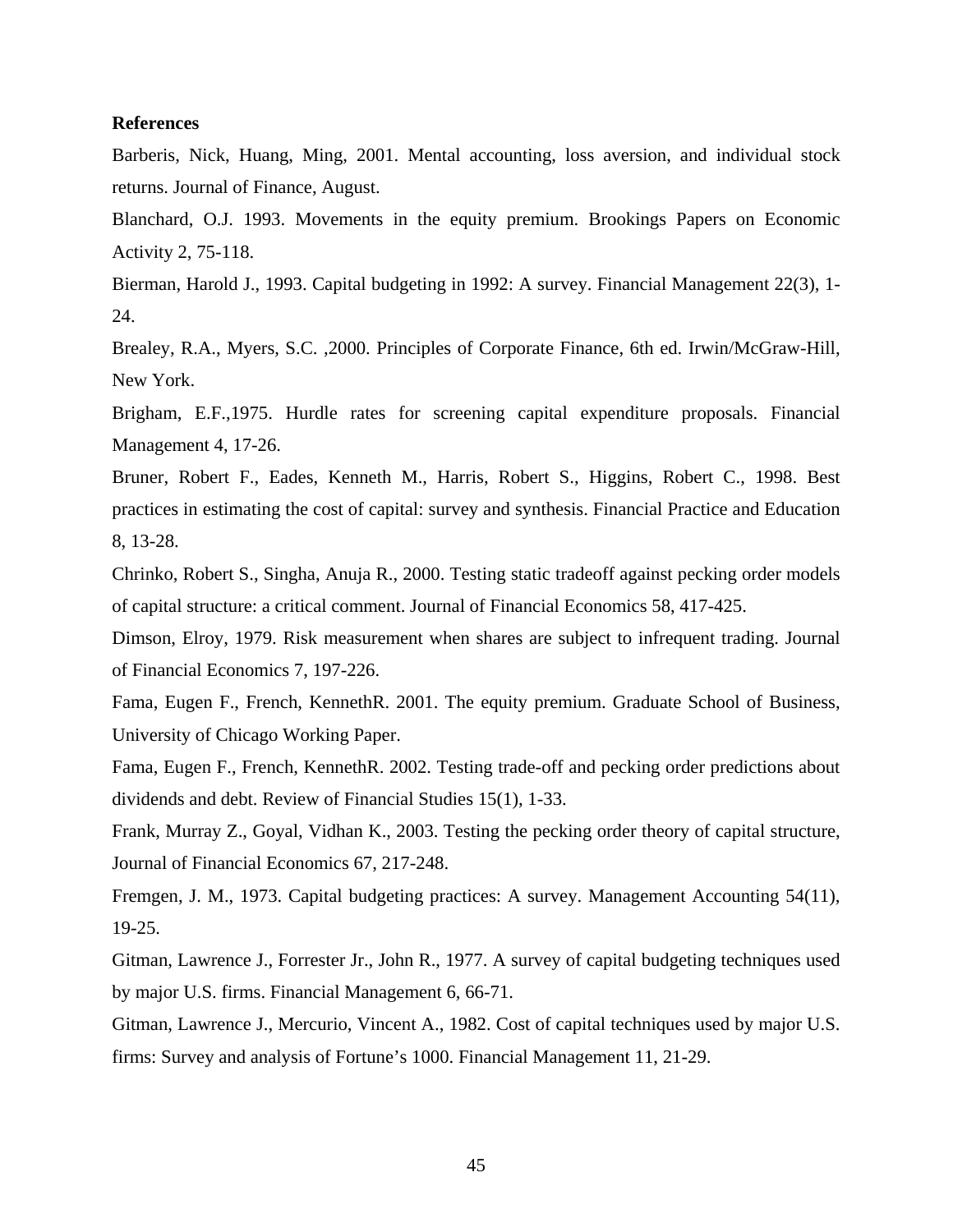**References**

Barberis, Nick, Huang, Ming, 2001. Mental accounting, loss aversion, and individual stock returns. Journal of Finance, August.

Blanchard, O.J. 1993. Movements in the equity premium. Brookings Papers on Economic Activity 2, 75-118.

Bierman, Harold J., 1993. Capital budgeting in 1992: A survey. Financial Management 22(3), 1-24.

Brealey, R.A., Myers, S.C. ,2000. Principles of Corporate Finance, 6th ed. Irwin/McGraw-Hill, New York.

Brigham, E.F.,1975. Hurdle rates for screening capital expenditure proposals. Financial Management 4, 17-26.

Bruner, Robert F., Eades, Kenneth M., Harris, Robert S., Higgins, Robert C., 1998. Best practices in estimating the cost of capital: survey and synthesis. Financial Practice and Education 8, 13-28.

Chrinko, Robert S., Singha, Anuja R., 2000. Testing static tradeoff against pecking order models of capital structure: a critical comment. Journal of Financial Economics 58, 417-425.

Dimson, Elroy, 1979. Risk measurement when shares are subject to infrequent trading. Journal of Financial Economics 7, 197-226.

Fama, Eugen F., French, KennethR. 2001. The equity premium. Graduate School of Business, University of Chicago Working Paper.

Fama, Eugen F., French, KennethR. 2002. Testing trade-off and pecking order predictions about dividends and debt. Review of Financial Studies 15(1), 1-33.

Frank, Murray Z., Goyal, Vidhan K., 2003. Testing the pecking order theory of capital structure, Journal of Financial Economics 67, 217-248.

Fremgen, J. M., 1973. Capital budgeting practices: A survey. Management Accounting 54(11), 19-25.

Gitman, Lawrence J., Forrester Jr., John R., 1977. A survey of capital budgeting techniques used by major U.S. firms. Financial Management 6, 66-71.

Gitman, Lawrence J., Mercurio, Vincent A., 1982. Cost of capital techniques used by major U.S. firms: Survey and analysis of Fortune's 1000. Financial Management 11, 21-29.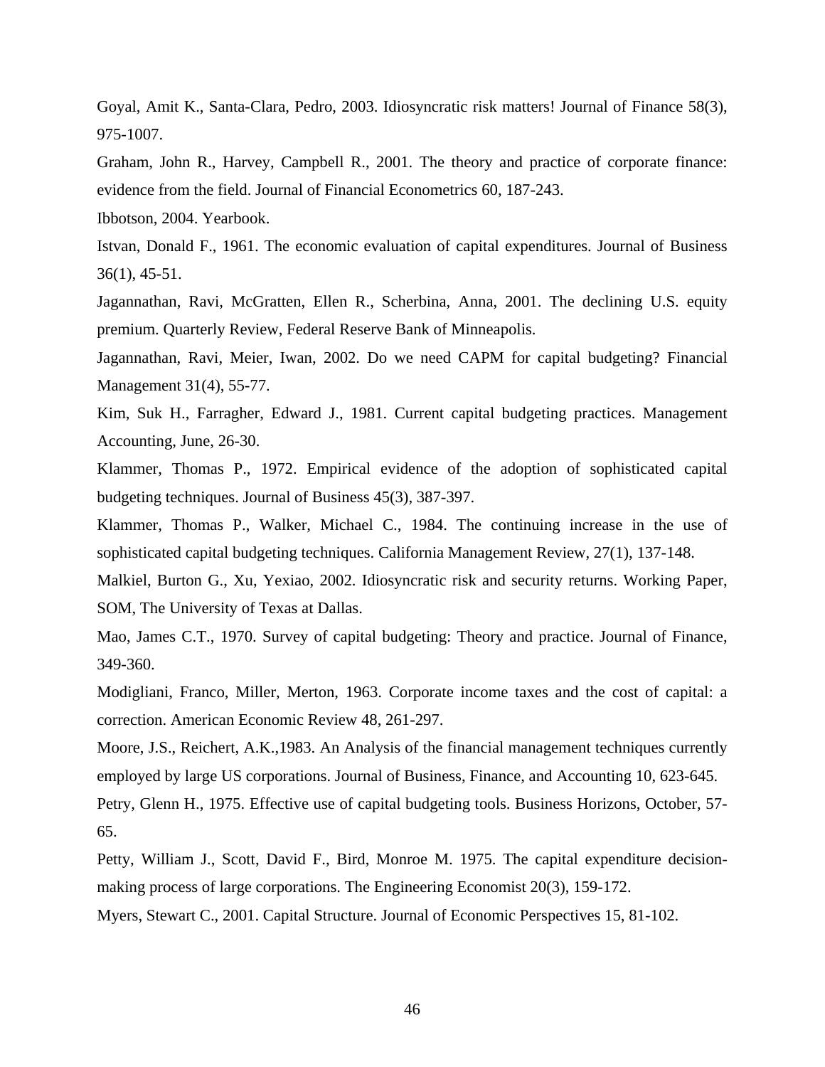Goyal, Amit K., Santa-Clara, Pedro, 2003. Idiosyncratic risk matters! Journal of Finance 58(3), 975-1007.

Graham, John R., Harvey, Campbell R., 2001. The theory and practice of corporate finance: evidence from the field. Journal of Financial Econometrics 60, 187-243.

Ibbotson, 2004. Yearbook.

Istvan, Donald F., 1961. The economic evaluation of capital expenditures. Journal of Business 36(1), 45-51.

Jagannathan, Ravi, McGratten, Ellen R., Scherbina, Anna, 2001. The declining U.S. equity premium. Quarterly Review, Federal Reserve Bank of Minneapolis.

Jagannathan, Ravi, Meier, Iwan, 2002. Do we need CAPM for capital budgeting? Financial Management 31(4), 55-77.

Kim, Suk H., Farragher, Edward J., 1981. Current capital budgeting practices. Management Accounting, June, 26-30.

Klammer, Thomas P., 1972. Empirical evidence of the adoption of sophisticated capital budgeting techniques. Journal of Business 45(3), 387-397.

Klammer, Thomas P., Walker, Michael C., 1984. The continuing increase in the use of sophisticated capital budgeting techniques. California Management Review, 27(1), 137-148.

Malkiel, Burton G., Xu, Yexiao, 2002. Idiosyncratic risk and security returns. Working Paper, SOM, The University of Texas at Dallas.

Mao, James C.T., 1970. Survey of capital budgeting: Theory and practice. Journal of Finance, 349-360.

Modigliani, Franco, Miller, Merton, 1963. Corporate income taxes and the cost of capital: a correction. American Economic Review 48, 261-297.

Moore, J.S., Reichert, A.K.,1983. An Analysis of the financial management techniques currently employed by large US corporations. Journal of Business, Finance, and Accounting 10, 623-645.

Petry, Glenn H., 1975. Effective use of capital budgeting tools. Business Horizons, October, 57-65.

Petty, William J., Scott, David F., Bird, Monroe M. 1975. The capital expenditure decision-making process of large corporations. The Engineering Economist 20(3), 159-172.

Myers, Stewart C., 2001. Capital Structure. Journal of Economic Perspectives 15, 81-102.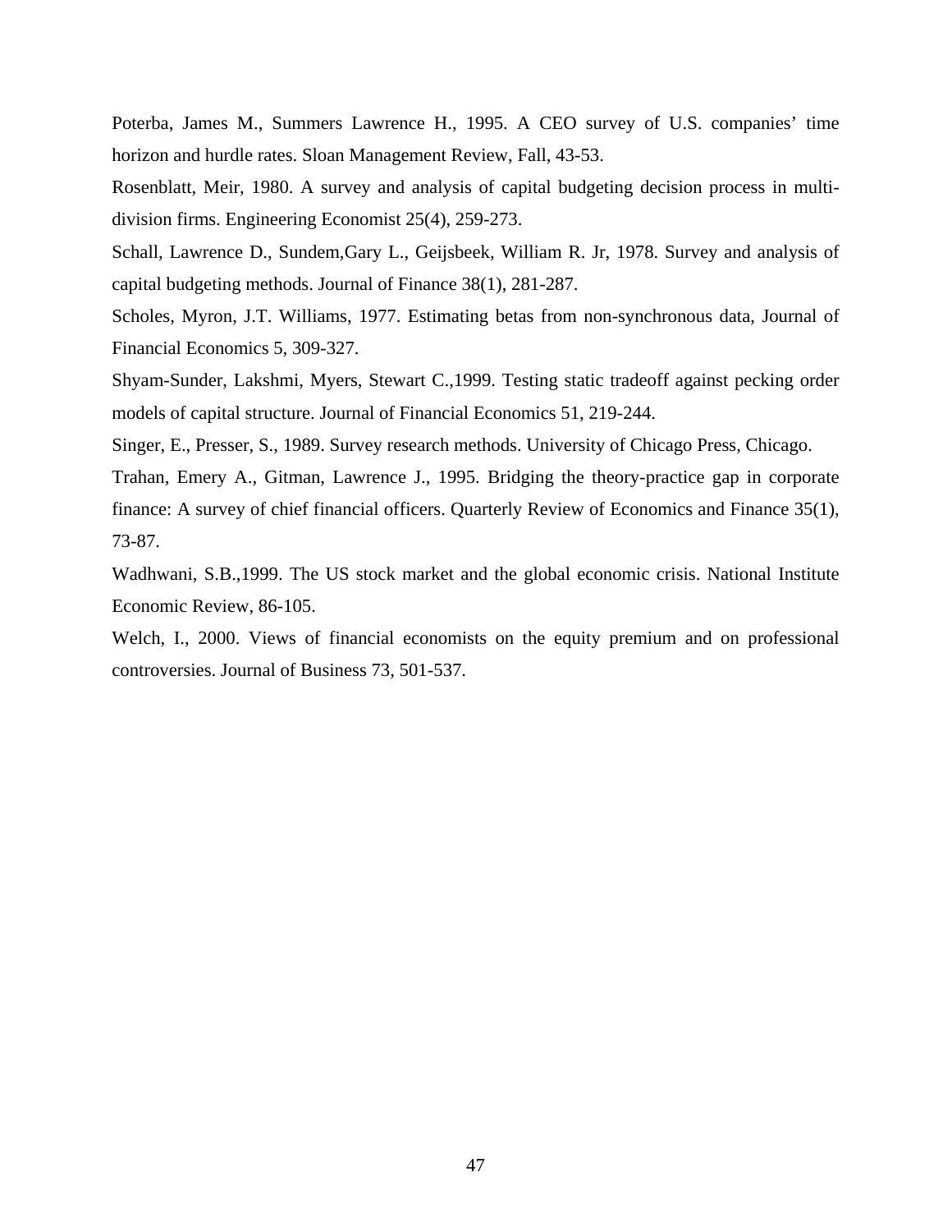Poterba, James M., Summers Lawrence H., 1995. A CEO survey of U.S. companies' time horizon and hurdle rates. Sloan Management Review, Fall, 43-53.

Rosenblatt, Meir, 1980. A survey and analysis of capital budgeting decision process in multi-division firms. Engineering Economist 25(4), 259-273.

Schall, Lawrence D., Sundem,Gary L., Geijsbeek, William R. Jr, 1978. Survey and analysis of capital budgeting methods. Journal of Finance 38(1), 281-287.

Scholes, Myron, J.T. Williams, 1977. Estimating betas from non-synchronous data, Journal of Financial Economics 5, 309-327.

Shyam-Sunder, Lakshmi, Myers, Stewart C.,1999. Testing static tradeoff against pecking order models of capital structure. Journal of Financial Economics 51, 219-244.

Singer, E., Presser, S., 1989. Survey research methods. University of Chicago Press, Chicago.

Trahan, Emery A., Gitman, Lawrence J., 1995. Bridging the theory-practice gap in corporate finance: A survey of chief financial officers. Quarterly Review of Economics and Finance 35(1), 73-87.

Wadhwani, S.B.,1999. The US stock market and the global economic crisis. National Institute Economic Review, 86-105.

Welch, I., 2000. Views of financial economists on the equity premium and on professional controversies. Journal of Business 73, 501-537.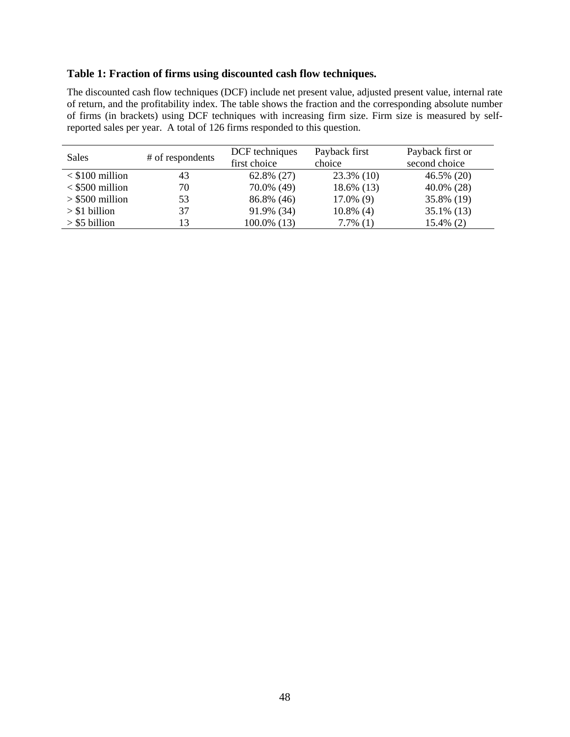**Table 1: Fraction of firms using discounted cash flow techniques.**

The discounted cash flow techniques (DCF) include net present value, adjusted present value, internal rate of return, and the profitability index. The table shows the fraction and the corresponding absolute number of firms (in brackets) using DCF techniques with increasing firm size. Firm size is measured by self-reported sales per year. A total of 126 firms responded to this question.

| Sales | # of respondents | DCF techniques first choice | Payback first choice | Payback first or second choice |
|---|---|---|---|---|
| < $100 million | 43 | 62.8% (27) | 23.3% (10) | 46.5% (20) |
| < $500 million | 70 | 70.0% (49) | 18.6% (13) | 40.0% (28) |
| > $500 million | 53 | 86.8% (46) | 17.0% (9) | 35.8% (19) |
| > $1 billion | 37 | 91.9% (34) | 10.8% (4) | 35.1% (13) |
| > $5 billion | 13 | 100.0% (13) | 7.7% (1) | 15.4% (2) |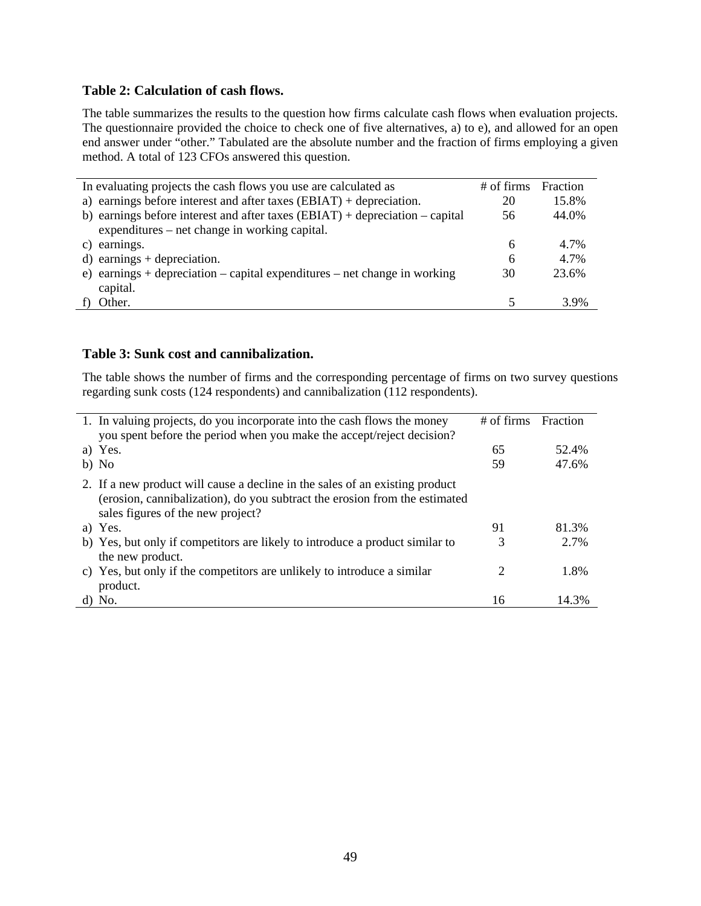**Table 2: Calculation of cash flows.**

The table summarizes the results to the question how firms calculate cash flows when evaluation projects. The questionnaire provided the choice to check one of five alternatives, a) to e), and allowed for an open end answer under "other." Tabulated are the absolute number and the fraction of firms employing a given method. A total of 123 CFOs answered this question.

| In evaluating projects the cash flows you use are calculated as | # of firms | Fraction |
|---|---|---|
| a) earnings before interest and after taxes (EBIAT) + depreciation. | 20 | 15.8% |
| b) earnings before interest and after taxes (EBIAT) + depreciation – capital expenditures – net change in working capital. | 56 | 44.0% |
| c) earnings. | 6 | 4.7% |
| d) earnings + depreciation. | 6 | 4.7% |
| e) earnings + depreciation – capital expenditures – net change in working capital. | 30 | 23.6% |
| f) Other. | 5 | 3.9% |

**Table 3: Sunk cost and cannibalization.**

The table shows the number of firms and the corresponding percentage of firms on two survey questions regarding sunk costs (124 respondents) and cannibalization (112 respondents).

| 1. In valuing projects, do you incorporate into the cash flows the money you spent before the period when you make the accept/reject decision? | # of firms | Fraction |
|---|---|---|
| a) Yes. | 65 | 52.4% |
| b) No | 59 | 47.6% |
| 2. If a new product will cause a decline in the sales of an existing product (erosion, cannibalization), do you subtract the erosion from the estimated sales figures of the new project? | | |
| a) Yes. | 91 | 81.3% |
| b) Yes, but only if competitors are likely to introduce a product similar to the new product. | 3 | 2.7% |
| c) Yes, but only if the competitors are unlikely to introduce a similar product. | 2 | 1.8% |
| d) No. | 16 | 14.3% |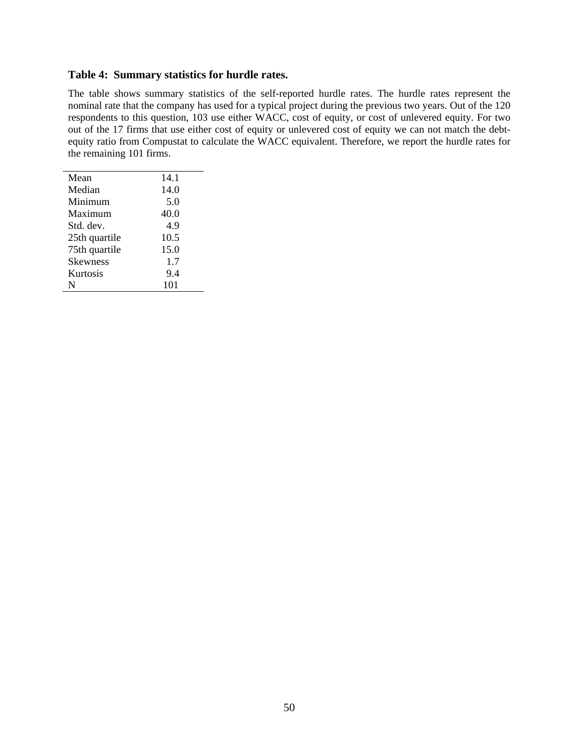**Table 4: Summary statistics for hurdle rates.**

The table shows summary statistics of the self-reported hurdle rates. The hurdle rates represent the nominal rate that the company has used for a typical project during the previous two years. Out of the 120 respondents to this question, 103 use either WACC, cost of equity, or cost of unlevered equity. For two out of the 17 firms that use either cost of equity or unlevered cost of equity we can not match the debt-equity ratio from Compustat to calculate the WACC equivalent. Therefore, we report the hurdle rates for the remaining 101 firms.

| | |
|---|---|
| Mean | 14.1 |
| Median | 14.0 |
| Minimum | 5.0 |
| Maximum | 40.0 |
| Std. dev. | 4.9 |
| 25th quartile | 10.5 |
| 75th quartile | 15.0 |
| Skewness | 1.7 |
| Kurtosis | 9.4 |
| N | 101 |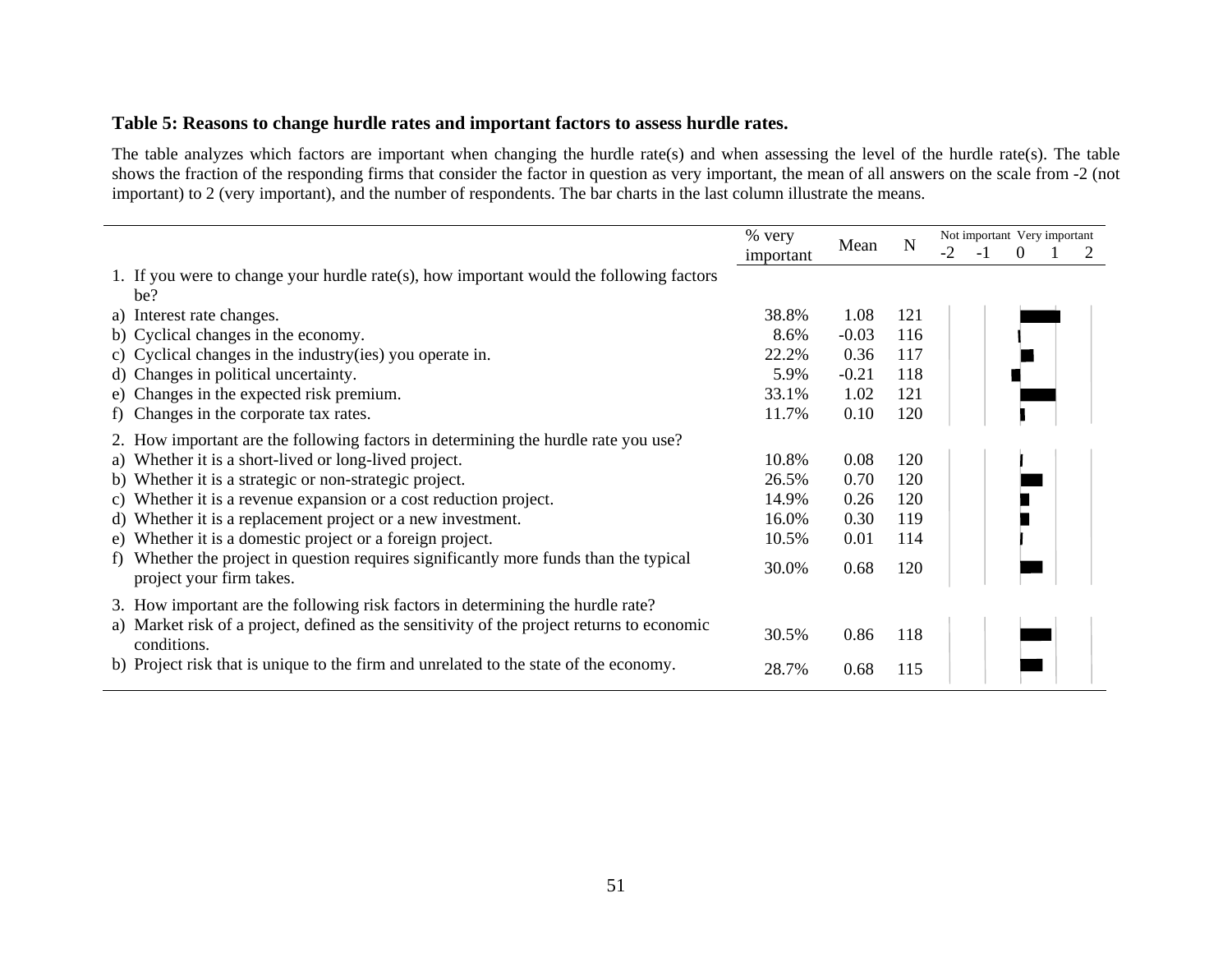**Table 5: Reasons to change hurdle rates and important factors to assess hurdle rates.**

The table analyzes which factors are important when changing the hurdle rate(s) and when assessing the level of the hurdle rate(s). The table shows the fraction of the responding firms that consider the factor in question as very important, the mean of all answers on the scale from -2 (not important) to 2 (very important), and the number of respondents. The bar charts in the last column illustrate the means.

| | % very important | Mean | N | Not important Very important -2 -1 0 1 2 |
|---|---|---|---|---|
| 1. If you were to change your hurdle rate(s), how important would the following factors be? | | | | |
| a) Interest rate changes. | 38.8% | 1.08 | 121 | |
| b) Cyclical changes in the economy. | 8.6% | -0.03 | 116 | |
| c) Cyclical changes in the industry(ies) you operate in. | 22.2% | 0.36 | 117 | |
| d) Changes in political uncertainty. | 5.9% | -0.21 | 118 | |
| e) Changes in the expected risk premium. | 33.1% | 1.02 | 121 | |
| f) Changes in the corporate tax rates. | 11.7% | 0.10 | 120 | |
| 2. How important are the following factors in determining the hurdle rate you use? | | | | |
| a) Whether it is a short-lived or long-lived project. | 10.8% | 0.08 | 120 | |
| b) Whether it is a strategic or non-strategic project. | 26.5% | 0.70 | 120 | |
| c) Whether it is a revenue expansion or a cost reduction project. | 14.9% | 0.26 | 120 | |
| d) Whether it is a replacement project or a new investment. | 16.0% | 0.30 | 119 | |
| e) Whether it is a domestic project or a foreign project. | 10.5% | 0.01 | 114 | |
| f) Whether the project in question requires significantly more funds than the typical project your firm takes. | 30.0% | 0.68 | 120 | |
| 3. How important are the following risk factors in determining the hurdle rate? | | | | |
| a) Market risk of a project, defined as the sensitivity of the project returns to economic conditions. | 30.5% | 0.86 | 118 | |
| b) Project risk that is unique to the firm and unrelated to the state of the economy. | 28.7% | 0.68 | 115 | |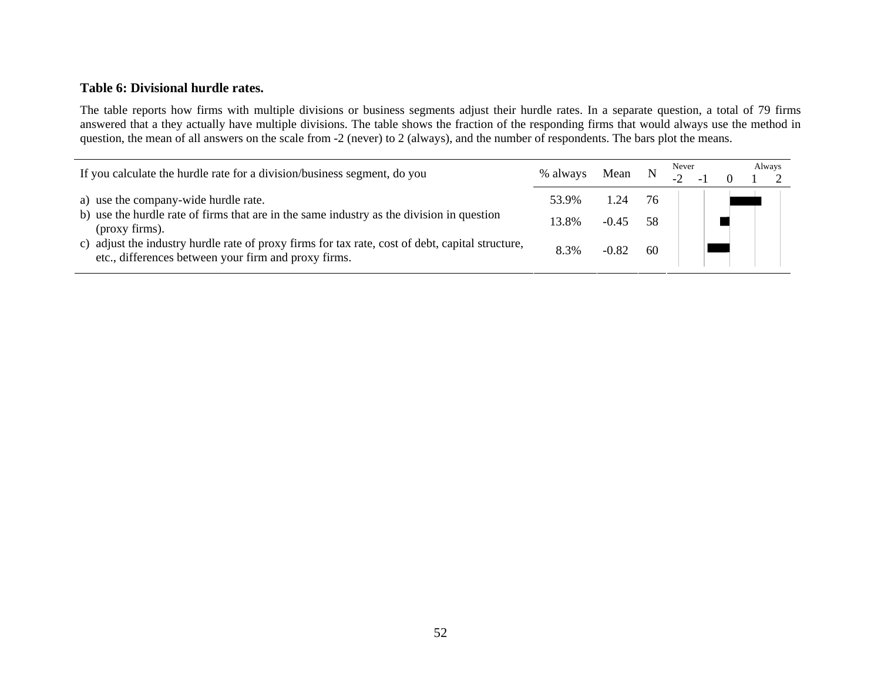**Table 6: Divisional hurdle rates.**

The table reports how firms with multiple divisions or business segments adjust their hurdle rates. In a separate question, a total of 79 firms answered that a they actually have multiple divisions. The table shows the fraction of the responding firms that would always use the method in question, the mean of all answers on the scale from -2 (never) to 2 (always), and the number of respondents. The bars plot the means.

| If you calculate the hurdle rate for a division/business segment, do you | % always | Mean | N |
|---|---|---|---|
| a) use the company-wide hurdle rate. | 53.9% | 1.24 | 76 |
| b) use the hurdle rate of firms that are in the same industry as the division in question (proxy firms). | 13.8% | -0.45 | 58 |
| c) adjust the industry hurdle rate of proxy firms for tax rate, cost of debt, capital structure, etc., differences between your firm and proxy firms. | 8.3% | -0.82 | 60 |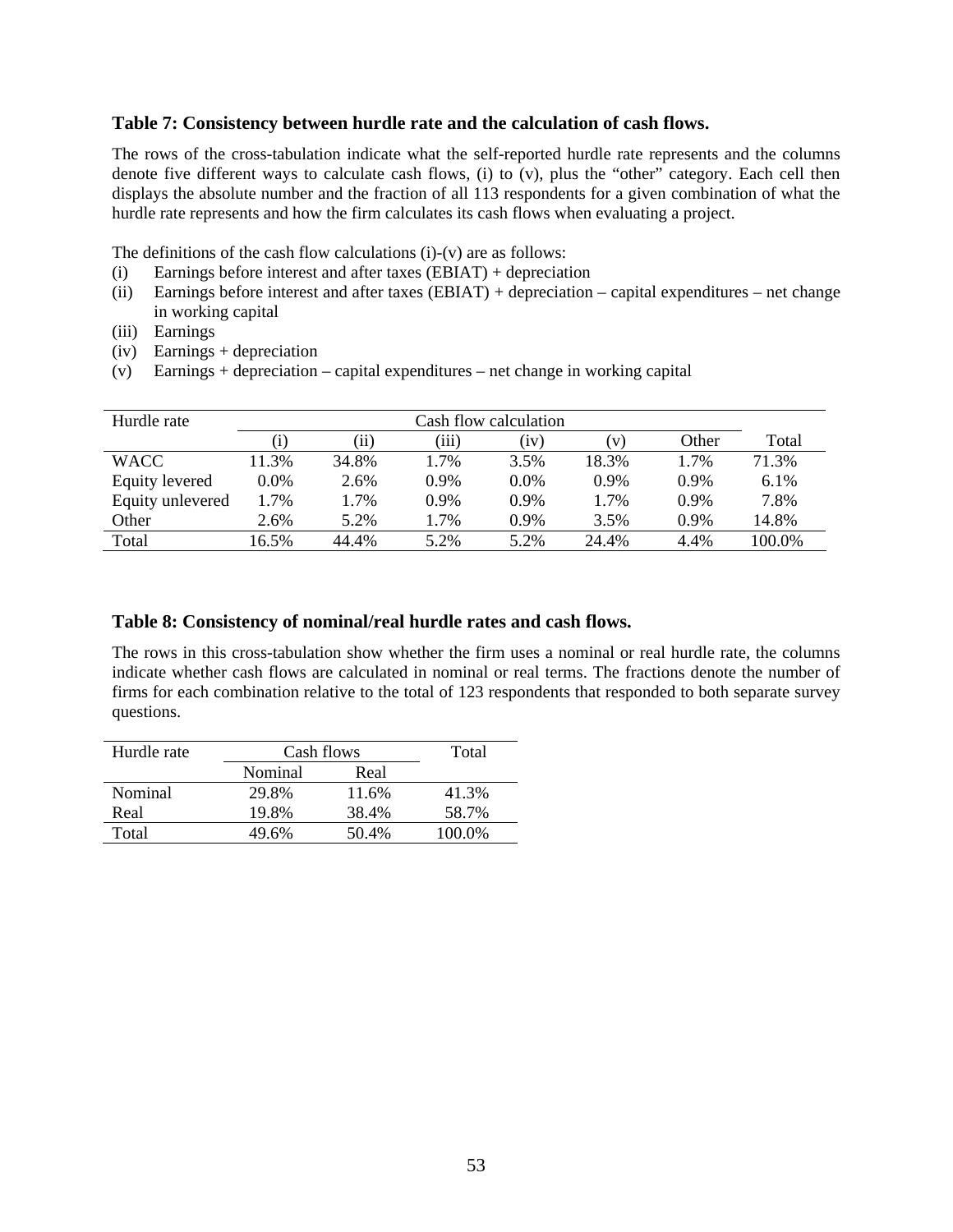### Table 7: Consistency between hurdle rate and the calculation of cash flows.

The rows of the cross-tabulation indicate what the self-reported hurdle rate represents and the columns denote five different ways to calculate cash flows, (i) to (v), plus the "other" category. Each cell then displays the absolute number and the fraction of all 113 respondents for a given combination of what the hurdle rate represents and how the firm calculates its cash flows when evaluating a project.

The definitions of the cash flow calculations (i)-(v) are as follows:

(i) Earnings before interest and after taxes (EBIAT) + depreciation
(ii) Earnings before interest and after taxes (EBIAT) + depreciation – capital expenditures – net change in working capital
(iii) Earnings
(iv) Earnings + depreciation
(v) Earnings + depreciation – capital expenditures – net change in working capital

| Hurdle rate | Cash flow calculation | | | | | | |
|---|---|---|---|---|---|---|---|
| | (i) | (ii) | (iii) | (iv) | (v) | Other | Total |
| WACC | 11.3% | 34.8% | 1.7% | 3.5% | 18.3% | 1.7% | 71.3% |
| Equity levered | 0.0% | 2.6% | 0.9% | 0.0% | 0.9% | 0.9% | 6.1% |
| Equity unlevered | 1.7% | 1.7% | 0.9% | 0.9% | 1.7% | 0.9% | 7.8% |
| Other | 2.6% | 5.2% | 1.7% | 0.9% | 3.5% | 0.9% | 14.8% |
| Total | 16.5% | 44.4% | 5.2% | 5.2% | 24.4% | 4.4% | 100.0% |

### Table 8: Consistency of nominal/real hurdle rates and cash flows.

The rows in this cross-tabulation show whether the firm uses a nominal or real hurdle rate, the columns indicate whether cash flows are calculated in nominal or real terms. The fractions denote the number of firms for each combination relative to the total of 123 respondents that responded to both separate survey questions.

| Hurdle rate | Cash flows | | Total |
|---|---|---|---|
| | Nominal | Real | |
| Nominal | 29.8% | 11.6% | 41.3% |
| Real | 19.8% | 38.4% | 58.7% |
| Total | 49.6% | 50.4% | 100.0% |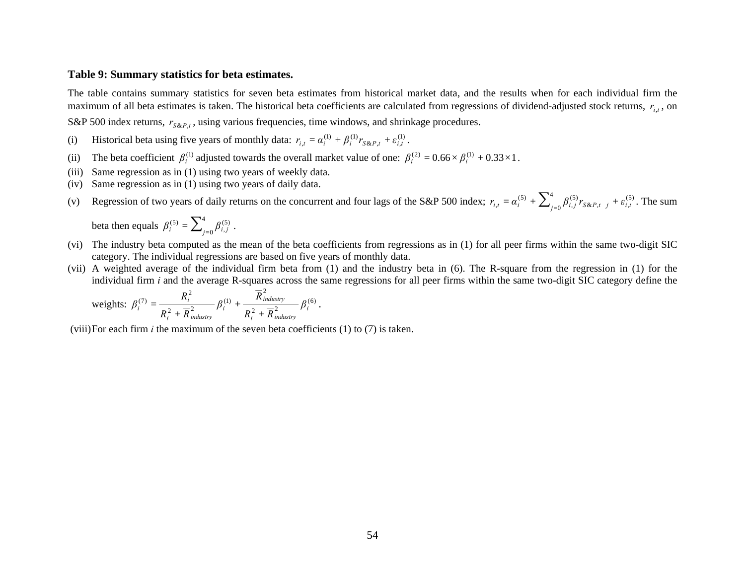**Table 9: Summary statistics for beta estimates.**

The table contains summary statistics for seven beta estimates from historical market data, and the results when for each individual firm the maximum of all beta estimates is taken. The historical beta coefficients are calculated from regressions of dividend-adjusted stock returns, $r_{i,t}$, on S&P 500 index returns, $r_{S\&P,t}$, using various frequencies, time windows, and shrinkage procedures.

(i) Historical beta using five years of monthly data: $r_{i,t} = \alpha_i^{(1)} + \beta_i^{(1)} r_{S\&P,t} + \varepsilon_{i,t}^{(1)}$.

(ii) The beta coefficient $\beta_i^{(1)}$ adjusted towards the overall market value of one: $\beta_i^{(2)} = 0.66 \times \beta_i^{(1)} + 0.33 \times 1$.

(iii) Same regression as in (1) using two years of weekly data.

(iv) Same regression as in (1) using two years of daily data.

(v) Regression of two years of daily returns on the concurrent and four lags of the S&P 500 index; $r_{i,t} = \alpha_i^{(5)} + \sum_{j=0}^{4} \beta_{i,j}^{(5)} r_{S\&P,t-j} + \varepsilon_{i,t}^{(5)}$. The sum beta then equals $\beta_i^{(5)} = \sum_{j=0}^{4} \beta_{i,j}^{(5)}$.

(vi) The industry beta computed as the mean of the beta coefficients from regressions as in (1) for all peer firms within the same two-digit SIC category. The individual regressions are based on five years of monthly data.

(vii) A weighted average of the individual firm beta from (1) and the industry beta in (6). The R-square from the regression in (1) for the individual firm *i* and the average R-squares across the same regressions for all peer firms within the same two-digit SIC category define the weights: $\beta_i^{(7)} = \frac{R_i^2}{R_i^2 + \overline{R}_{industry}^2} \beta_i^{(1)} + \frac{\overline{R}_{industry}^2}{R_i^2 + \overline{R}_{industry}^2} \beta_i^{(6)}$.

(viii) For each firm *i* the maximum of the seven beta coefficients (1) to (7) is taken.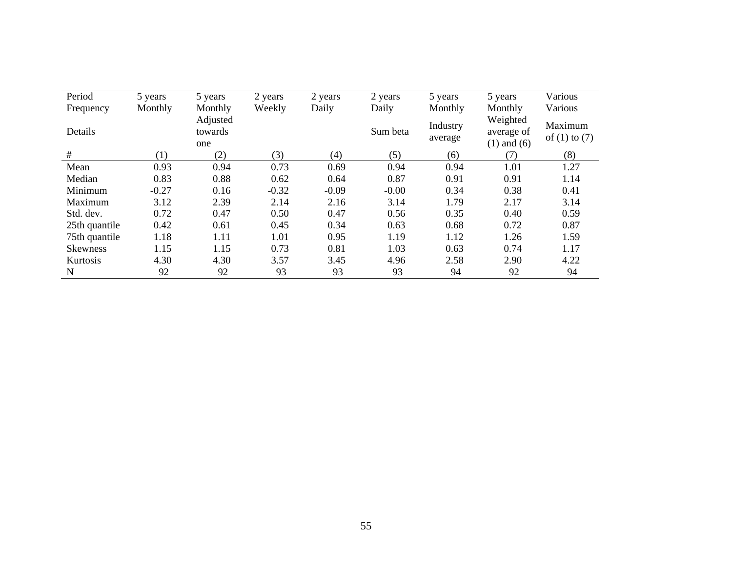| Period | 5 years | 5 years | 2 years | 2 years | 2 years | 5 years | 5 years | Various |
|---|---|---|---|---|---|---|---|---|
| Frequency | Monthly | Monthly | Weekly | Daily | Daily | Monthly | Monthly | Various |
| Details | | Adjusted towards one | | | Sum beta | Industry average | Weighted average of (1) and (6) | Maximum of (1) to (7) |
| # | (1) | (2) | (3) | (4) | (5) | (6) | (7) | (8) |
| Mean | 0.93 | 0.94 | 0.73 | 0.69 | 0.94 | 0.94 | 1.01 | 1.27 |
| Median | 0.83 | 0.88 | 0.62 | 0.64 | 0.87 | 0.91 | 0.91 | 1.14 |
| Minimum | -0.27 | 0.16 | -0.32 | -0.09 | -0.00 | 0.34 | 0.38 | 0.41 |
| Maximum | 3.12 | 2.39 | 2.14 | 2.16 | 3.14 | 1.79 | 2.17 | 3.14 |
| Std. dev. | 0.72 | 0.47 | 0.50 | 0.47 | 0.56 | 0.35 | 0.40 | 0.59 |
| 25th quantile | 0.42 | 0.61 | 0.45 | 0.34 | 0.63 | 0.68 | 0.72 | 0.87 |
| 75th quantile | 1.18 | 1.11 | 1.01 | 0.95 | 1.19 | 1.12 | 1.26 | 1.59 |
| Skewness | 1.15 | 1.15 | 0.73 | 0.81 | 1.03 | 0.63 | 0.74 | 1.17 |
| Kurtosis | 4.30 | 4.30 | 3.57 | 3.45 | 4.96 | 2.58 | 2.90 | 4.22 |
| N | 92 | 92 | 93 | 93 | 93 | 94 | 92 | 94 |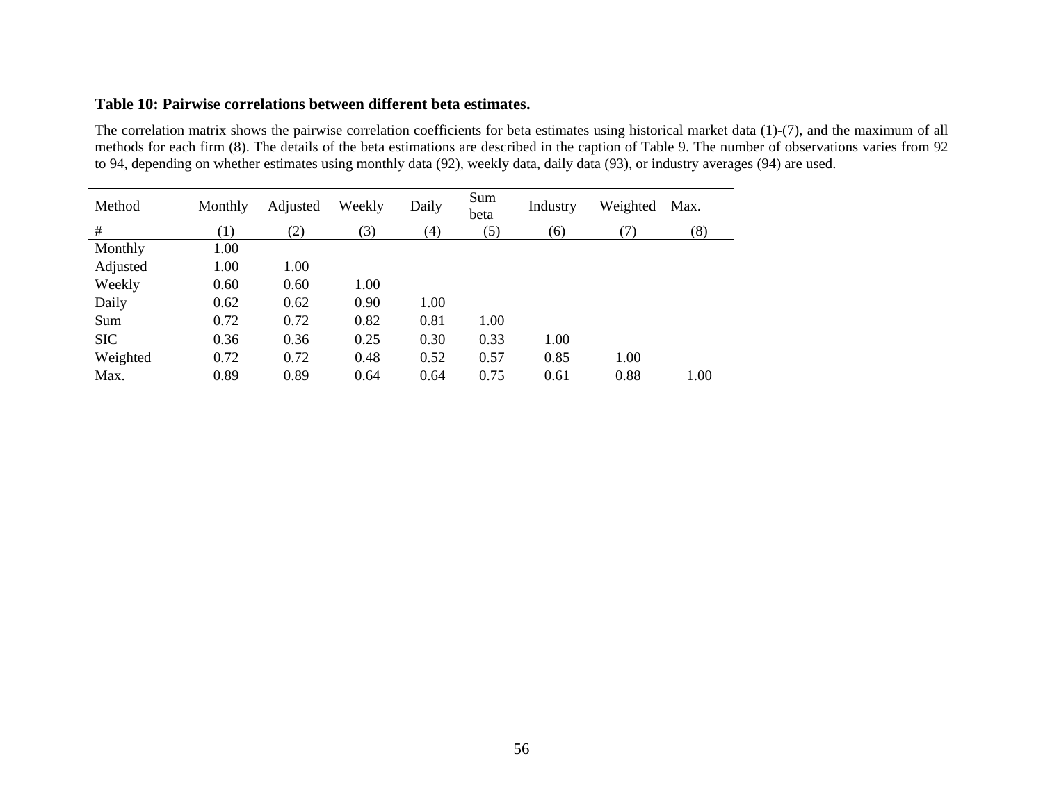**Table 10: Pairwise correlations between different beta estimates.**

The correlation matrix shows the pairwise correlation coefficients for beta estimates using historical market data (1)-(7), and the maximum of all methods for each firm (8). The details of the beta estimations are described in the caption of Table 9. The number of observations varies from 92 to 94, depending on whether estimates using monthly data (92), weekly data, daily data (93), or industry averages (94) are used.

| Method | Monthly | Adjusted | Weekly | Daily | Sum beta | Industry | Weighted | Max. |
|---|---|---|---|---|---|---|---|---|
| # | (1) | (2) | (3) | (4) | (5) | (6) | (7) | (8) |
| Monthly | 1.00 | | | | | | | |
| Adjusted | 1.00 | 1.00 | | | | | | |
| Weekly | 0.60 | 0.60 | 1.00 | | | | | |
| Daily | 0.62 | 0.62 | 0.90 | 1.00 | | | | |
| Sum | 0.72 | 0.72 | 0.82 | 0.81 | 1.00 | | | |
| SIC | 0.36 | 0.36 | 0.25 | 0.30 | 0.33 | 1.00 | | |
| Weighted | 0.72 | 0.72 | 0.48 | 0.52 | 0.57 | 0.85 | 1.00 | |
| Max. | 0.89 | 0.89 | 0.64 | 0.64 | 0.75 | 0.61 | 0.88 | 1.00 |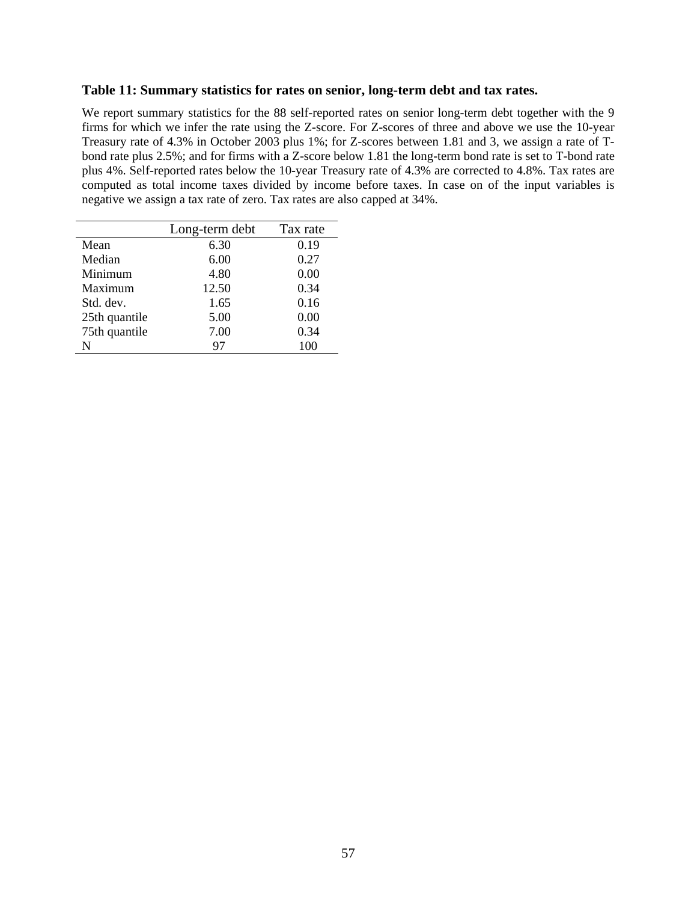**Table 11: Summary statistics for rates on senior, long-term debt and tax rates.**

We report summary statistics for the 88 self-reported rates on senior long-term debt together with the 9 firms for which we infer the rate using the Z-score. For Z-scores of three and above we use the 10-year Treasury rate of 4.3% in October 2003 plus 1%; for Z-scores between 1.81 and 3, we assign a rate of T-bond rate plus 2.5%; and for firms with a Z-score below 1.81 the long-term bond rate is set to T-bond rate plus 4%. Self-reported rates below the 10-year Treasury rate of 4.3% are corrected to 4.8%. Tax rates are computed as total income taxes divided by income before taxes. In case on of the input variables is negative we assign a tax rate of zero. Tax rates are also capped at 34%.

| | Long-term debt | Tax rate |
|---|---|---|
| Mean | 6.30 | 0.19 |
| Median | 6.00 | 0.27 |
| Minimum | 4.80 | 0.00 |
| Maximum | 12.50 | 0.34 |
| Std. dev. | 1.65 | 0.16 |
| 25th quantile | 5.00 | 0.00 |
| 75th quantile | 7.00 | 0.34 |
| N | 97 | 100 |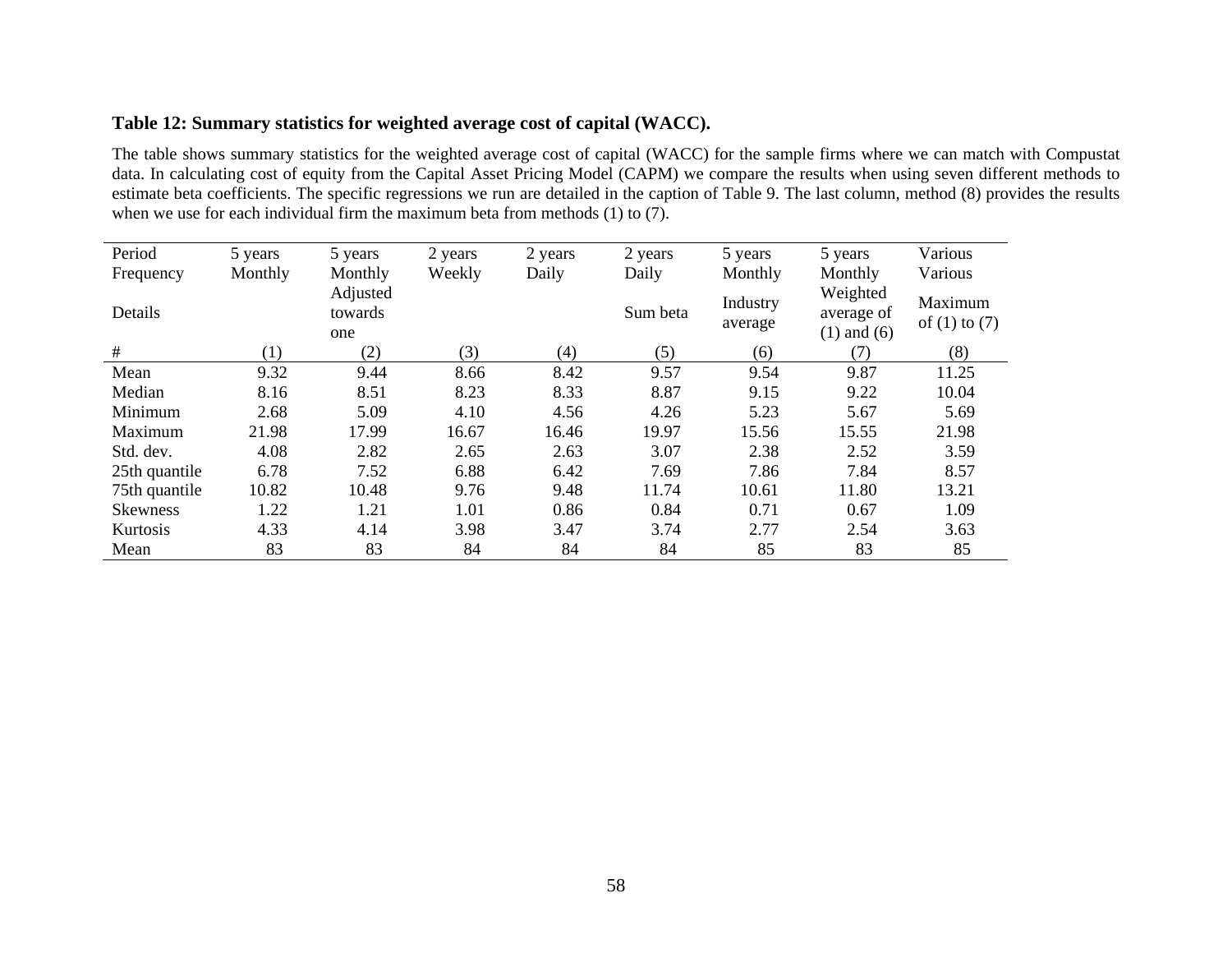**Table 12: Summary statistics for weighted average cost of capital (WACC).**

The table shows summary statistics for the weighted average cost of capital (WACC) for the sample firms where we can match with Compustat data. In calculating cost of equity from the Capital Asset Pricing Model (CAPM) we compare the results when using seven different methods to estimate beta coefficients. The specific regressions we run are detailed in the caption of Table 9. The last column, method (8) provides the results when we use for each individual firm the maximum beta from methods (1) to (7).

| Period | 5 years | 5 years | 2 years | 2 years | 2 years | 5 years | 5 years | Various |
|---|---|---|---|---|---|---|---|---|
| Frequency | Monthly | Monthly | Weekly | Daily | Daily | Monthly | Monthly | Various |
| Details | | Adjusted towards one | | | Sum beta | Industry average | Weighted average of (1) and (6) | Maximum of (1) to (7) |
| # | (1) | (2) | (3) | (4) | (5) | (6) | (7) | (8) |
| Mean | 9.32 | 9.44 | 8.66 | 8.42 | 9.57 | 9.54 | 9.87 | 11.25 |
| Median | 8.16 | 8.51 | 8.23 | 8.33 | 8.87 | 9.15 | 9.22 | 10.04 |
| Minimum | 2.68 | 5.09 | 4.10 | 4.56 | 4.26 | 5.23 | 5.67 | 5.69 |
| Maximum | 21.98 | 17.99 | 16.67 | 16.46 | 19.97 | 15.56 | 15.55 | 21.98 |
| Std. dev. | 4.08 | 2.82 | 2.65 | 2.63 | 3.07 | 2.38 | 2.52 | 3.59 |
| 25th quantile | 6.78 | 7.52 | 6.88 | 6.42 | 7.69 | 7.86 | 7.84 | 8.57 |
| 75th quantile | 10.82 | 10.48 | 9.76 | 9.48 | 11.74 | 10.61 | 11.80 | 13.21 |
| Skewness | 1.22 | 1.21 | 1.01 | 0.86 | 0.84 | 0.71 | 0.67 | 1.09 |
| Kurtosis | 4.33 | 4.14 | 3.98 | 3.47 | 3.74 | 2.77 | 2.54 | 3.63 |
| Mean | 83 | 83 | 84 | 84 | 84 | 85 | 83 | 85 |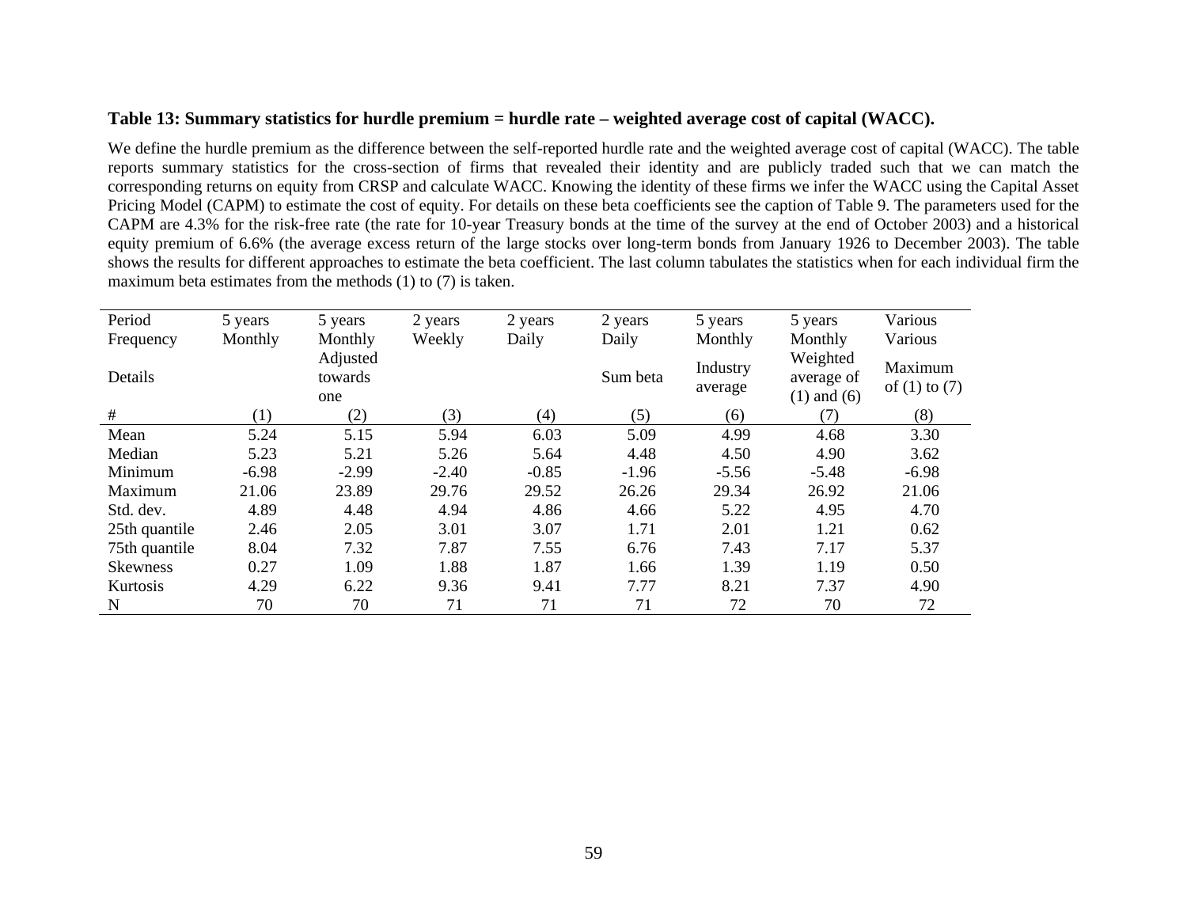**Table 13: Summary statistics for hurdle premium = hurdle rate – weighted average cost of capital (WACC).**

We define the hurdle premium as the difference between the self-reported hurdle rate and the weighted average cost of capital (WACC). The table reports summary statistics for the cross-section of firms that revealed their identity and are publicly traded such that we can match the corresponding returns on equity from CRSP and calculate WACC. Knowing the identity of these firms we infer the WACC using the Capital Asset Pricing Model (CAPM) to estimate the cost of equity. For details on these beta coefficients see the caption of Table 9. The parameters used for the CAPM are 4.3% for the risk-free rate (the rate for 10-year Treasury bonds at the time of the survey at the end of October 2003) and a historical equity premium of 6.6% (the average excess return of the large stocks over long-term bonds from January 1926 to December 2003). The table shows the results for different approaches to estimate the beta coefficient. The last column tabulates the statistics when for each individual firm the maximum beta estimates from the methods (1) to (7) is taken.

| Period | 5 years | 5 years | 2 years | 2 years | 2 years | 5 years | 5 years | Various |
|---|---|---|---|---|---|---|---|---|
| Frequency | Monthly | Monthly | Weekly | Daily | Daily | Monthly | Monthly | Various |
| Details | | Adjusted towards one | | | Sum beta | Industry average | Weighted average of (1) and (6) | Maximum of (1) to (7) |
| # | (1) | (2) | (3) | (4) | (5) | (6) | (7) | (8) |
| Mean | 5.24 | 5.15 | 5.94 | 6.03 | 5.09 | 4.99 | 4.68 | 3.30 |
| Median | 5.23 | 5.21 | 5.26 | 5.64 | 4.48 | 4.50 | 4.90 | 3.62 |
| Minimum | -6.98 | -2.99 | -2.40 | -0.85 | -1.96 | -5.56 | -5.48 | -6.98 |
| Maximum | 21.06 | 23.89 | 29.76 | 29.52 | 26.26 | 29.34 | 26.92 | 21.06 |
| Std. dev. | 4.89 | 4.48 | 4.94 | 4.86 | 4.66 | 5.22 | 4.95 | 4.70 |
| 25th quantile | 2.46 | 2.05 | 3.01 | 3.07 | 1.71 | 2.01 | 1.21 | 0.62 |
| 75th quantile | 8.04 | 7.32 | 7.87 | 7.55 | 6.76 | 7.43 | 7.17 | 5.37 |
| Skewness | 0.27 | 1.09 | 1.88 | 1.87 | 1.66 | 1.39 | 1.19 | 0.50 |
| Kurtosis | 4.29 | 6.22 | 9.36 | 9.41 | 7.77 | 8.21 | 7.37 | 4.90 |
| N | 70 | 70 | 71 | 71 | 71 | 72 | 70 | 72 |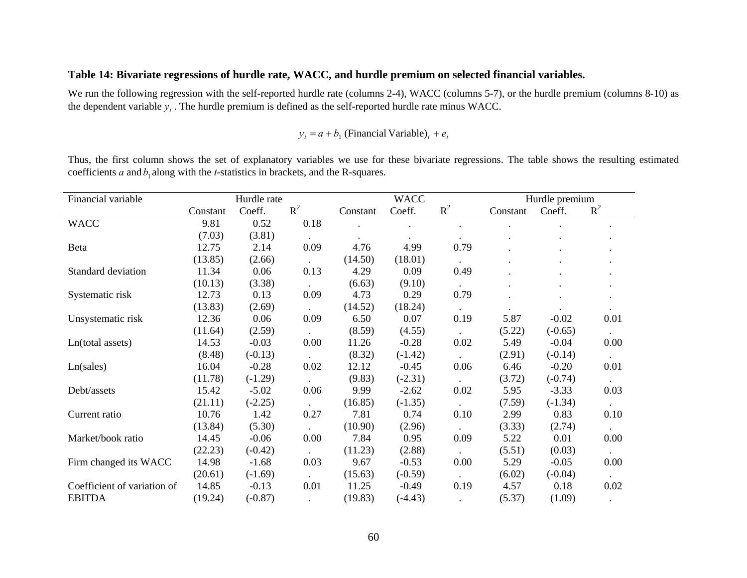**Table 14: Bivariate regressions of hurdle rate, WACC, and hurdle premium on selected financial variables.**

We run the following regression with the self-reported hurdle rate (columns 2-4), WACC (columns 5-7), or the hurdle premium (columns 8-10) as the dependent variable $y_i$. The hurdle premium is defined as the self-reported hurdle rate minus WACC.

$$y_i = a + b_1 \text{ (Financial Variable)}_i + e_i$$

Thus, the first column shows the set of explanatory variables we use for these bivariate regressions. The table shows the resulting estimated coefficients $a$ and $b_1$ along with the *t*-statistics in brackets, and the R-squares.

| Financial variable | Hurdle rate | | | WACC | | | Hurdle premium | | |
|---|---|---|---|---|---|---|---|---|---|
| | Constant | Coeff. | $R^2$ | Constant | Coeff. | $R^2$ | Constant | Coeff. | $R^2$ |
| WACC | 9.81 | 0.52 | 0.18 | . | . | . | . | . | . |
| | (7.03) | (3.81) | . | . | . | . | . | . | . |
| Beta | 12.75 | 2.14 | 0.09 | 4.76 | 4.99 | 0.79 | . | . | . |
| | (13.85) | (2.66) | . | (14.50) | (18.01) | . | . | . | . |
| Standard deviation | 11.34 | 0.06 | 0.13 | 4.29 | 0.09 | 0.49 | . | . | . |
| | (10.13) | (3.38) | . | (6.63) | (9.10) | . | . | . | . |
| Systematic risk | 12.73 | 0.13 | 0.09 | 4.73 | 0.29 | 0.79 | . | . | . |
| | (13.83) | (2.69) | . | (14.52) | (18.24) | . | . | . | . |
| Unsystematic risk | 12.36 | 0.06 | 0.09 | 6.50 | 0.07 | 0.19 | 5.87 | -0.02 | 0.01 |
| | (11.64) | (2.59) | . | (8.59) | (4.55) | . | (5.22) | (-0.65) | . |
| Ln(total assets) | 14.53 | -0.03 | 0.00 | 11.26 | -0.28 | 0.02 | 5.49 | -0.04 | 0.00 |
| | (8.48) | (-0.13) | . | (8.32) | (-1.42) | . | (2.91) | (-0.14) | . |
| Ln(sales) | 16.04 | -0.28 | 0.02 | 12.12 | -0.45 | 0.06 | 6.46 | -0.20 | 0.01 |
| | (11.78) | (-1.29) | . | (9.83) | (-2.31) | . | (3.72) | (-0.74) | . |
| Debt/assets | 15.42 | -5.02 | 0.06 | 9.99 | -2.62 | 0.02 | 5.95 | -3.33 | 0.03 |
| | (21.11) | (-2.25) | . | (16.85) | (-1.35) | . | (7.59) | (-1.34) | . |
| Current ratio | 10.76 | 1.42 | 0.27 | 7.81 | 0.74 | 0.10 | 2.99 | 0.83 | 0.10 |
| | (13.84) | (5.30) | . | (10.90) | (2.96) | . | (3.33) | (2.74) | . |
| Market/book ratio | 14.45 | -0.06 | 0.00 | 7.84 | 0.95 | 0.09 | 5.22 | 0.01 | 0.00 |
| | (22.23) | (-0.42) | . | (11.23) | (2.88) | . | (5.51) | (0.03) | . |
| Firm changed its WACC | 14.98 | -1.68 | 0.03 | 9.67 | -0.53 | 0.00 | 5.29 | -0.05 | 0.00 |
| | (20.61) | (-1.69) | . | (15.63) | (-0.59) | . | (6.02) | (-0.04) | . |
| Coefficient of variation of | 14.85 | -0.13 | 0.01 | 11.25 | -0.49 | 0.19 | 4.57 | 0.18 | 0.02 |
| EBITDA | (19.24) | (-0.87) | . | (19.83) | (-4.43) | . | (5.37) | (1.09) | . |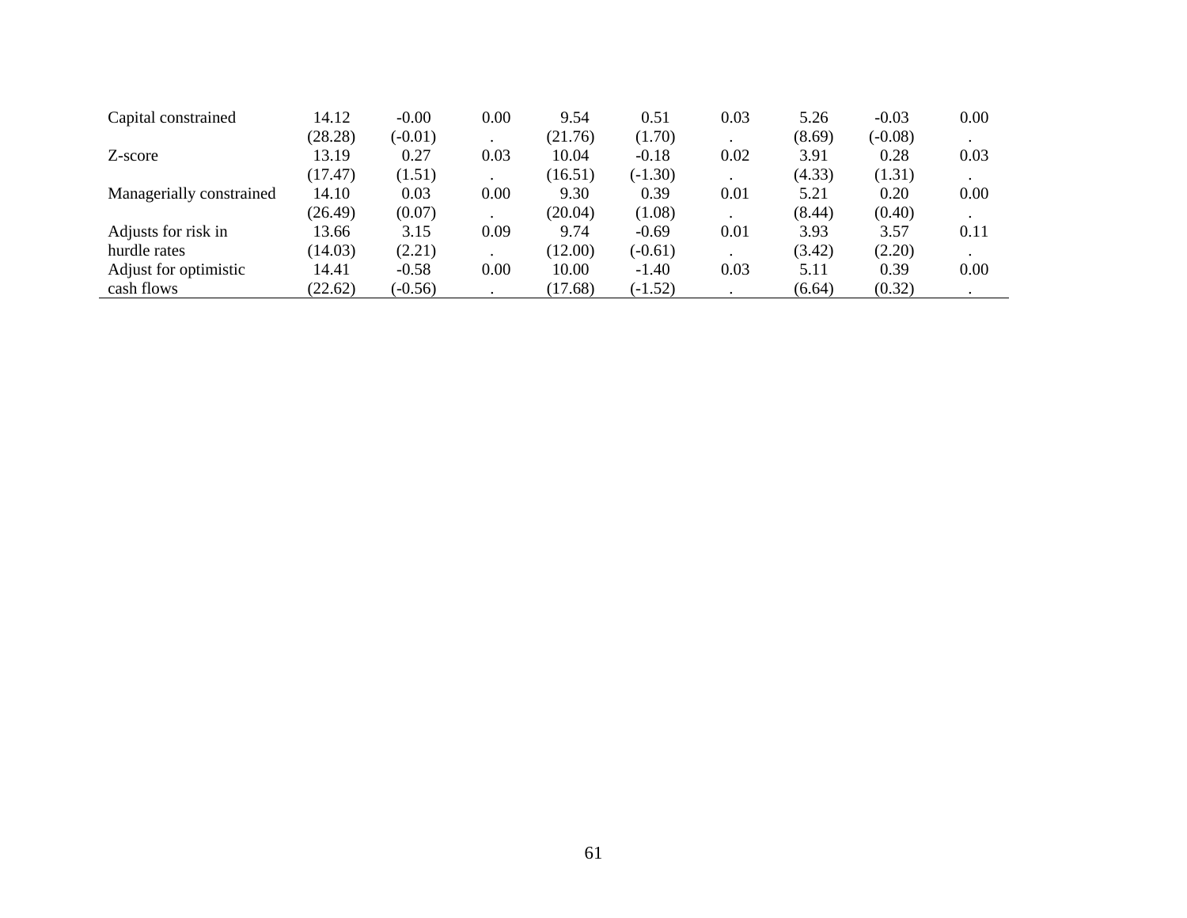| | | | | | | | | | |
|---|---|---|---|---|---|---|---|---|---|
| Capital constrained | 14.12 | -0.00 | 0.00 | 9.54 | 0.51 | 0.03 | 5.26 | -0.03 | 0.00 |
| | (28.28) | (-0.01) | . | (21.76) | (1.70) | . | (8.69) | (-0.08) | . |
| Z-score | 13.19 | 0.27 | 0.03 | 10.04 | -0.18 | 0.02 | 3.91 | 0.28 | 0.03 |
| | (17.47) | (1.51) | . | (16.51) | (-1.30) | . | (4.33) | (1.31) | . |
| Managerially constrained | 14.10 | 0.03 | 0.00 | 9.30 | 0.39 | 0.01 | 5.21 | 0.20 | 0.00 |
| | (26.49) | (0.07) | . | (20.04) | (1.08) | . | (8.44) | (0.40) | . |
| Adjusts for risk in | 13.66 | 3.15 | 0.09 | 9.74 | -0.69 | 0.01 | 3.93 | 3.57 | 0.11 |
| hurdle rates | (14.03) | (2.21) | . | (12.00) | (-0.61) | . | (3.42) | (2.20) | . |
| Adjust for optimistic | 14.41 | -0.58 | 0.00 | 10.00 | -1.40 | 0.03 | 5.11 | 0.39 | 0.00 |
| cash flows | (22.62) | (-0.56) | . | (17.68) | (-1.52) | . | (6.64) | (0.32) | . |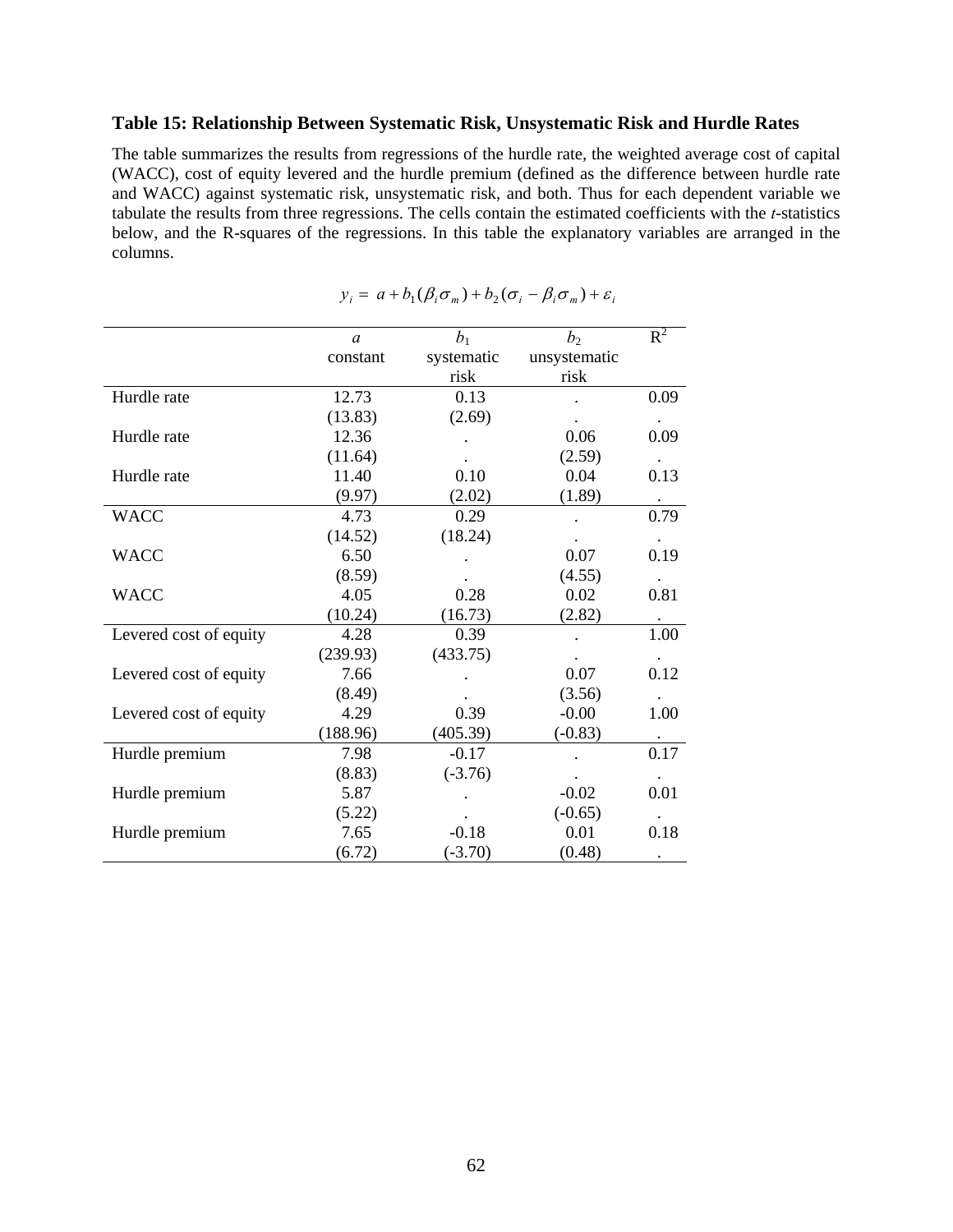**Table 15: Relationship Between Systematic Risk, Unsystematic Risk and Hurdle Rates**

The table summarizes the results from regressions of the hurdle rate, the weighted average cost of capital (WACC), cost of equity levered and the hurdle premium (defined as the difference between hurdle rate and WACC) against systematic risk, unsystematic risk, and both. Thus for each dependent variable we tabulate the results from three regressions. The cells contain the estimated coefficients with the *t*-statistics below, and the R-squares of the regressions. In this table the explanatory variables are arranged in the columns.

$$y_i = a + b_1(\beta_i \sigma_m) + b_2(\sigma_i - \beta_i \sigma_m) + \varepsilon_i$$

| | $a$ constant | $b_1$ systematic risk | $b_2$ unsystematic risk | $R^2$ |
|---|---|---|---|---|
| Hurdle rate | 12.73 | 0.13 | . | 0.09 |
| | (13.83) | (2.69) | . | . |
| Hurdle rate | 12.36 | . | 0.06 | 0.09 |
| | (11.64) | . | (2.59) | . |
| Hurdle rate | 11.40 | 0.10 | 0.04 | 0.13 |
| | (9.97) | (2.02) | (1.89) | . |
| WACC | 4.73 | 0.29 | . | 0.79 |
| | (14.52) | (18.24) | . | . |
| WACC | 6.50 | . | 0.07 | 0.19 |
| | (8.59) | . | (4.55) | . |
| WACC | 4.05 | 0.28 | 0.02 | 0.81 |
| | (10.24) | (16.73) | (2.82) | . |
| Levered cost of equity | 4.28 | 0.39 | . | 1.00 |
| | (239.93) | (433.75) | . | . |
| Levered cost of equity | 7.66 | . | 0.07 | 0.12 |
| | (8.49) | . | (3.56) | . |
| Levered cost of equity | 4.29 | 0.39 | -0.00 | 1.00 |
| | (188.96) | (405.39) | (-0.83) | . |
| Hurdle premium | 7.98 | -0.17 | . | 0.17 |
| | (8.83) | (-3.76) | . | . |
| Hurdle premium | 5.87 | . | -0.02 | 0.01 |
| | (5.22) | . | (-0.65) | . |
| Hurdle premium | 7.65 | -0.18 | 0.01 | 0.18 |
| | (6.72) | (-3.70) | (0.48) | . |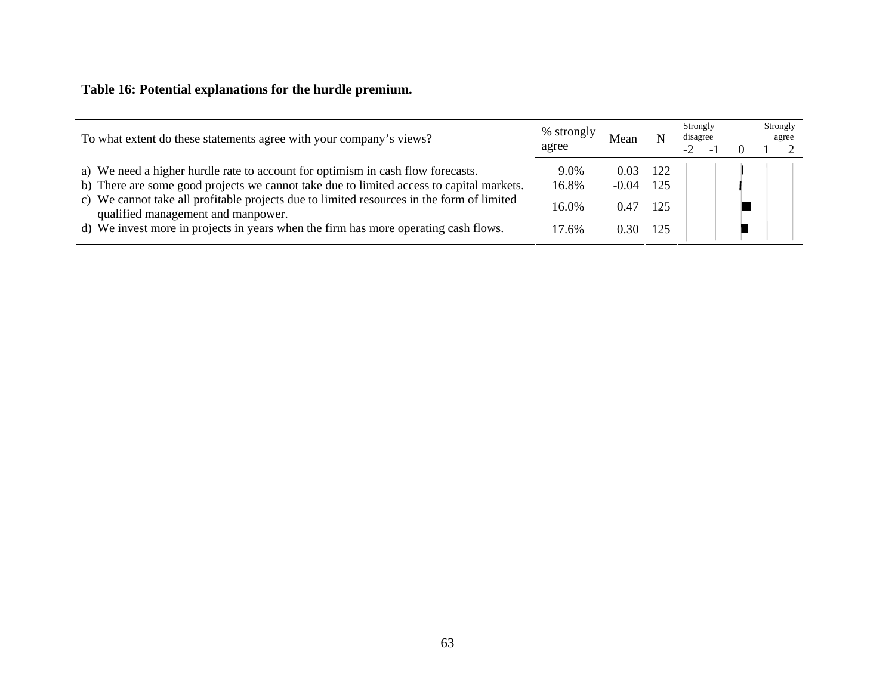**Table 16: Potential explanations for the hurdle premium.**

| To what extent do these statements agree with your company's views? | % strongly agree | Mean | N | Strongly disagree -2 -1 0 1 2 Strongly agree |
|---|---|---|---|---|
| a) We need a higher hurdle rate to account for optimism in cash flow forecasts. | 9.0% | 0.03 | 122 | |
| b) There are some good projects we cannot take due to limited access to capital markets. | 16.8% | -0.04 | 125 | |
| c) We cannot take all profitable projects due to limited resources in the form of limited qualified management and manpower. | 16.0% | 0.47 | 125 | |
| d) We invest more in projects in years when the firm has more operating cash flows. | 17.6% | 0.30 | 125 | |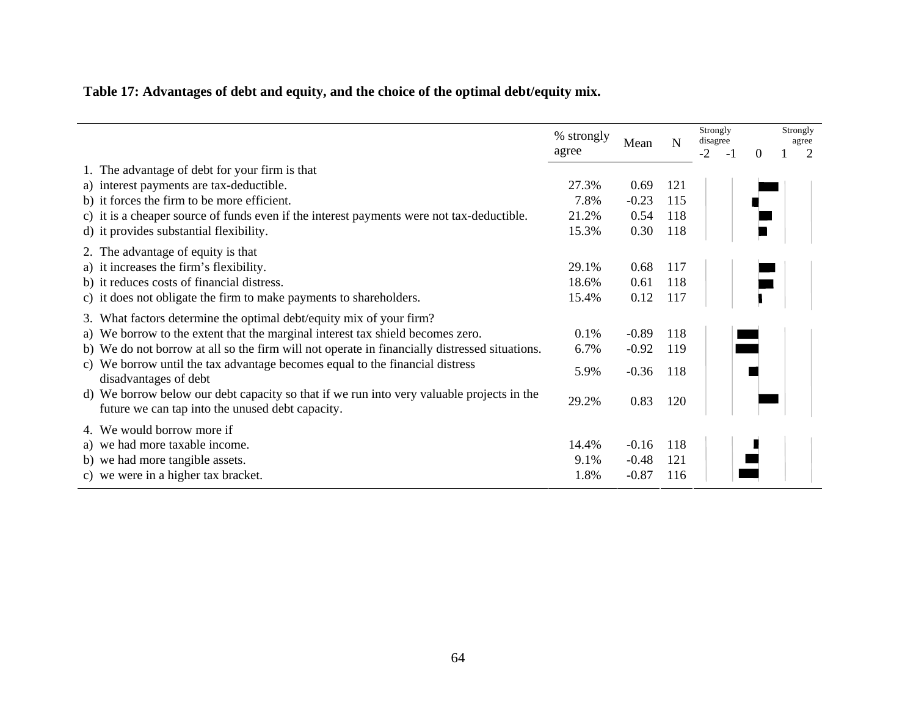**Table 17: Advantages of debt and equity, and the choice of the optimal debt/equity mix.**

| | % strongly agree | Mean | N | Strongly disagree -2 -1 0 1 2 Strongly agree |
|---|---|---|---|---|
| 1. The advantage of debt for your firm is that | | | | |
| a) interest payments are tax-deductible. | 27.3% | 0.69 | 121 | |
| b) it forces the firm to be more efficient. | 7.8% | -0.23 | 115 | |
| c) it is a cheaper source of funds even if the interest payments were not tax-deductible. | 21.2% | 0.54 | 118 | |
| d) it provides substantial flexibility. | 15.3% | 0.30 | 118 | |
| 2. The advantage of equity is that | | | | |
| a) it increases the firm's flexibility. | 29.1% | 0.68 | 117 | |
| b) it reduces costs of financial distress. | 18.6% | 0.61 | 118 | |
| c) it does not obligate the firm to make payments to shareholders. | 15.4% | 0.12 | 117 | |
| 3. What factors determine the optimal debt/equity mix of your firm? | | | | |
| a) We borrow to the extent that the marginal interest tax shield becomes zero. | 0.1% | -0.89 | 118 | |
| b) We do not borrow at all so the firm will not operate in financially distressed situations. | 6.7% | -0.92 | 119 | |
| c) We borrow until the tax advantage becomes equal to the financial distress disadvantages of debt | 5.9% | -0.36 | 118 | |
| d) We borrow below our debt capacity so that if we run into very valuable projects in the future we can tap into the unused debt capacity. | 29.2% | 0.83 | 120 | |
| 4. We would borrow more if | | | | |
| a) we had more taxable income. | 14.4% | -0.16 | 118 | |
| b) we had more tangible assets. | 9.1% | -0.48 | 121 | |
| c) we were in a higher tax bracket. | 1.8% | -0.87 | 116 | |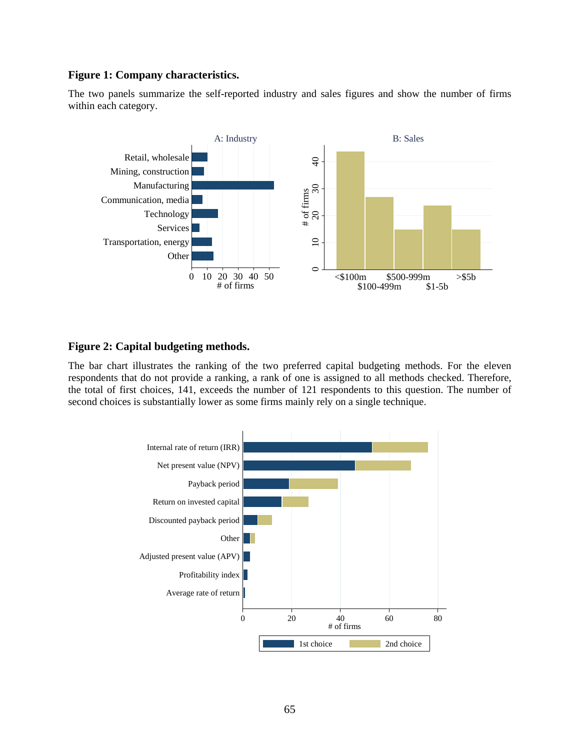**Figure 1: Company characteristics.**

The two panels summarize the self-reported industry and sales figures and show the number of firms within each category.

**Figure 2: Capital budgeting methods.**

The bar chart illustrates the ranking of the two preferred capital budgeting methods. For the eleven respondents that do not provide a ranking, a rank of one is assigned to all methods checked. Therefore, the total of first choices, 141, exceeds the number of 121 respondents to this question. The number of second choices is substantially lower as some firms mainly rely on a single technique.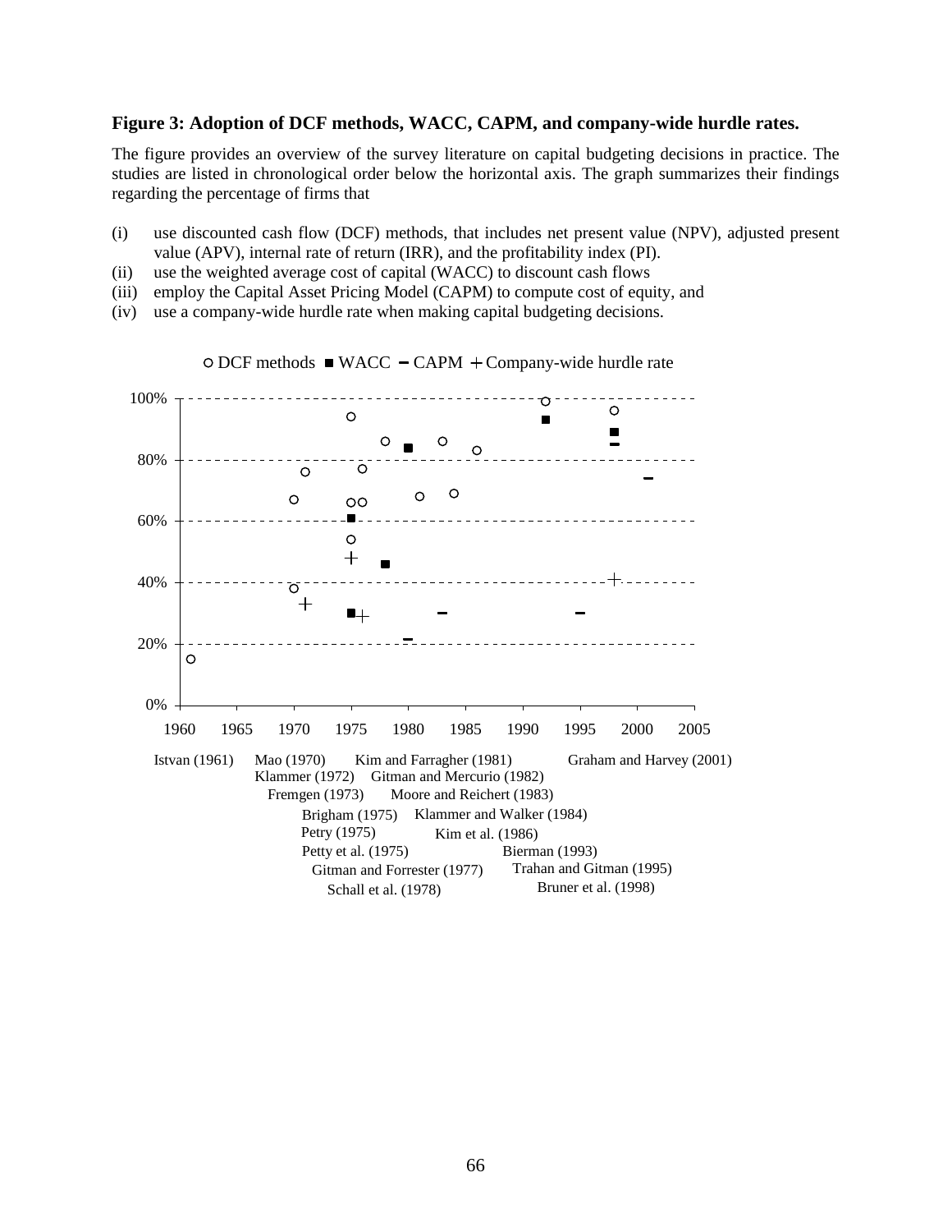**Figure 3: Adoption of DCF methods, WACC, CAPM, and company-wide hurdle rates.**

The figure provides an overview of the survey literature on capital budgeting decisions in practice. The studies are listed in chronological order below the horizontal axis. The graph summarizes their findings regarding the percentage of firms that

(i) use discounted cash flow (DCF) methods, that includes net present value (NPV), adjusted present value (APV), internal rate of return (IRR), and the profitability index (PI).
(ii) use the weighted average cost of capital (WACC) to discount cash flows
(iii) employ the Capital Asset Pricing Model (CAPM) to compute cost of equity, and
(iv) use a company-wide hurdle rate when making capital budgeting decisions.

○ DCF methods ■ WACC − CAPM + Company-wide hurdle rate

Istvan (1961)
Mao (1970)
Klammer (1972)
Fremgen (1973)
Brigham (1975)
Petry (1975)
Petty et al. (1975)
Gitman and Forrester (1977)
Schall et al. (1978)
Kim and Farragher (1981)
Gitman and Mercurio (1982)
Moore and Reichert (1983)
Klammer and Walker (1984)
Kim et al. (1986)
Bierman (1993)
Trahan and Gitman (1995)
Bruner et al. (1998)
Graham and Harvey (2001)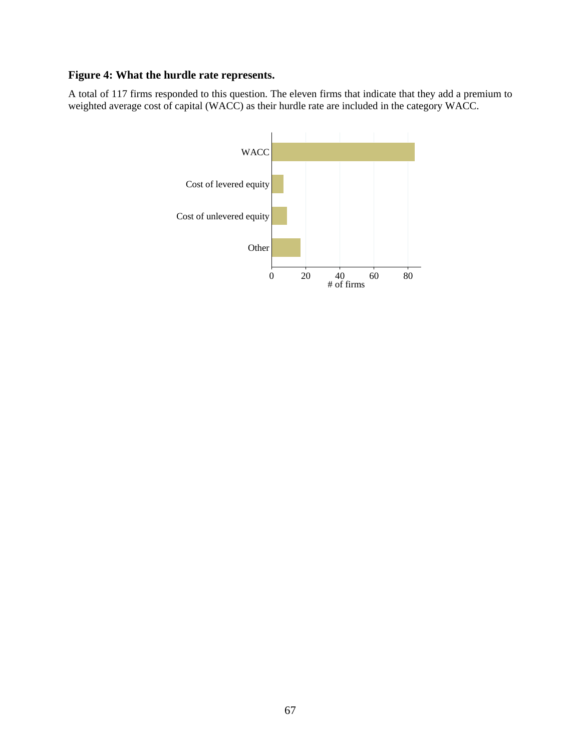**Figure 4: What the hurdle rate represents.**

A total of 117 firms responded to this question. The eleven firms that indicate that they add a premium to weighted average cost of capital (WACC) as their hurdle rate are included in the category WACC.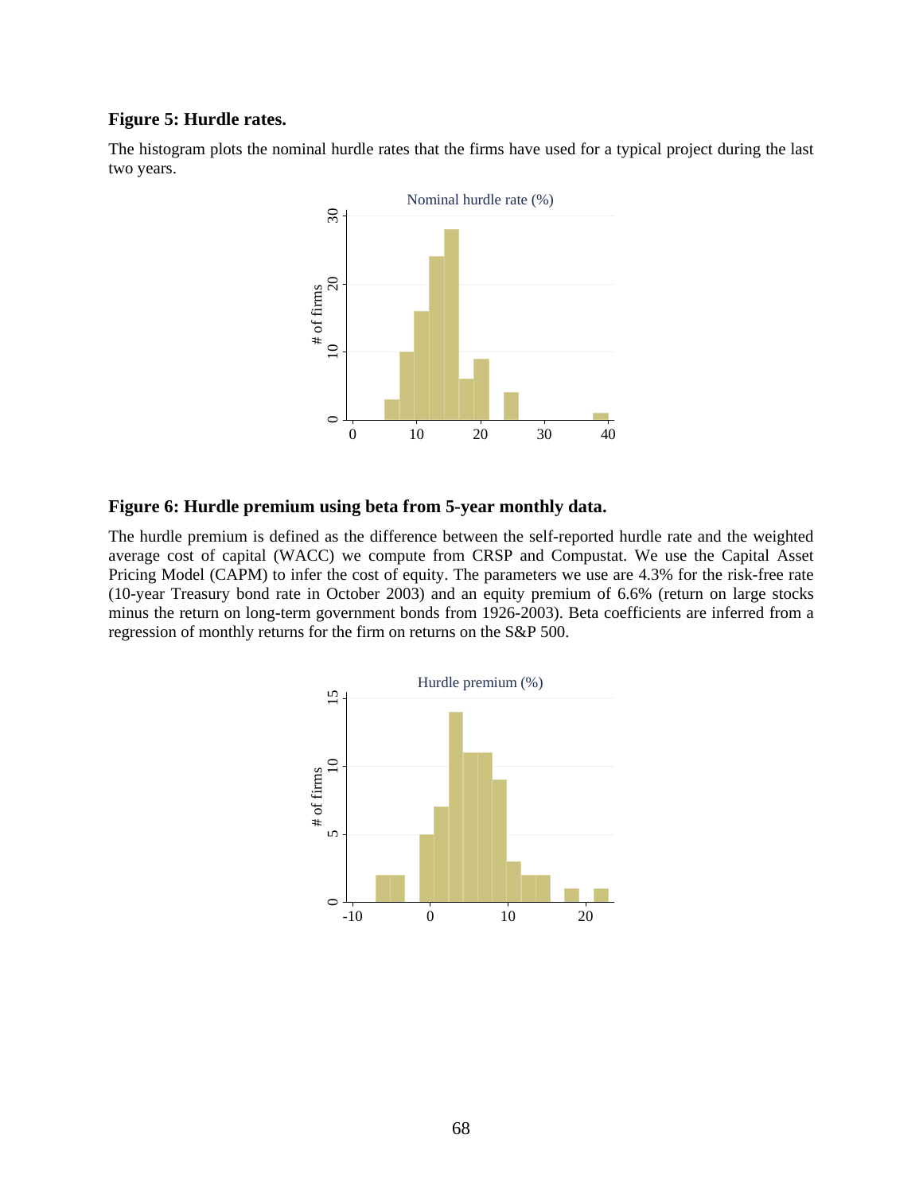**Figure 5: Hurdle rates.**

The histogram plots the nominal hurdle rates that the firms have used for a typical project during the last two years.

**Figure 6: Hurdle premium using beta from 5-year monthly data.**

The hurdle premium is defined as the difference between the self-reported hurdle rate and the weighted average cost of capital (WACC) we compute from CRSP and Compustat. We use the Capital Asset Pricing Model (CAPM) to infer the cost of equity. The parameters we use are 4.3% for the risk-free rate (10-year Treasury bond rate in October 2003) and an equity premium of 6.6% (return on large stocks minus the return on long-term government bonds from 1926-2003). Beta coefficients are inferred from a regression of monthly returns for the firm on returns on the S&P 500.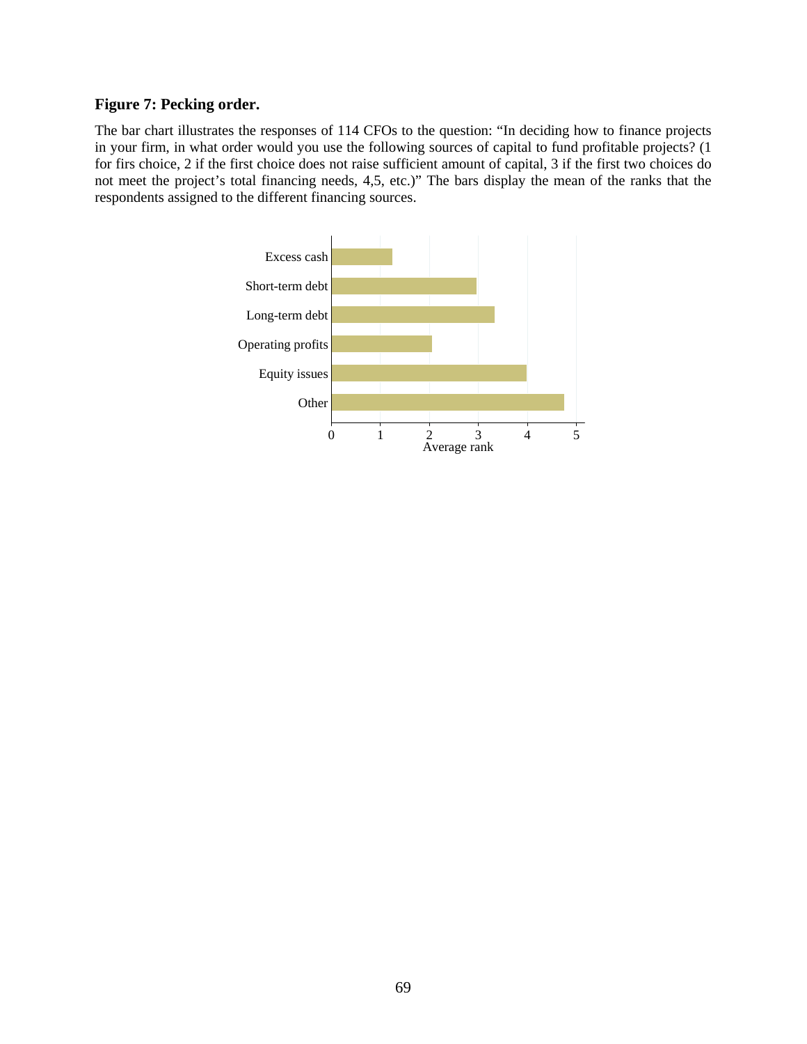**Figure 7: Pecking order.**

The bar chart illustrates the responses of 114 CFOs to the question: "In deciding how to finance projects in your firm, in what order would you use the following sources of capital to fund profitable projects? (1 for firs choice, 2 if the first choice does not raise sufficient amount of capital, 3 if the first two choices do not meet the project's total financing needs, 4,5, etc.)" The bars display the mean of the ranks that the respondents assigned to the different financing sources.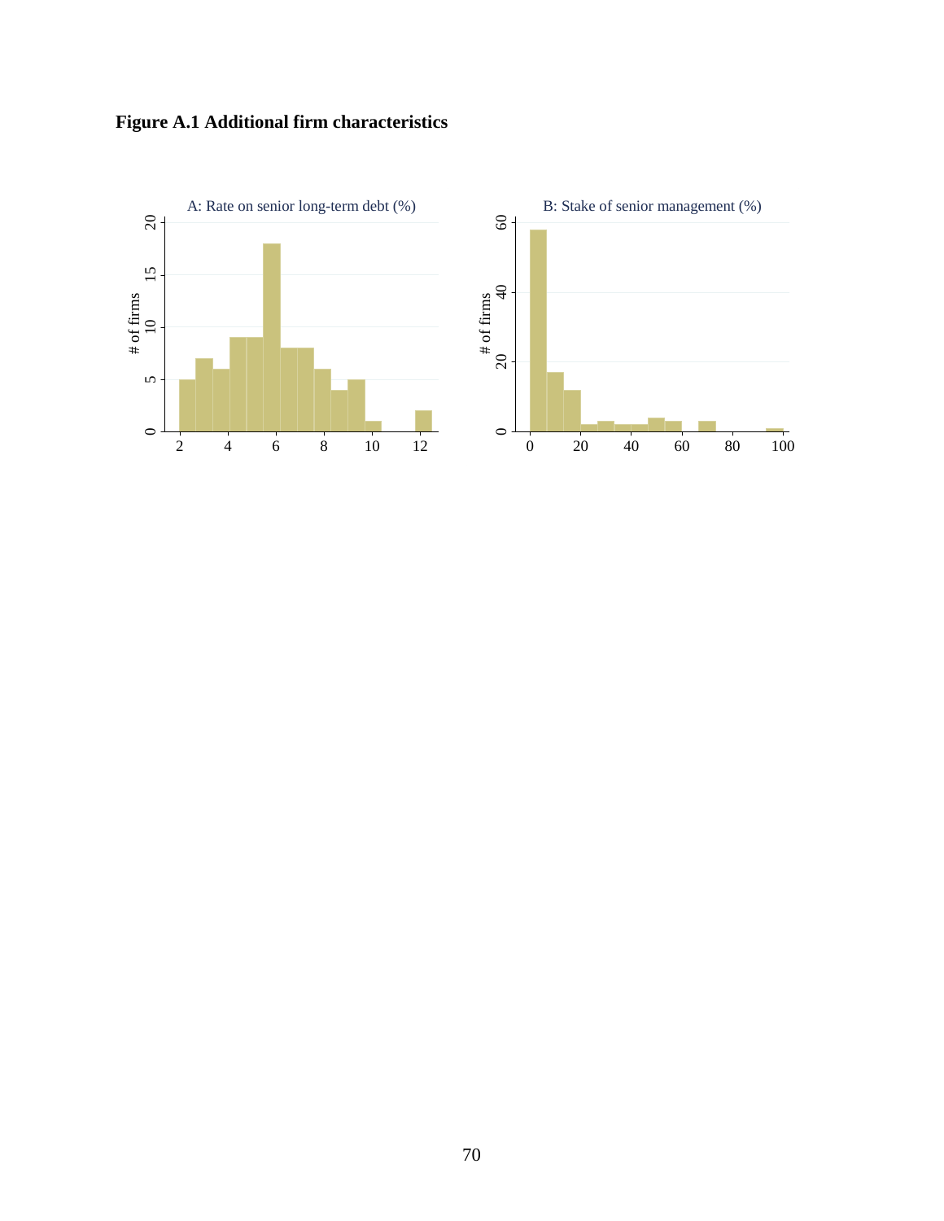**Figure A.1 Additional firm characteristics**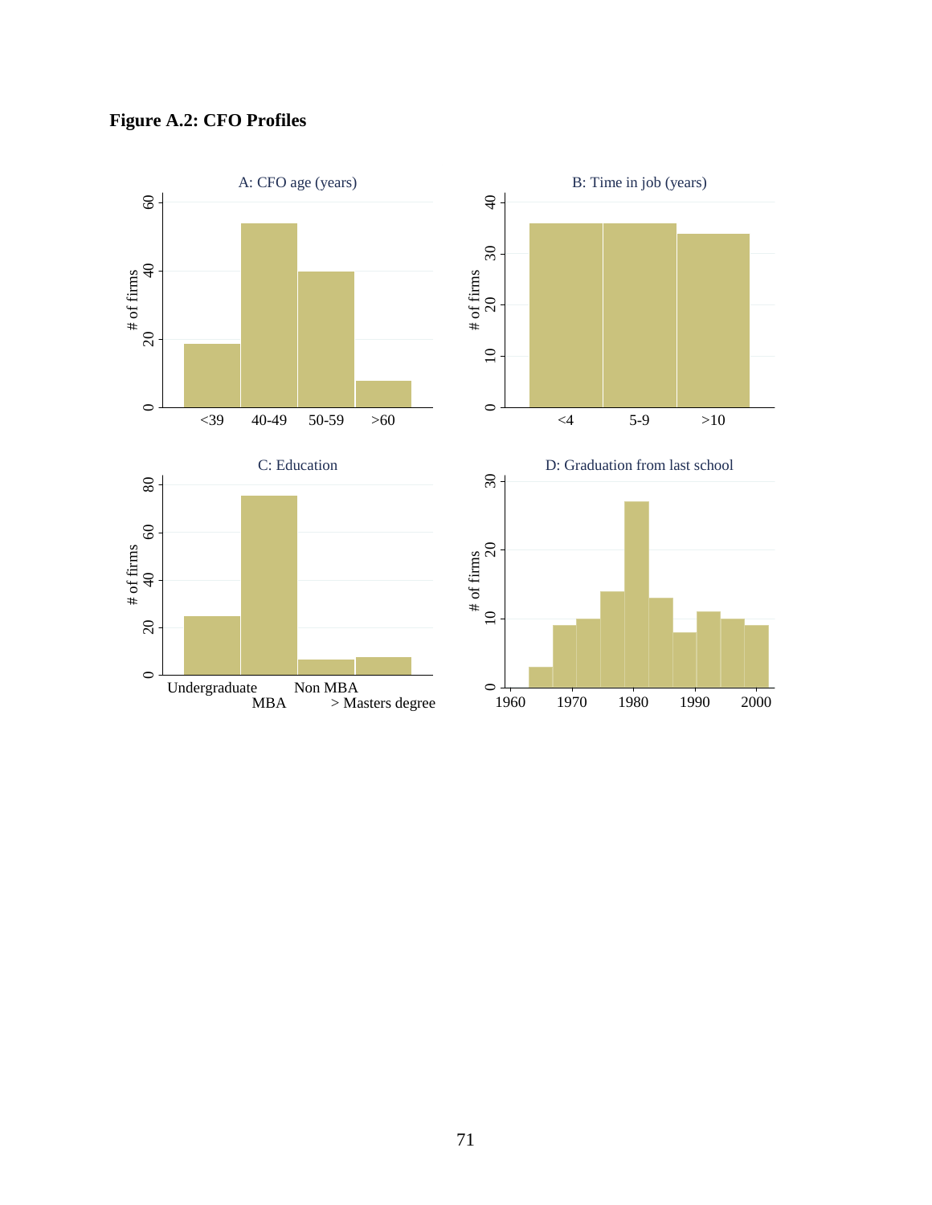**Figure A.2: CFO Profiles**

A: CFO age (years)

# of firms

0
20
40
60

<39
40-49
50-59
>60

B: Time in job (years)

# of firms

0
10
20
30
40

<4
5-9
>10

C: Education

# of firms

0
20
40
60
80

Undergraduate
MBA
Non MBA
> Masters degree

D: Graduation from last school

# of firms

0
10
20
30

1960
1970
1980
1990
2000